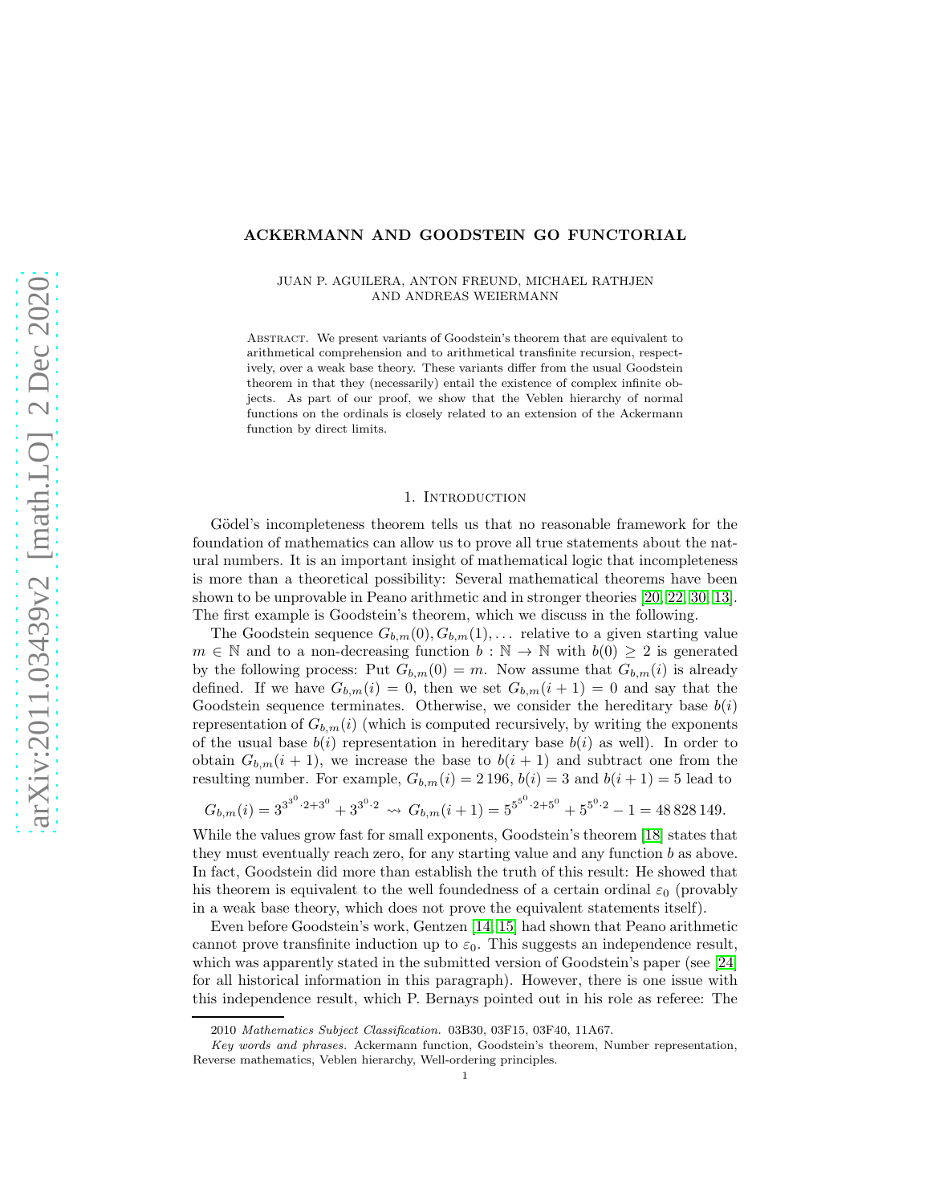# ACKERMANN AND GOODSTEIN GO FUNCTORIAL

JUAN P. AGUILERA, ANTON FREUND, MICHAEL RATHJEN AND ANDREAS WEIERMANN

Abstract. We present variants of Goodstein's theorem that are equivalent to arithmetical comprehension and to arithmetical transfinite recursion, respectively, over a weak base theory. These variants differ from the usual Goodstein theorem in that they (necessarily) entail the existence of complex infinite objects. As part of our proof, we show that the Veblen hierarchy of normal functions on the ordinals is closely related to an extension of the Ackermann function by direct limits.

## 1. Introduction

Gödel's incompleteness theorem tells us that no reasonable framework for the foundation of mathematics can allow us to prove all true statements about the natural numbers. It is an important insight of mathematical logic that incompleteness is more than a theoretical possibility: Several mathematical theorems have been shown to be unprovable in Peano arithmetic and in stronger theories [20, 22, 30, 13]. The first example is Goodstein's theorem, which we discuss in the following.

The Goodstein sequence $G_{b,m}(0), G_{b,m}(1), \ldots$ relative to a given starting value $m \in \mathbb{N}$ and to a non-decreasing function $b : \mathbb{N} \to \mathbb{N}$ with $b(0) \geq 2$ is generated by the following process: Put $G_{b,m}(0) = m$. Now assume that $G_{b,m}(i)$ is already defined. If we have $G_{b,m}(i) = 0$, then we set $G_{b,m}(i+1) = 0$ and say that the Goodstein sequence terminates. Otherwise, we consider the hereditary base $b(i)$ representation of $G_{b,m}(i)$ (which is computed recursively, by writing the exponents of the usual base $b(i)$ representation in hereditary base $b(i)$ as well). In order to obtain $G_{b,m}(i+1)$, we increase the base to $b(i+1)$ and subtract one from the resulting number. For example, $G_{b,m}(i) = 2\,196$, $b(i) = 3$ and $b(i+1) = 5$ lead to

$$G_{b,m}(i) = 3^{3^{3^0}\cdot 2+3^0} + 3^{3^0\cdot 2} \rightsquigarrow G_{b,m}(i+1) = 5^{5^{5^0}\cdot 2+5^0} + 5^{5^0\cdot 2} - 1 = 48\,828\,149.$$

While the values grow fast for small exponents, Goodstein's theorem [18] states that they must eventually reach zero, for any starting value and any function $b$ as above. In fact, Goodstein did more than establish the truth of this result: He showed that his theorem is equivalent to the well foundedness of a certain ordinal $\varepsilon_0$ (provably in a weak base theory, which does not prove the equivalent statements itself).

Even before Goodstein's work, Gentzen [14, 15] had shown that Peano arithmetic cannot prove transfinite induction up to $\varepsilon_0$. This suggests an independence result, which was apparently stated in the submitted version of Goodstein's paper (see [24] for all historical information in this paragraph). However, there is one issue with this independence result, which P. Bernays pointed out in his role as referee: The

2010 *Mathematics Subject Classification.* 03B30, 03F15, 03F40, 11A67.

*Key words and phrases.* Ackermann function, Goodstein's theorem, Number representation, Reverse mathematics, Veblen hierarchy, Well-ordering principles.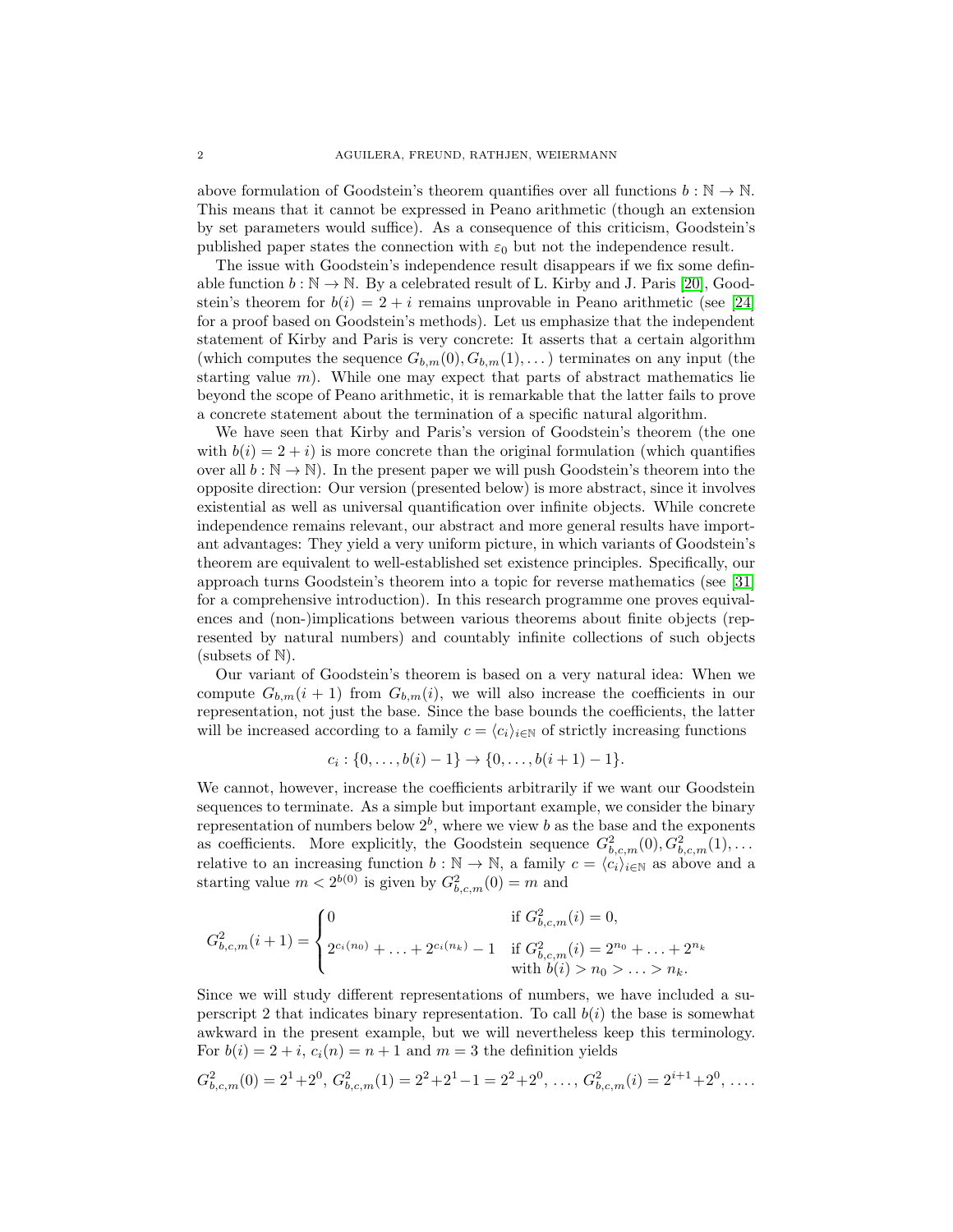above formulation of Goodstein's theorem quantifies over all functions $b : \mathbb{N} \to \mathbb{N}$. This means that it cannot be expressed in Peano arithmetic (though an extension by set parameters would suffice). As a consequence of this criticism, Goodstein's published paper states the connection with $\varepsilon_0$ but not the independence result.

The issue with Goodstein's independence result disappears if we fix some definable function $b : \mathbb{N} \to \mathbb{N}$. By a celebrated result of L. Kirby and J. Paris [20], Goodstein's theorem for $b(i) = 2 + i$ remains unprovable in Peano arithmetic (see [24] for a proof based on Goodstein's methods). Let us emphasize that the independent statement of Kirby and Paris is very concrete: It asserts that a certain algorithm (which computes the sequence $G_{b,m}(0), G_{b,m}(1), \ldots$) terminates on any input (the starting value $m$). While one may expect that parts of abstract mathematics lie beyond the scope of Peano arithmetic, it is remarkable that the latter fails to prove a concrete statement about the termination of a specific natural algorithm.

We have seen that Kirby and Paris's version of Goodstein's theorem (the one with $b(i) = 2 + i$) is more concrete than the original formulation (which quantifies over all $b : \mathbb{N} \to \mathbb{N}$). In the present paper we will push Goodstein's theorem into the opposite direction: Our version (presented below) is more abstract, since it involves existential as well as universal quantification over infinite objects. While concrete independence remains relevant, our abstract and more general results have important advantages: They yield a very uniform picture, in which variants of Goodstein's theorem are equivalent to well-established set existence principles. Specifically, our approach turns Goodstein's theorem into a topic for reverse mathematics (see [31] for a comprehensive introduction). In this research programme one proves equivalences and (non-)implications between various theorems about finite objects (represented by natural numbers) and countably infinite collections of such objects (subsets of $\mathbb{N}$).

Our variant of Goodstein's theorem is based on a very natural idea: When we compute $G_{b,m}(i+1)$ from $G_{b,m}(i)$, we will also increase the coefficients in our representation, not just the base. Since the base bounds the coefficients, the latter will be increased according to a family $c = \langle c_i \rangle_{i \in \mathbb{N}}$ of strictly increasing functions

$$c_i : \{0, \ldots, b(i) - 1\} \to \{0, \ldots, b(i+1) - 1\}.$$

We cannot, however, increase the coefficients arbitrarily if we want our Goodstein sequences to terminate. As a simple but important example, we consider the binary representation of numbers below $2^b$, where we view $b$ as the base and the exponents as coefficients. More explicitly, the Goodstein sequence $G^2_{b,c,m}(0), G^2_{b,c,m}(1), \ldots$ relative to an increasing function $b : \mathbb{N} \to \mathbb{N}$, a family $c = \langle c_i \rangle_{i \in \mathbb{N}}$ as above and a starting value $m < 2^{b(0)}$ is given by $G^2_{b,c,m}(0) = m$ and

$$G^2_{b,c,m}(i+1) = \begin{cases} 0 & \text{if } G^2_{b,c,m}(i) = 0, \\ 2^{c_i(n_0)} + \ldots + 2^{c_i(n_k)} - 1 & \text{if } G^2_{b,c,m}(i) = 2^{n_0} + \ldots + 2^{n_k} \\ & \text{with } b(i) > n_0 > \ldots > n_k. \end{cases}$$

Since we will study different representations of numbers, we have included a superscript 2 that indicates binary representation. To call $b(i)$ the base is somewhat awkward in the present example, but we will nevertheless keep this terminology. For $b(i) = 2 + i$, $c_i(n) = n + 1$ and $m = 3$ the definition yields

$$G^2_{b,c,m}(0) = 2^1 + 2^0,\ G^2_{b,c,m}(1) = 2^2 + 2^1 - 1 = 2^2 + 2^0,\ \ldots,\ G^2_{b,c,m}(i) = 2^{i+1} + 2^0,\ \ldots.$$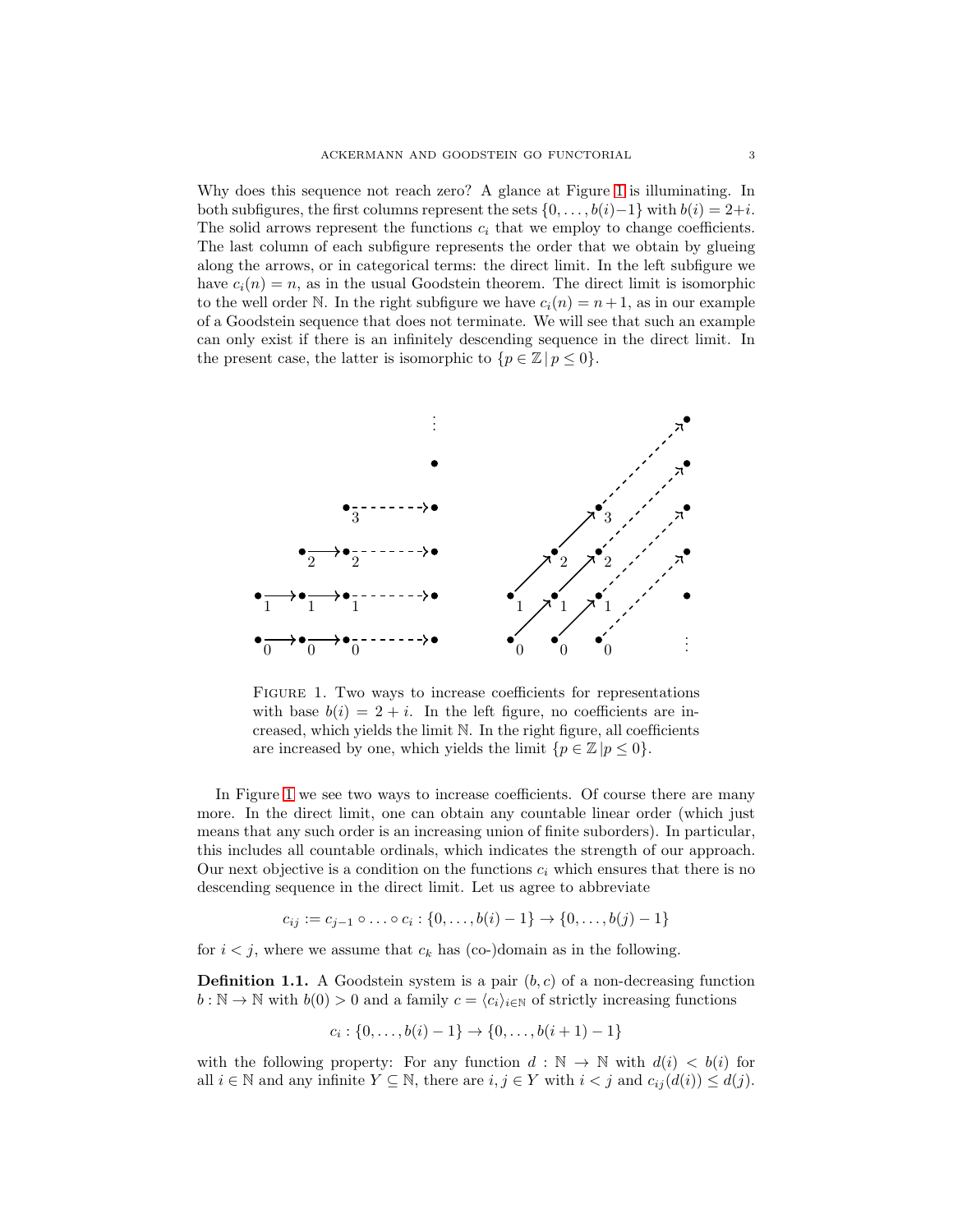Why does this sequence not reach zero? A glance at Figure 1 is illuminating. In both subfigures, the first columns represent the sets $\{0, \ldots, b(i)-1\}$ with $b(i) = 2+i$. The solid arrows represent the functions $c_i$ that we employ to change coefficients. The last column of each subfigure represents the order that we obtain by glueing along the arrows, or in categorical terms: the direct limit. In the left subfigure we have $c_i(n) = n$, as in the usual Goodstein theorem. The direct limit is isomorphic to the well order $\mathbb{N}$. In the right subfigure we have $c_i(n) = n+1$, as in our example of a Goodstein sequence that does not terminate. We will see that such an example can only exist if there is an infinitely descending sequence in the direct limit. In the present case, the latter is isomorphic to $\{p \in \mathbb{Z} \,|\, p \leq 0\}$.

FIGURE 1. Two ways to increase coefficients for representations with base $b(i) = 2 + i$. In the left figure, no coefficients are increased, which yields the limit $\mathbb{N}$. In the right figure, all coefficients are increased by one, which yields the limit $\{p \in \mathbb{Z} \,|\, p \leq 0\}$.

In Figure 1 we see two ways to increase coefficients. Of course there are many more. In the direct limit, one can obtain any countable linear order (which just means that any such order is an increasing union of finite suborders). In particular, this includes all countable ordinals, which indicates the strength of our approach. Our next objective is a condition on the functions $c_i$ which ensures that there is no descending sequence in the direct limit. Let us agree to abbreviate

$$c_{ij} := c_{j-1} \circ \ldots \circ c_i : \{0, \ldots, b(i)-1\} \to \{0, \ldots, b(j)-1\}$$

for $i < j$, where we assume that $c_k$ has (co-)domain as in the following.

**Definition 1.1.** A Goodstein system is a pair $(b, c)$ of a non-decreasing function $b : \mathbb{N} \to \mathbb{N}$ with $b(0) > 0$ and a family $c = \langle c_i \rangle_{i \in \mathbb{N}}$ of strictly increasing functions

$$c_i : \{0, \ldots, b(i)-1\} \to \{0, \ldots, b(i+1)-1\}$$

with the following property: For any function $d : \mathbb{N} \to \mathbb{N}$ with $d(i) < b(i)$ for all $i \in \mathbb{N}$ and any infinite $Y \subseteq \mathbb{N}$, there are $i, j \in Y$ with $i < j$ and $c_{ij}(d(i)) \leq d(j)$.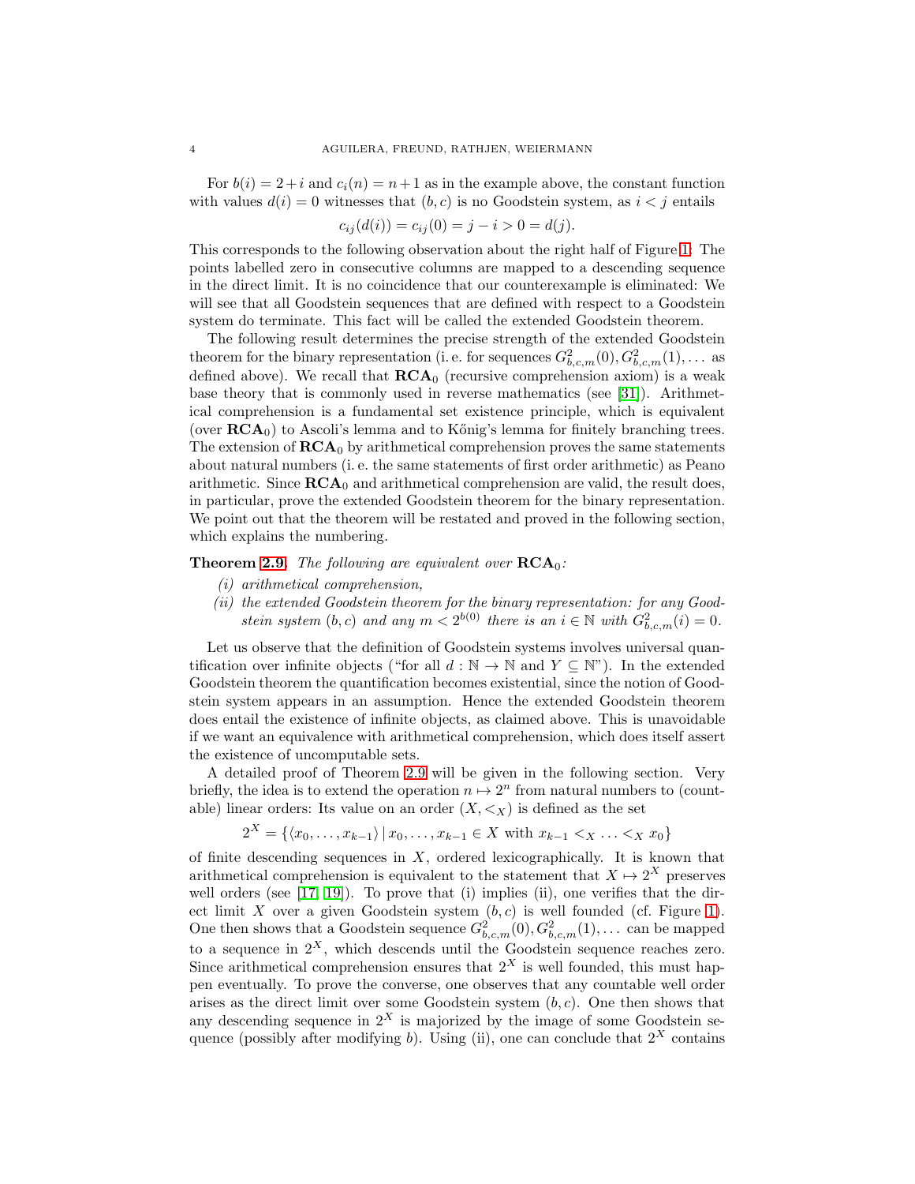For $b(i) = 2+i$ and $c_i(n) = n+1$ as in the example above, the constant function with values $d(i) = 0$ witnesses that $(b, c)$ is no Goodstein system, as $i < j$ entails

$$c_{ij}(d(i)) = c_{ij}(0) = j - i > 0 = d(j).$$

This corresponds to the following observation about the right half of Figure 1: The points labelled zero in consecutive columns are mapped to a descending sequence in the direct limit. It is no coincidence that our counterexample is eliminated: We will see that all Goodstein sequences that are defined with respect to a Goodstein system do terminate. This fact will be called the extended Goodstein theorem.

The following result determines the precise strength of the extended Goodstein theorem for the binary representation (i. e. for sequences $G^2_{b,c,m}(0), G^2_{b,c,m}(1), \ldots$ as defined above). We recall that $\mathbf{RCA}_0$ (recursive comprehension axiom) is a weak base theory that is commonly used in reverse mathematics (see [31]). Arithmetical comprehension is a fundamental set existence principle, which is equivalent (over $\mathbf{RCA}_0$) to Ascoli's lemma and to Kőnig's lemma for finitely branching trees. The extension of $\mathbf{RCA}_0$ by arithmetical comprehension proves the same statements about natural numbers (i. e. the same statements of first order arithmetic) as Peano arithmetic. Since $\mathbf{RCA}_0$ and arithmetical comprehension are valid, the result does, in particular, prove the extended Goodstein theorem for the binary representation. We point out that the theorem will be restated and proved in the following section, which explains the numbering.

**Theorem 2.9.** *The following are equivalent over $\mathbf{RCA}_0$:*

- *(i) arithmetical comprehension,*
- *(ii) the extended Goodstein theorem for the binary representation: for any Goodstein system $(b, c)$ and any $m < 2^{b(0)}$ there is an $i \in \mathbb{N}$ with $G^2_{b,c,m}(i) = 0$.*

Let us observe that the definition of Goodstein systems involves universal quantification over infinite objects ("for all $d : \mathbb{N} \to \mathbb{N}$ and $Y \subseteq \mathbb{N}$"). In the extended Goodstein theorem the quantification becomes existential, since the notion of Goodstein system appears in an assumption. Hence the extended Goodstein theorem does entail the existence of infinite objects, as claimed above. This is unavoidable if we want an equivalence with arithmetical comprehension, which does itself assert the existence of uncomputable sets.

A detailed proof of Theorem 2.9 will be given in the following section. Very briefly, the idea is to extend the operation $n \mapsto 2^n$ from natural numbers to (countable) linear orders: Its value on an order $(X, <_X)$ is defined as the set

$$2^X = \{\langle x_0, \ldots, x_{k-1}\rangle \,|\, x_0, \ldots, x_{k-1} \in X \text{ with } x_{k-1} <_X \ldots <_X x_0\}$$

of finite descending sequences in $X$, ordered lexicographically. It is known that arithmetical comprehension is equivalent to the statement that $X \mapsto 2^X$ preserves well orders (see [17, 19]). To prove that (i) implies (ii), one verifies that the direct limit $X$ over a given Goodstein system $(b, c)$ is well founded (cf. Figure 1). One then shows that a Goodstein sequence $G^2_{b,c,m}(0), G^2_{b,c,m}(1), \ldots$ can be mapped to a sequence in $2^X$, which descends until the Goodstein sequence reaches zero. Since arithmetical comprehension ensures that $2^X$ is well founded, this must happen eventually. To prove the converse, one observes that any countable well order arises as the direct limit over some Goodstein system $(b, c)$. One then shows that any descending sequence in $2^X$ is majorized by the image of some Goodstein sequence (possibly after modifying $b$). Using (ii), one can conclude that $2^X$ contains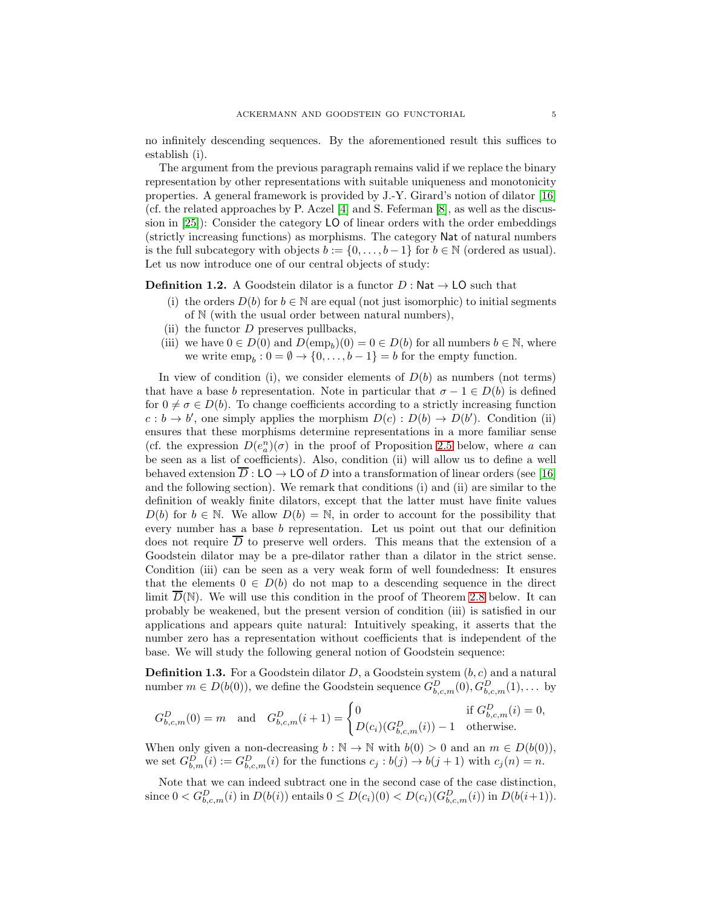no infinitely descending sequences. By the aforementioned result this suffices to establish (i).

The argument from the previous paragraph remains valid if we replace the binary representation by other representations with suitable uniqueness and monotonicity properties. A general framework is provided by J.-Y. Girard's notion of dilator [16] (cf. the related approaches by P. Aczel [4] and S. Feferman [8], as well as the discussion in [25]): Consider the category $\mathsf{LO}$ of linear orders with the order embeddings (strictly increasing functions) as morphisms. The category $\mathsf{Nat}$ of natural numbers is the full subcategory with objects $b := \{0, \ldots, b-1\}$ for $b \in \mathbb{N}$ (ordered as usual). Let us now introduce one of our central objects of study:

**Definition 1.2.** A Goodstein dilator is a functor $D : \mathsf{Nat} \to \mathsf{LO}$ such that

- (i) the orders $D(b)$ for $b \in \mathbb{N}$ are equal (not just isomorphic) to initial segments of $\mathbb{N}$ (with the usual order between natural numbers),
- (ii) the functor $D$ preserves pullbacks,
- (iii) we have $0 \in D(0)$ and $D(\mathrm{emp}_b)(0) = 0 \in D(b)$ for all numbers $b \in \mathbb{N}$, where we write $\mathrm{emp}_b : 0 = \emptyset \to \{0, \ldots, b-1\} = b$ for the empty function.

In view of condition (i), we consider elements of $D(b)$ as numbers (not terms) that have a base $b$ representation. Note in particular that $\sigma - 1 \in D(b)$ is defined for $0 \neq \sigma \in D(b)$. To change coefficients according to a strictly increasing function $c : b \to b'$, one simply applies the morphism $D(c) : D(b) \to D(b')$. Condition (ii) ensures that these morphisms determine representations in a more familiar sense (cf. the expression $D(e^n_a)(\sigma)$ in the proof of Proposition 2.5 below, where $a$ can be seen as a list of coefficients). Also, condition (ii) will allow us to define a well behaved extension $\overline{D} : \mathsf{LO} \to \mathsf{LO}$ of $D$ into a transformation of linear orders (see [16] and the following section). We remark that conditions (i) and (ii) are similar to the definition of weakly finite dilators, except that the latter must have finite values $D(b)$ for $b \in \mathbb{N}$. We allow $D(b) = \mathbb{N}$, in order to account for the possibility that every number has a base $b$ representation. Let us point out that our definition does not require $\overline{D}$ to preserve well orders. This means that the extension of a Goodstein dilator may be a pre-dilator rather than a dilator in the strict sense. Condition (iii) can be seen as a very weak form of well foundedness: It ensures that the elements $0 \in D(b)$ do not map to a descending sequence in the direct limit $\overline{D}(\mathbb{N})$. We will use this condition in the proof of Theorem 2.8 below. It can probably be weakened, but the present version of condition (iii) is satisfied in our applications and appears quite natural: Intuitively speaking, it asserts that the number zero has a representation without coefficients that is independent of the base. We will study the following general notion of Goodstein sequence:

**Definition 1.3.** For a Goodstein dilator $D$, a Goodstein system $(b, c)$ and a natural number $m \in D(b(0))$, we define the Goodstein sequence $G^D_{b,c,m}(0), G^D_{b,c,m}(1), \ldots$ by

$$G^D_{b,c,m}(0) = m \quad \text{and} \quad G^D_{b,c,m}(i+1) = \begin{cases} 0 & \text{if } G^D_{b,c,m}(i) = 0, \\ D(c_i)(G^D_{b,c,m}(i)) - 1 & \text{otherwise.} \end{cases}$$

When only given a non-decreasing $b : \mathbb{N} \to \mathbb{N}$ with $b(0) > 0$ and an $m \in D(b(0))$, we set $G^D_{b,m}(i) := G^D_{b,c,m}(i)$ for the functions $c_j : b(j) \to b(j+1)$ with $c_j(n) = n$.

Note that we can indeed subtract one in the second case of the case distinction, since $0 < G^D_{b,c,m}(i)$ in $D(b(i))$ entails $0 \leq D(c_i)(0) < D(c_i)(G^D_{b,c,m}(i))$ in $D(b(i+1))$.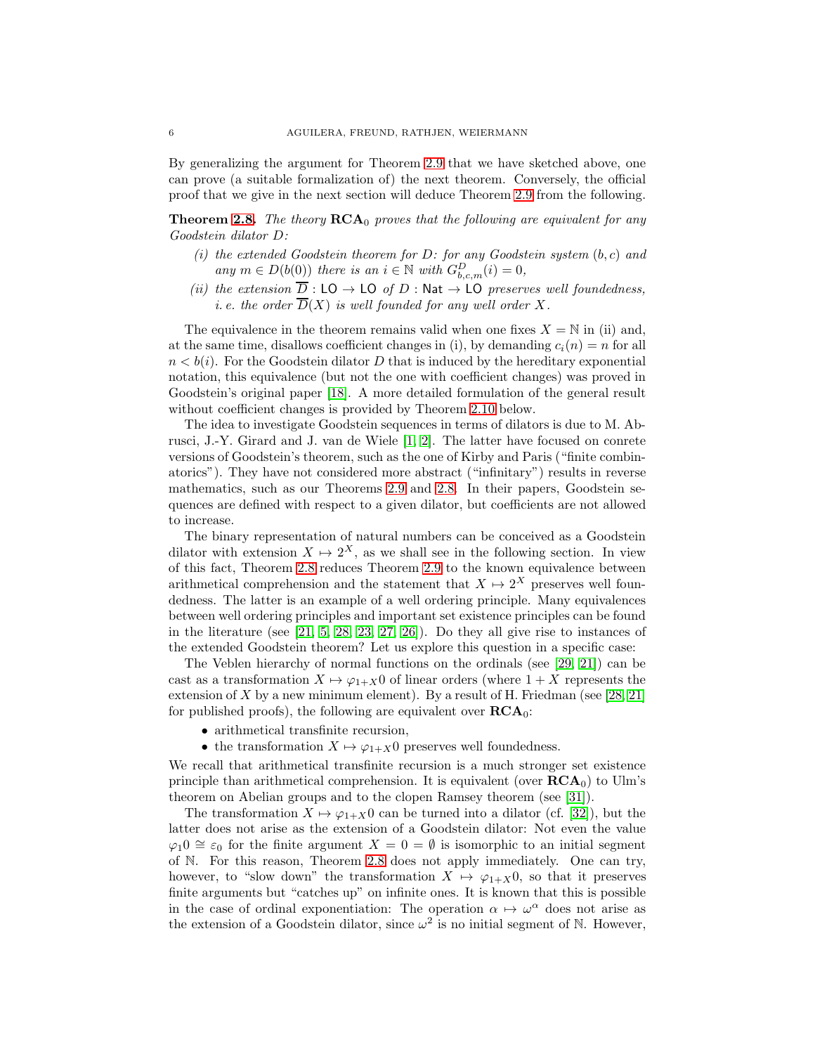By generalizing the argument for Theorem 2.9 that we have sketched above, one can prove (a suitable formalization of) the next theorem. Conversely, the official proof that we give in the next section will deduce Theorem 2.9 from the following.

**Theorem 2.8.** *The theory $\mathbf{RCA}_0$ proves that the following are equivalent for any Goodstein dilator $D$:*

*(i) the extended Goodstein theorem for $D$: for any Goodstein system $(b, c)$ and any $m \in D(b(0))$ there is an $i \in \mathbb{N}$ with $G^D_{b,c,m}(i) = 0$,*

*(ii) the extension $\overline{D} : \mathsf{LO} \to \mathsf{LO}$ of $D : \mathsf{Nat} \to \mathsf{LO}$ preserves well foundedness, i. e. the order $\overline{D}(X)$ is well founded for any well order $X$.*

The equivalence in the theorem remains valid when one fixes $X = \mathbb{N}$ in (ii) and, at the same time, disallows coefficient changes in (i), by demanding $c_i(n) = n$ for all $n < b(i)$. For the Goodstein dilator $D$ that is induced by the hereditary exponential notation, this equivalence (but not the one with coefficient changes) was proved in Goodstein's original paper [18]. A more detailed formulation of the general result without coefficient changes is provided by Theorem 2.10 below.

The idea to investigate Goodstein sequences in terms of dilators is due to M. Abrusci, J.-Y. Girard and J. van de Wiele [1, 2]. The latter have focused on conrete versions of Goodstein's theorem, such as the one of Kirby and Paris ("finite combinatorics"). They have not considered more abstract ("infinitary") results in reverse mathematics, such as our Theorems 2.9 and 2.8. In their papers, Goodstein sequences are defined with respect to a given dilator, but coefficients are not allowed to increase.

The binary representation of natural numbers can be conceived as a Goodstein dilator with extension $X \mapsto 2^X$, as we shall see in the following section. In view of this fact, Theorem 2.8 reduces Theorem 2.9 to the known equivalence between arithmetical comprehension and the statement that $X \mapsto 2^X$ preserves well foundedness. The latter is an example of a well ordering principle. Many equivalences between well ordering principles and important set existence principles can be found in the literature (see [21, 5, 28, 23, 27, 26]). Do they all give rise to instances of the extended Goodstein theorem? Let us explore this question in a specific case:

The Veblen hierarchy of normal functions on the ordinals (see [29, 21]) can be cast as a transformation $X \mapsto \varphi_{1+X}0$ of linear orders (where $1 + X$ represents the extension of $X$ by a new minimum element). By a result of H. Friedman (see [28, 21] for published proofs), the following are equivalent over $\mathbf{RCA}_0$:

- arithmetical transfinite recursion,
- the transformation $X \mapsto \varphi_{1+X}0$ preserves well foundedness.

We recall that arithmetical transfinite recursion is a much stronger set existence principle than arithmetical comprehension. It is equivalent (over $\mathbf{RCA}_0$) to Ulm's theorem on Abelian groups and to the clopen Ramsey theorem (see [31]).

The transformation $X \mapsto \varphi_{1+X}0$ can be turned into a dilator (cf. [32]), but the latter does not arise as the extension of a Goodstein dilator: Not even the value $\varphi_1 0 \cong \varepsilon_0$ for the finite argument $X = 0 = \emptyset$ is isomorphic to an initial segment of $\mathbb{N}$. For this reason, Theorem 2.8 does not apply immediately. One can try, however, to "slow down" the transformation $X \mapsto \varphi_{1+X}0$, so that it preserves finite arguments but "catches up" on infinite ones. It is known that this is possible in the case of ordinal exponentiation: The operation $\alpha \mapsto \omega^\alpha$ does not arise as the extension of a Goodstein dilator, since $\omega^2$ is no initial segment of $\mathbb{N}$. However,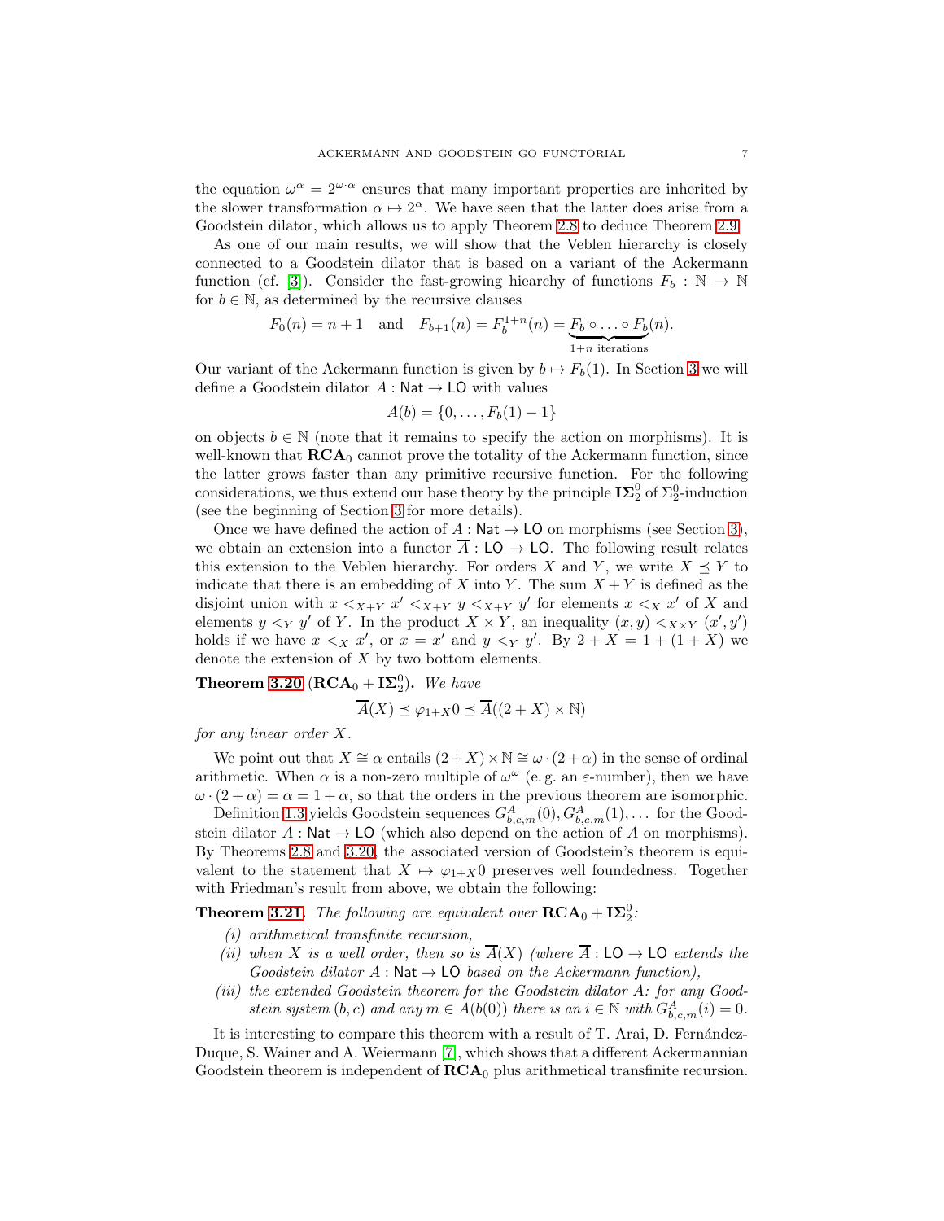the equation $\omega^\alpha = 2^{\omega\cdot\alpha}$ ensures that many important properties are inherited by the slower transformation $\alpha \mapsto 2^\alpha$. We have seen that the latter does arise from a Goodstein dilator, which allows us to apply Theorem 2.8 to deduce Theorem 2.9.

As one of our main results, we will show that the Veblen hierarchy is closely connected to a Goodstein dilator that is based on a variant of the Ackermann function (cf. [3]). Consider the fast-growing hiearchy of functions $F_b : \mathbb{N} \to \mathbb{N}$ for $b \in \mathbb{N}$, as determined by the recursive clauses

$$F_0(n) = n+1 \quad \text{and} \quad F_{b+1}(n) = F_b^{1+n}(n) = \underbrace{F_b \circ \ldots \circ F_b}_{1+n \text{ iterations}}(n).$$

Our variant of the Ackermann function is given by $b \mapsto F_b(1)$. In Section 3 we will define a Goodstein dilator $A : \mathsf{Nat} \to \mathsf{LO}$ with values

$$A(b) = \{0, \ldots, F_b(1) - 1\}$$

on objects $b \in \mathbb{N}$ (note that it remains to specify the action on morphisms). It is well-known that $\mathbf{RCA}_0$ cannot prove the totality of the Ackermann function, since the latter grows faster than any primitive recursive function. For the following considerations, we thus extend our base theory by the principle $\mathbf{I\Sigma}^0_2$ of $\Sigma^0_2$-induction (see the beginning of Section 3 for more details).

Once we have defined the action of $A : \mathsf{Nat} \to \mathsf{LO}$ on morphisms (see Section 3), we obtain an extension into a functor $\overline{A} : \mathsf{LO} \to \mathsf{LO}$. The following result relates this extension to the Veblen hierarchy. For orders $X$ and $Y$, we write $X \preceq Y$ to indicate that there is an embedding of $X$ into $Y$. The sum $X + Y$ is defined as the disjoint union with $x <_{X+Y} x' <_{X+Y} y <_{X+Y} y'$ for elements $x <_X x'$ of $X$ and elements $y <_Y y'$ of $Y$. In the product $X \times Y$, an inequality $(x,y) <_{X\times Y} (x',y')$ holds if we have $x <_X x'$, or $x = x'$ and $y <_Y y'$. By $2 + X = 1 + (1 + X)$ we denote the extension of $X$ by two bottom elements.

**Theorem 3.20** ($\mathbf{RCA}_0 + \mathbf{I\Sigma}^0_2$)**.** *We have*

$$\overline{A}(X) \preceq \varphi_{1+X}0 \preceq \overline{A}((2+X)\times\mathbb{N})$$

*for any linear order $X$.*

We point out that $X \cong \alpha$ entails $(2+X)\times\mathbb{N} \cong \omega\cdot(2+\alpha)$ in the sense of ordinal arithmetic. When $\alpha$ is a non-zero multiple of $\omega^\omega$ (e.g. an $\varepsilon$-number), then we have $\omega\cdot(2+\alpha) = \alpha = 1+\alpha$, so that the orders in the previous theorem are isomorphic.

Definition 1.3 yields Goodstein sequences $G^A_{b,c,m}(0), G^A_{b,c,m}(1), \ldots$ for the Goodstein dilator $A : \mathsf{Nat} \to \mathsf{LO}$ (which also depend on the action of $A$ on morphisms). By Theorems 2.8 and 3.20, the associated version of Goodstein's theorem is equivalent to the statement that $X \mapsto \varphi_{1+X}0$ preserves well foundedness. Together with Friedman's result from above, we obtain the following:

**Theorem 3.21.** *The following are equivalent over $\mathbf{RCA}_0 + \mathbf{I\Sigma}^0_2$:*

- *(i) arithmetical transfinite recursion,*
- *(ii) when $X$ is a well order, then so is $\overline{A}(X)$ (where $\overline{A} : \mathsf{LO} \to \mathsf{LO}$ extends the Goodstein dilator $A : \mathsf{Nat} \to \mathsf{LO}$ based on the Ackermann function),*
- *(iii) the extended Goodstein theorem for the Goodstein dilator $A$: for any Goodstein system $(b,c)$ and any $m \in A(b(0))$ there is an $i \in \mathbb{N}$ with $G^A_{b,c,m}(i) = 0$.*

It is interesting to compare this theorem with a result of T. Arai, D. Fernández-Duque, S. Wainer and A. Weiermann [7], which shows that a different Ackermannian Goodstein theorem is independent of $\mathbf{RCA}_0$ plus arithmetical transfinite recursion.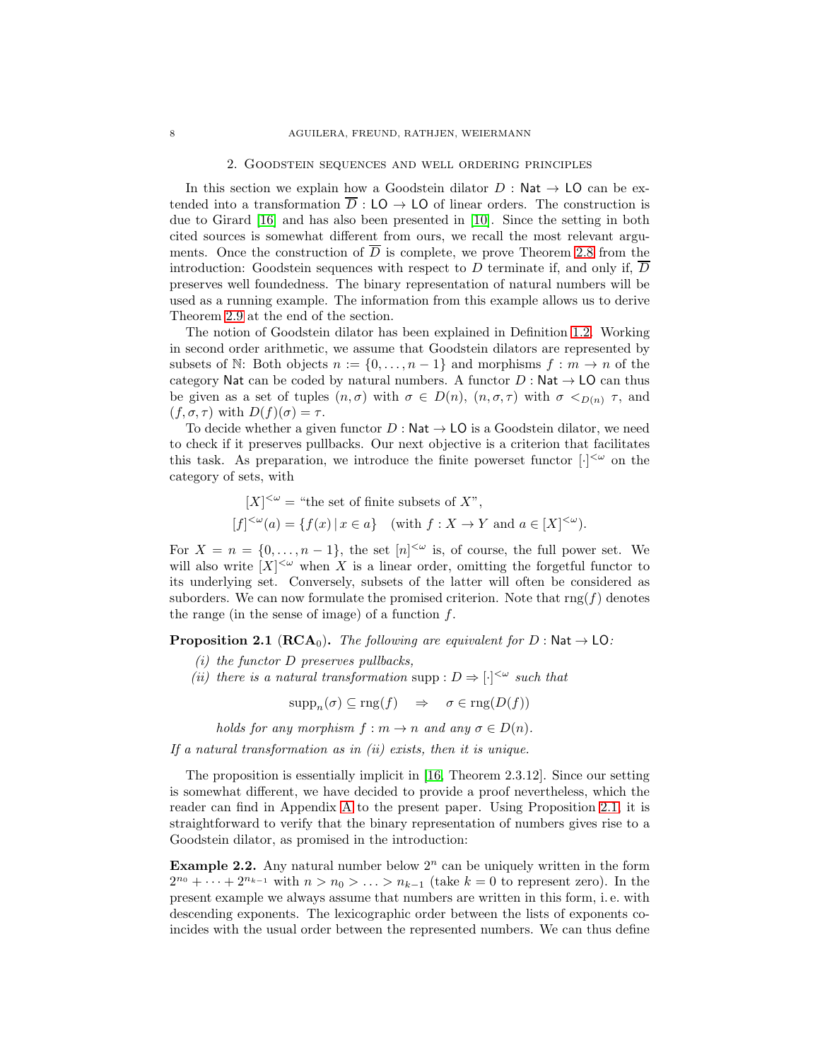## 2. Goodstein sequences and well ordering principles

In this section we explain how a Goodstein dilator $D : \mathsf{Nat} \to \mathsf{LO}$ can be extended into a transformation $\overline{D} : \mathsf{LO} \to \mathsf{LO}$ of linear orders. The construction is due to Girard [16] and has also been presented in [10]. Since the setting in both cited sources is somewhat different from ours, we recall the most relevant arguments. Once the construction of $\overline{D}$ is complete, we prove Theorem 2.8 from the introduction: Goodstein sequences with respect to $D$ terminate if, and only if, $\overline{D}$ preserves well foundedness. The binary representation of natural numbers will be used as a running example. The information from this example allows us to derive Theorem 2.9 at the end of the section.

The notion of Goodstein dilator has been explained in Definition 1.2. Working in second order arithmetic, we assume that Goodstein dilators are represented by subsets of $\mathbb{N}$: Both objects $n := \{0, \ldots, n-1\}$ and morphisms $f : m \to n$ of the category $\mathsf{Nat}$ can be coded by natural numbers. A functor $D : \mathsf{Nat} \to \mathsf{LO}$ can thus be given as a set of tuples $(n, \sigma)$ with $\sigma \in D(n)$, $(n, \sigma, \tau)$ with $\sigma <_{D(n)} \tau$, and $(f, \sigma, \tau)$ with $D(f)(\sigma) = \tau$.

To decide whether a given functor $D : \mathsf{Nat} \to \mathsf{LO}$ is a Goodstein dilator, we need to check if it preserves pullbacks. Our next objective is a criterion that facilitates this task. As preparation, we introduce the finite powerset functor $[\cdot]^{<\omega}$ on the category of sets, with

$$
\begin{aligned}
[X]^{<\omega} &= \text{“the set of finite subsets of } X\text{”},\\
[f]^{<\omega}(a) &= \{f(x) \,|\, x \in a\} \quad (\text{with } f : X \to Y \text{ and } a \in [X]^{<\omega}).
\end{aligned}
$$

For $X = n = \{0, \ldots, n-1\}$, the set $[n]^{<\omega}$ is, of course, the full power set. We will also write $[X]^{<\omega}$ when $X$ is a linear order, omitting the forgetful functor to its underlying set. Conversely, subsets of the latter will often be considered as suborders. We can now formulate the promised criterion. Note that $\operatorname{rng}(f)$ denotes the range (in the sense of image) of a function $f$.

**Proposition 2.1** ($\mathbf{RCA}_0$)**.** *The following are equivalent for $D : \mathsf{Nat} \to \mathsf{LO}$:*

*(i) the functor $D$ preserves pullbacks,*

*(ii) there is a natural transformation $\operatorname{supp} : D \Rightarrow [\cdot]^{<\omega}$ such that*

$$
\operatorname{supp}_n(\sigma) \subseteq \operatorname{rng}(f) \quad \Rightarrow \quad \sigma \in \operatorname{rng}(D(f))
$$

*holds for any morphism $f : m \to n$ and any $\sigma \in D(n)$.*

*If a natural transformation as in (ii) exists, then it is unique.*

The proposition is essentially implicit in [16, Theorem 2.3.12]. Since our setting is somewhat different, we have decided to provide a proof nevertheless, which the reader can find in Appendix A to the present paper. Using Proposition 2.1, it is straightforward to verify that the binary representation of numbers gives rise to a Goodstein dilator, as promised in the introduction:

**Example 2.2.** Any natural number below $2^n$ can be uniquely written in the form $2^{n_0} + \cdots + 2^{n_{k-1}}$ with $n > n_0 > \ldots > n_{k-1}$ (take $k = 0$ to represent zero). In the present example we always assume that numbers are written in this form, i. e. with descending exponents. The lexicographic order between the lists of exponents coincides with the usual order between the represented numbers. We can thus define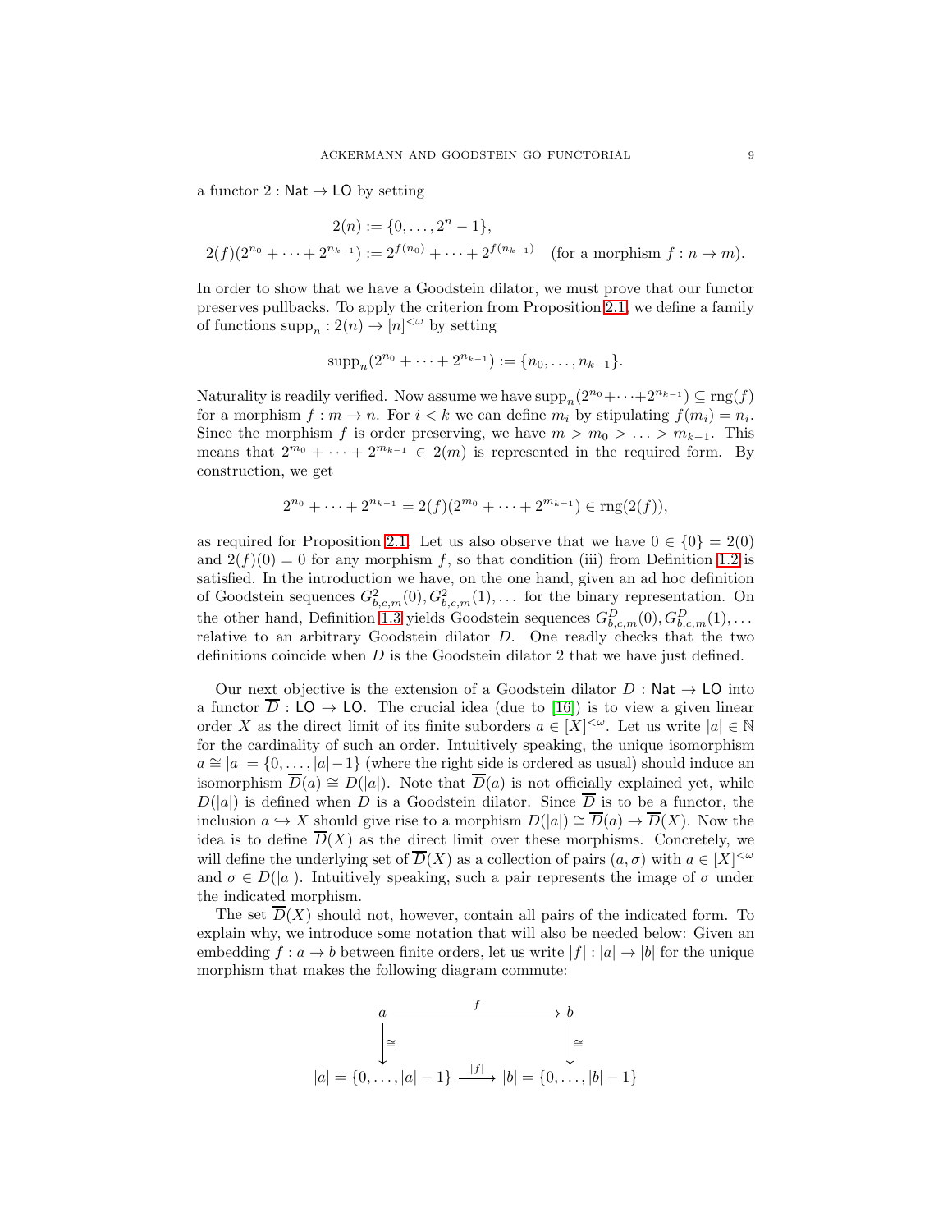a functor $2 : \mathsf{Nat} \to \mathsf{LO}$ by setting

$$\begin{aligned} 2(n) &:= \{0, \ldots, 2^n - 1\}, \\ 2(f)(2^{n_0} + \cdots + 2^{n_{k-1}}) &:= 2^{f(n_0)} + \cdots + 2^{f(n_{k-1})} \quad \text{(for a morphism } f : n \to m\text{)}. \end{aligned}$$

In order to show that we have a Goodstein dilator, we must prove that our functor preserves pullbacks. To apply the criterion from Proposition 2.1, we define a family of functions $\operatorname{supp}_n : 2(n) \to [n]^{<\omega}$ by setting

$$\operatorname{supp}_n(2^{n_0} + \cdots + 2^{n_{k-1}}) := \{n_0, \ldots, n_{k-1}\}.$$

Naturality is readily verified. Now assume we have $\operatorname{supp}_n(2^{n_0} + \cdots + 2^{n_{k-1}}) \subseteq \operatorname{rng}(f)$ for a morphism $f : m \to n$. For $i < k$ we can define $m_i$ by stipulating $f(m_i) = n_i$. Since the morphism $f$ is order preserving, we have $m > m_0 > \ldots > m_{k-1}$. This means that $2^{m_0} + \cdots + 2^{m_{k-1}} \in 2(m)$ is represented in the required form. By construction, we get

$$2^{n_0} + \cdots + 2^{n_{k-1}} = 2(f)(2^{m_0} + \cdots + 2^{m_{k-1}}) \in \operatorname{rng}(2(f)),$$

as required for Proposition 2.1. Let us also observe that we have $0 \in \{0\} = 2(0)$ and $2(f)(0) = 0$ for any morphism $f$, so that condition (iii) from Definition 1.2 is satisfied. In the introduction we have, on the one hand, given an ad hoc definition of Goodstein sequences $G^2_{b,c,m}(0), G^2_{b,c,m}(1), \ldots$ for the binary representation. On the other hand, Definition 1.3 yields Goodstein sequences $G^D_{b,c,m}(0), G^D_{b,c,m}(1), \ldots$ relative to an arbitrary Goodstein dilator $D$. One readly checks that the two definitions coincide when $D$ is the Goodstein dilator 2 that we have just defined.

Our next objective is the extension of a Goodstein dilator $D : \mathsf{Nat} \to \mathsf{LO}$ into a functor $\overline{D} : \mathsf{LO} \to \mathsf{LO}$. The crucial idea (due to [16]) is to view a given linear order $X$ as the direct limit of its finite suborders $a \in [X]^{<\omega}$. Let us write $|a| \in \mathbb{N}$ for the cardinality of such an order. Intuitively speaking, the unique isomorphism $a \cong |a| = \{0, \ldots, |a|-1\}$ (where the right side is ordered as usual) should induce an isomorphism $\overline{D}(a) \cong D(|a|)$. Note that $\overline{D}(a)$ is not officially explained yet, while $D(|a|)$ is defined when $D$ is a Goodstein dilator. Since $\overline{D}$ is to be a functor, the inclusion $a \hookrightarrow X$ should give rise to a morphism $D(|a|) \cong \overline{D}(a) \to \overline{D}(X)$. Now the idea is to define $\overline{D}(X)$ as the direct limit over these morphisms. Concretely, we will define the underlying set of $\overline{D}(X)$ as a collection of pairs $(a, \sigma)$ with $a \in [X]^{<\omega}$ and $\sigma \in D(|a|)$. Intuitively speaking, such a pair represents the image of $\sigma$ under the indicated morphism.

The set $\overline{D}(X)$ should not, however, contain all pairs of the indicated form. To explain why, we introduce some notation that will also be needed below: Given an embedding $f : a \to b$ between finite orders, let us write $|f| : |a| \to |b|$ for the unique morphism that makes the following diagram commute:

$$\begin{array}{ccc} a & \xrightarrow{\quad f \quad} & b \\ \big\downarrow{\scriptstyle\cong} & & \big\downarrow{\scriptstyle\cong} \\ |a| = \{0, \ldots, |a|-1\} & \xrightarrow{\;|f|\;} & |b| = \{0, \ldots, |b|-1\} \end{array}$$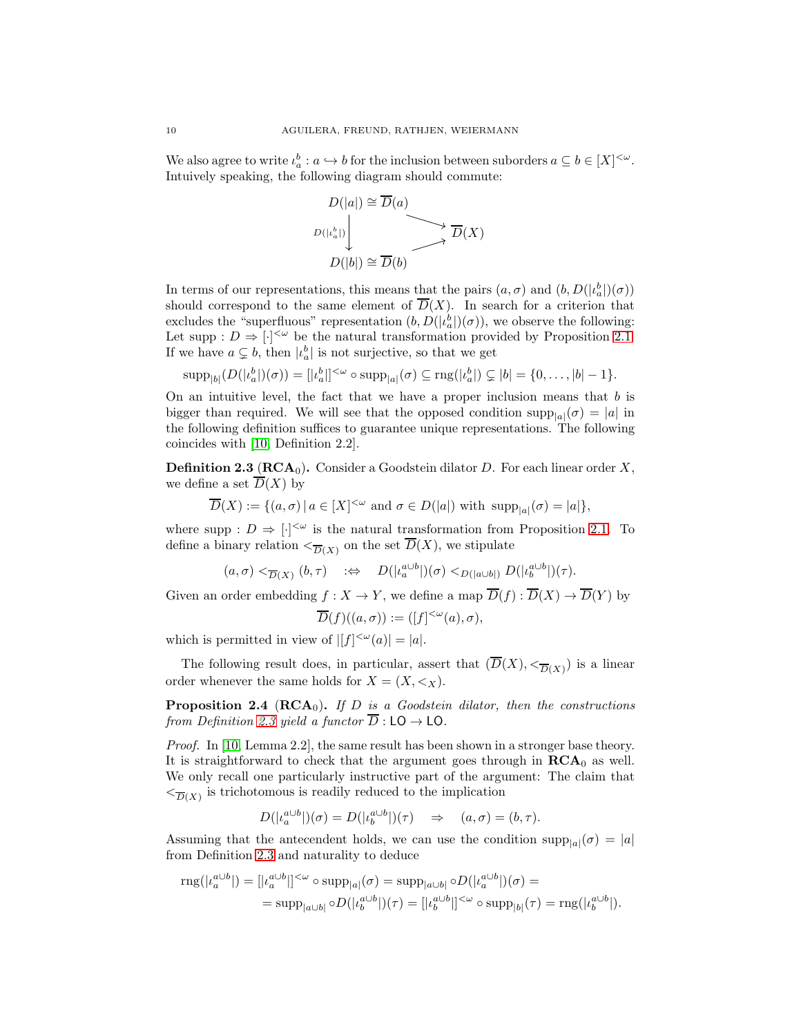We also agree to write $\iota_a^b : a \hookrightarrow b$ for the inclusion between suborders $a \subseteq b \in [X]^{<\omega}$. Intuively speaking, the following diagram should commute:

$$\begin{array}{ccc} D(|a|) \cong \overline{D}(a) & & \\ \Big\downarrow{\scriptstyle D(|\iota_a^b|)} & \searrow & \\ & & \overline{D}(X) \\ & \nearrow & \\ D(|b|) \cong \overline{D}(b) & & \end{array}$$

In terms of our representations, this means that the pairs $(a, \sigma)$ and $(b, D(|\iota_a^b|)(\sigma))$ should correspond to the same element of $\overline{D}(X)$. In search for a criterion that excludes the "superfluous" representation $(b, D(|\iota_a^b|)(\sigma))$, we observe the following: Let $\operatorname{supp} : D \Rightarrow [\cdot]^{<\omega}$ be the natural transformation provided by Proposition 2.1. If we have $a \subsetneq b$, then $|\iota_a^b|$ is not surjective, so that we get

$$\operatorname{supp}_{|b|}(D(|\iota_a^b|)(\sigma)) = [|\iota_a^b|]^{<\omega} \circ \operatorname{supp}_{|a|}(\sigma) \subseteq \operatorname{rng}(|\iota_a^b|) \subsetneq |b| = \{0, \ldots, |b| - 1\}.$$

On an intuitive level, the fact that we have a proper inclusion means that $b$ is bigger than required. We will see that the opposed condition $\operatorname{supp}_{|a|}(\sigma) = |a|$ in the following definition suffices to guarantee unique representations. The following coincides with [10, Definition 2.2].

**Definition 2.3** ($\mathbf{RCA}_0$)**.** Consider a Goodstein dilator $D$. For each linear order $X$, we define a set $\overline{D}(X)$ by

$$\overline{D}(X) := \{(a, \sigma) \,|\, a \in [X]^{<\omega} \text{ and } \sigma \in D(|a|) \text{ with } \operatorname{supp}_{|a|}(\sigma) = |a|\},$$

where $\operatorname{supp} : D \Rightarrow [\cdot]^{<\omega}$ is the natural transformation from Proposition 2.1. To define a binary relation $<_{\overline{D}(X)}$ on the set $\overline{D}(X)$, we stipulate

$$(a, \sigma) <_{\overline{D}(X)} (b, \tau) \quad :\Leftrightarrow \quad D(|\iota_a^{a \cup b}|)(\sigma) <_{D(|a \cup b|)} D(|\iota_b^{a \cup b}|)(\tau).$$

Given an order embedding $f : X \to Y$, we define a map $\overline{D}(f) : \overline{D}(X) \to \overline{D}(Y)$ by

$$\overline{D}(f)((a, \sigma)) := ([f]^{<\omega}(a), \sigma),$$

which is permitted in view of $|[f]^{<\omega}(a)| = |a|$.

The following result does, in particular, assert that $(\overline{D}(X), <_{\overline{D}(X)})$ is a linear order whenever the same holds for $X = (X, <_X)$.

**Proposition 2.4** ($\mathbf{RCA}_0$)**.** *If $D$ is a Goodstein dilator, then the constructions from Definition 2.3 yield a functor $\overline{D} : \mathsf{LO} \to \mathsf{LO}$.*

*Proof.* In [10, Lemma 2.2], the same result has been shown in a stronger base theory. It is straightforward to check that the argument goes through in $\mathbf{RCA}_0$ as well. We only recall one particularly instructive part of the argument: The claim that $<_{\overline{D}(X)}$ is trichotomous is readily reduced to the implication

$$D(|\iota_a^{a \cup b}|)(\sigma) = D(|\iota_b^{a \cup b}|)(\tau) \quad \Rightarrow \quad (a, \sigma) = (b, \tau).$$

Assuming that the antecendent holds, we can use the condition $\operatorname{supp}_{|a|}(\sigma) = |a|$ from Definition 2.3 and naturality to deduce

$$\begin{aligned} \operatorname{rng}(|\iota_a^{a \cup b}|) = [|\iota_a^{a \cup b}|]^{<\omega} \circ \operatorname{supp}_{|a|}(\sigma) = \operatorname{supp}_{|a \cup b|} \circ D(|\iota_a^{a \cup b}|)(\sigma) = \\ = \operatorname{supp}_{|a \cup b|} \circ D(|\iota_b^{a \cup b}|)(\tau) = [|\iota_b^{a \cup b}|]^{<\omega} \circ \operatorname{supp}_{|b|}(\tau) = \operatorname{rng}(|\iota_b^{a \cup b}|). \end{aligned}$$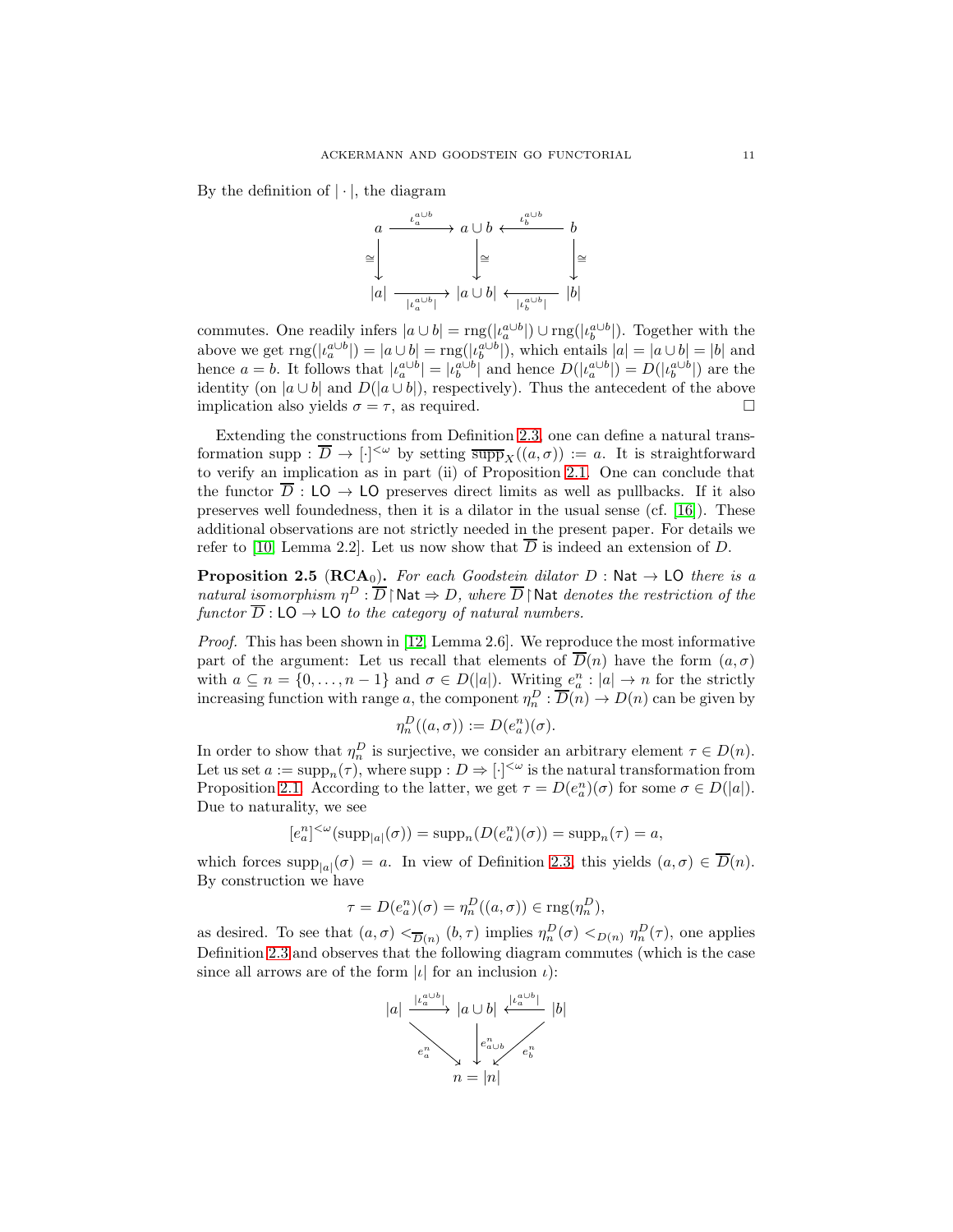By the definition of $|\cdot|$, the diagram

$$\begin{array}{ccccc}
a & \xrightarrow{\iota_a^{a\cup b}} & a\cup b & \xleftarrow{\iota_b^{a\cup b}} & b \\
\downarrow\cong & & \downarrow\cong & & \downarrow\cong \\
|a| & \xrightarrow[|\iota_a^{a\cup b}|]{} & |a\cup b| & \xleftarrow[|\iota_b^{a\cup b}|]{} & |b|
\end{array}$$

commutes. One readily infers $|a\cup b| = \operatorname{rng}(|\iota_a^{a\cup b}|)\cup\operatorname{rng}(|\iota_b^{a\cup b}|)$. Together with the above we get $\operatorname{rng}(|\iota_a^{a\cup b}|) = |a\cup b| = \operatorname{rng}(|\iota_b^{a\cup b}|)$, which entails $|a| = |a\cup b| = |b|$ and hence $a = b$. It follows that $|\iota_a^{a\cup b}| = |\iota_b^{a\cup b}|$ and hence $D(|\iota_a^{a\cup b}|) = D(|\iota_b^{a\cup b}|)$ are the identity (on $|a\cup b|$ and $D(|a\cup b|)$, respectively). Thus the antecedent of the above implication also yields $\sigma = \tau$, as required. $\square$

Extending the constructions from Definition 2.3, one can define a natural transformation $\operatorname{supp} : \overline{D} \to [\cdot]^{<\omega}$ by setting $\overline{\operatorname{supp}}_X((a,\sigma)) := a$. It is straightforward to verify an implication as in part (ii) of Proposition 2.1. One can conclude that the functor $\overline{D} : \mathsf{LO} \to \mathsf{LO}$ preserves direct limits as well as pullbacks. If it also preserves well foundedness, then it is a dilator in the usual sense (cf. [16]). These additional observations are not strictly needed in the present paper. For details we refer to [10, Lemma 2.2]. Let us now show that $\overline{D}$ is indeed an extension of $D$.

**Proposition 2.5** ($\mathbf{RCA}_0$)**.** *For each Goodstein dilator $D : \mathsf{Nat} \to \mathsf{LO}$ there is a natural isomorphism $\eta^D : \overline{D}\restriction\mathsf{Nat} \Rightarrow D$, where $\overline{D}\restriction\mathsf{Nat}$ denotes the restriction of the functor $\overline{D} : \mathsf{LO} \to \mathsf{LO}$ to the category of natural numbers.*

*Proof.* This has been shown in [12, Lemma 2.6]. We reproduce the most informative part of the argument: Let us recall that elements of $\overline{D}(n)$ have the form $(a,\sigma)$ with $a \subseteq n = \{0,\ldots,n-1\}$ and $\sigma \in D(|a|)$. Writing $e_a^n : |a| \to n$ for the strictly increasing function with range $a$, the component $\eta_n^D : \overline{D}(n) \to D(n)$ can be given by

$$\eta_n^D((a,\sigma)) := D(e_a^n)(\sigma).$$

In order to show that $\eta_n^D$ is surjective, we consider an arbitrary element $\tau \in D(n)$. Let us set $a := \operatorname{supp}_n(\tau)$, where $\operatorname{supp} : D \Rightarrow [\cdot]^{<\omega}$ is the natural transformation from Proposition 2.1. According to the latter, we get $\tau = D(e_a^n)(\sigma)$ for some $\sigma \in D(|a|)$. Due to naturality, we see

$$[e_a^n]^{<\omega}(\operatorname{supp}_{|a|}(\sigma)) = \operatorname{supp}_n(D(e_a^n)(\sigma)) = \operatorname{supp}_n(\tau) = a,$$

which forces $\operatorname{supp}_{|a|}(\sigma) = a$. In view of Definition 2.3, this yields $(a,\sigma) \in \overline{D}(n)$. By construction we have

$$\tau = D(e_a^n)(\sigma) = \eta_n^D((a,\sigma)) \in \operatorname{rng}(\eta_n^D),$$

as desired. To see that $(a,\sigma) <_{\overline{D}(n)} (b,\tau)$ implies $\eta_n^D(\sigma) <_{D(n)} \eta_n^D(\tau)$, one applies Definition 2.3 and observes that the following diagram commutes (which is the case since all arrows are of the form $|\iota|$ for an inclusion $\iota$):

$$\begin{array}{ccccc}
|a| & \xrightarrow{|\iota_a^{a\cup b}|} & |a\cup b| & \xleftarrow{|\iota_a^{a\cup b}|} & |b| \\
 & \searrow^{e_a^n} & \downarrow e_{a\cup b}^n & \swarrow_{e_b^n} & \\
 & & n = |n| & &
\end{array}$$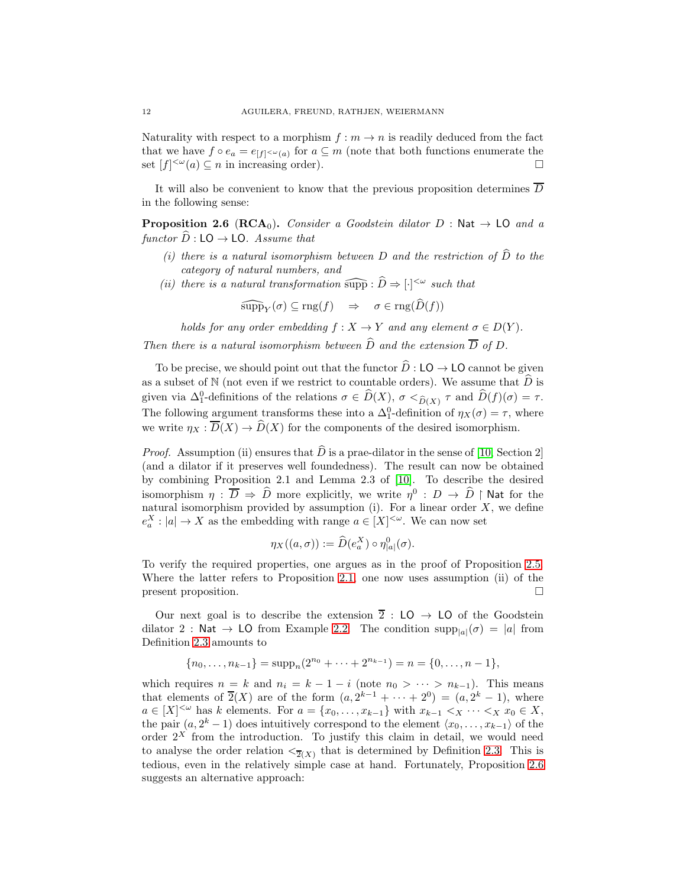Naturality with respect to a morphism $f : m \to n$ is readily deduced from the fact that we have $f \circ e_a = e_{[f]^{<\omega}(a)}$ for $a \subseteq m$ (note that both functions enumerate the set $[f]^{<\omega}(a) \subseteq n$ in increasing order). $\square$

It will also be convenient to know that the previous proposition determines $\overline{D}$ in the following sense:

**Proposition 2.6** ($\mathbf{RCA}_0$). *Consider a Goodstein dilator $D : \mathsf{Nat} \to \mathsf{LO}$ and a functor $\widehat{D} : \mathsf{LO} \to \mathsf{LO}$. Assume that*

*(i) there is a natural isomorphism between $D$ and the restriction of $\widehat{D}$ to the category of natural numbers, and*

*(ii) there is a natural transformation $\widehat{\operatorname{supp}} : \widehat{D} \Rightarrow [\cdot]^{<\omega}$ such that*

$$\widehat{\operatorname{supp}}_Y(\sigma) \subseteq \operatorname{rng}(f) \quad \Rightarrow \quad \sigma \in \operatorname{rng}(\widehat{D}(f))$$

*holds for any order embedding $f : X \to Y$ and any element $\sigma \in D(Y)$.*

*Then there is a natural isomorphism between $\widehat{D}$ and the extension $\overline{D}$ of $D$.*

To be precise, we should point out that the functor $\widehat{D} : \mathsf{LO} \to \mathsf{LO}$ cannot be given as a subset of $\mathbb{N}$ (not even if we restrict to countable orders). We assume that $\widehat{D}$ is given via $\Delta^0_1$-definitions of the relations $\sigma \in \widehat{D}(X)$, $\sigma <_{\widehat{D}(X)} \tau$ and $\widehat{D}(f)(\sigma) = \tau$. The following argument transforms these into a $\Delta^0_1$-definition of $\eta_X(\sigma) = \tau$, where we write $\eta_X : \overline{D}(X) \to \widehat{D}(X)$ for the components of the desired isomorphism.

*Proof.* Assumption (ii) ensures that $\widehat{D}$ is a prae-dilator in the sense of [10, Section 2] (and a dilator if it preserves well foundedness). The result can now be obtained by combining Proposition 2.1 and Lemma 2.3 of [10]. To describe the desired isomorphism $\eta : \overline{D} \Rightarrow \widehat{D}$ more explicitly, we write $\eta^0 : D \to \widehat{D} \restriction \mathsf{Nat}$ for the natural isomorphism provided by assumption (i). For a linear order $X$, we define $e^X_a : |a| \to X$ as the embedding with range $a \in [X]^{<\omega}$. We can now set

$$\eta_X((a, \sigma)) := \widehat{D}(e^X_a) \circ \eta^0_{|a|}(\sigma).$$

To verify the required properties, one argues as in the proof of Proposition 2.5. Where the latter refers to Proposition 2.1, one now uses assumption (ii) of the present proposition. $\square$

Our next goal is to describe the extension $\overline{2} : \mathsf{LO} \to \mathsf{LO}$ of the Goodstein dilator $2 : \mathsf{Nat} \to \mathsf{LO}$ from Example 2.2. The condition $\operatorname{supp}_{|a|}(\sigma) = |a|$ from Definition 2.3 amounts to

$$\{n_0, \ldots, n_{k-1}\} = \operatorname{supp}_n(2^{n_0} + \cdots + 2^{n_{k-1}}) = n = \{0, \ldots, n-1\},$$

which requires $n = k$ and $n_i = k - 1 - i$ (note $n_0 > \cdots > n_{k-1}$). This means that elements of $\overline{2}(X)$ are of the form $(a, 2^{k-1} + \cdots + 2^0) = (a, 2^k - 1)$, where $a \in [X]^{<\omega}$ has $k$ elements. For $a = \{x_0, \ldots, x_{k-1}\}$ with $x_{k-1} <_X \cdots <_X x_0 \in X$, the pair $(a, 2^k - 1)$ does intuitively correspond to the element $\langle x_0, \ldots, x_{k-1}\rangle$ of the order $2^X$ from the introduction. To justify this claim in detail, we would need to analyse the order relation $<_{\overline{2}(X)}$ that is determined by Definition 2.3. This is tedious, even in the relatively simple case at hand. Fortunately, Proposition 2.6 suggests an alternative approach: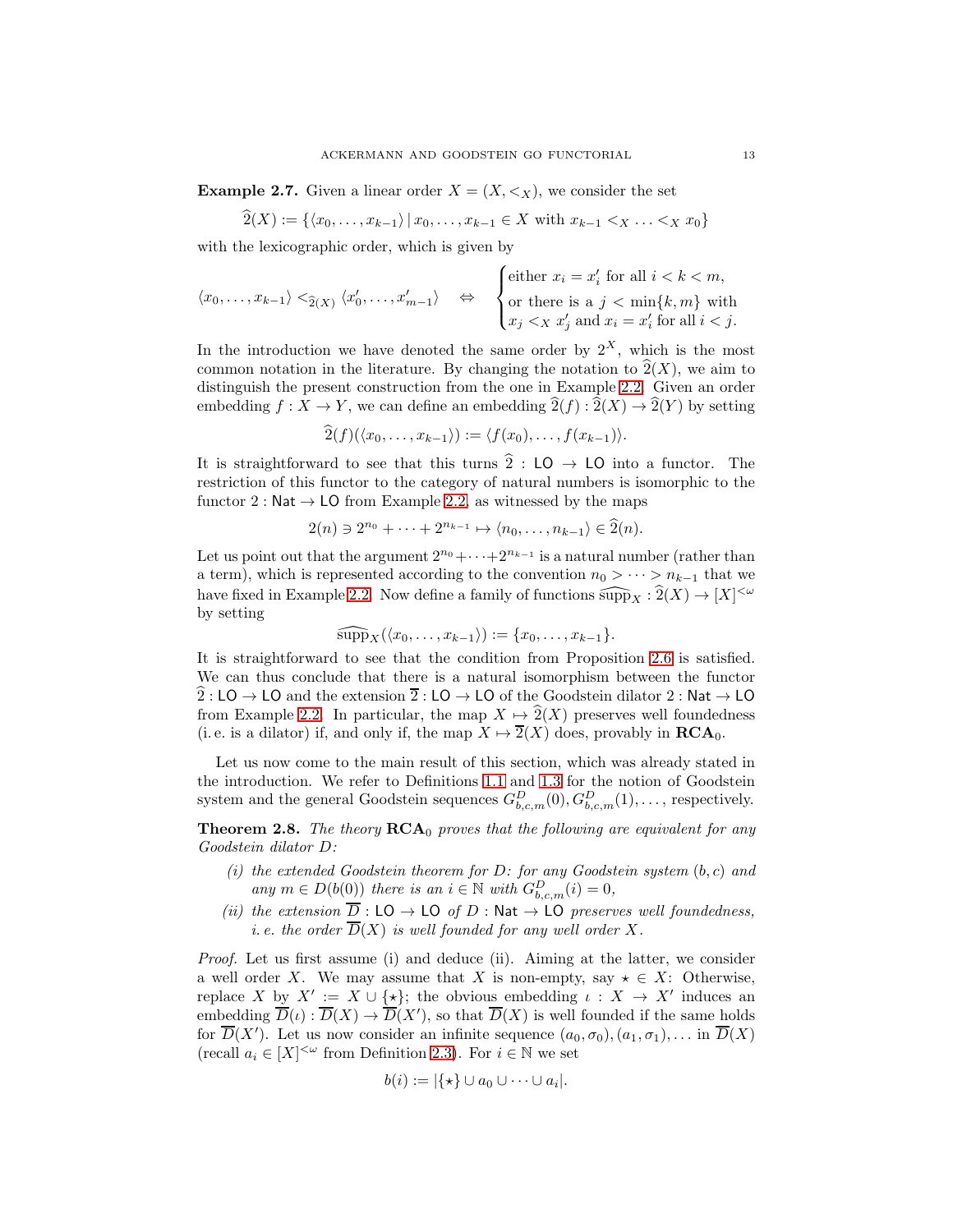**Example 2.7.** Given a linear order $X = (X, <_X)$, we consider the set

$$\widehat{2}(X) := \{\langle x_0, \ldots, x_{k-1}\rangle \,|\, x_0, \ldots, x_{k-1} \in X \text{ with } x_{k-1} <_X \ldots <_X x_0\}$$

with the lexicographic order, which is given by

$$\langle x_0, \ldots, x_{k-1}\rangle <_{\widehat{2}(X)} \langle x_0', \ldots, x_{m-1}'\rangle \quad \Leftrightarrow \quad \begin{cases} \text{either } x_i = x_i' \text{ for all } i < k < m, \\ \text{or there is a } j < \min\{k, m\} \text{ with} \\ x_j <_X x_j' \text{ and } x_i = x_i' \text{ for all } i < j. \end{cases}$$

In the introduction we have denoted the same order by $2^X$, which is the most common notation in the literature. By changing the notation to $\widehat{2}(X)$, we aim to distinguish the present construction from the one in Example 2.2. Given an order embedding $f : X \to Y$, we can define an embedding $\widehat{2}(f) : \widehat{2}(X) \to \widehat{2}(Y)$ by setting

$$\widehat{2}(f)(\langle x_0, \ldots, x_{k-1}\rangle) := \langle f(x_0), \ldots, f(x_{k-1})\rangle.$$

It is straightforward to see that this turns $\widehat{2} : \mathsf{LO} \to \mathsf{LO}$ into a functor. The restriction of this functor to the category of natural numbers is isomorphic to the functor $2 : \mathsf{Nat} \to \mathsf{LO}$ from Example 2.2, as witnessed by the maps

$$2(n) \ni 2^{n_0} + \cdots + 2^{n_{k-1}} \mapsto \langle n_0, \ldots, n_{k-1}\rangle \in \widehat{2}(n).$$

Let us point out that the argument $2^{n_0} + \cdots + 2^{n_{k-1}}$ is a natural number (rather than a term), which is represented according to the convention $n_0 > \cdots > n_{k-1}$ that we have fixed in Example 2.2. Now define a family of functions $\widehat{\operatorname{supp}}_X : \widehat{2}(X) \to [X]^{<\omega}$ by setting

$$\widehat{\operatorname{supp}}_X(\langle x_0, \ldots, x_{k-1}\rangle) := \{x_0, \ldots, x_{k-1}\}.$$

It is straightforward to see that the condition from Proposition 2.6 is satisfied. We can thus conclude that there is a natural isomorphism between the functor $\widehat{2} : \mathsf{LO} \to \mathsf{LO}$ and the extension $\overline{2} : \mathsf{LO} \to \mathsf{LO}$ of the Goodstein dilator $2 : \mathsf{Nat} \to \mathsf{LO}$ from Example 2.2. In particular, the map $X \mapsto \widehat{2}(X)$ preserves well foundedness (i. e. is a dilator) if, and only if, the map $X \mapsto \overline{2}(X)$ does, provably in $\mathbf{RCA}_0$.

Let us now come to the main result of this section, which was already stated in the introduction. We refer to Definitions 1.1 and 1.3 for the notion of Goodstein system and the general Goodstein sequences $G^D_{b,c,m}(0), G^D_{b,c,m}(1), \ldots$, respectively.

**Theorem 2.8.** *The theory $\mathbf{RCA}_0$ proves that the following are equivalent for any Goodstein dilator $D$:*

*(i) the extended Goodstein theorem for $D$: for any Goodstein system $(b, c)$ and any $m \in D(b(0))$ there is an $i \in \mathbb{N}$ with $G^D_{b,c,m}(i) = 0$,*

*(ii) the extension $\overline{D} : \mathsf{LO} \to \mathsf{LO}$ of $D : \mathsf{Nat} \to \mathsf{LO}$ preserves well foundedness, i. e. the order $\overline{D}(X)$ is well founded for any well order $X$.*

*Proof.* Let us first assume (i) and deduce (ii). Aiming at the latter, we consider a well order $X$. We may assume that $X$ is non-empty, say $\star \in X$: Otherwise, replace $X$ by $X' := X \cup \{\star\}$; the obvious embedding $\iota : X \to X'$ induces an embedding $\overline{D}(\iota) : \overline{D}(X) \to \overline{D}(X')$, so that $\overline{D}(X)$ is well founded if the same holds for $\overline{D}(X')$. Let us now consider an infinite sequence $(a_0, \sigma_0), (a_1, \sigma_1), \ldots$ in $\overline{D}(X)$ (recall $a_i \in [X]^{<\omega}$ from Definition 2.3). For $i \in \mathbb{N}$ we set

$$b(i) := |\{\star\} \cup a_0 \cup \cdots \cup a_i|.$$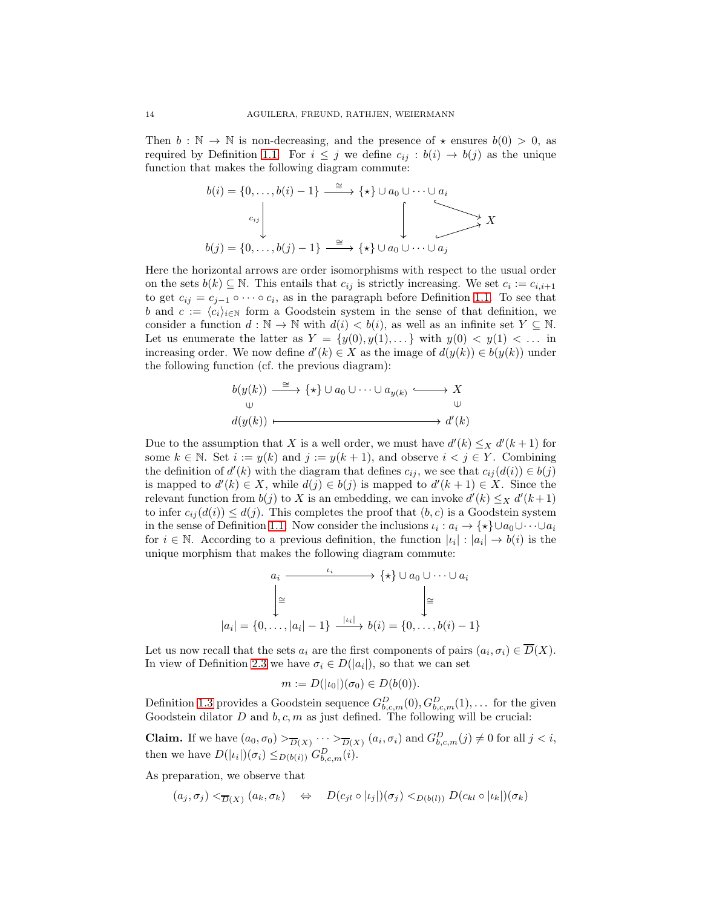Then $b : \mathbb{N} \to \mathbb{N}$ is non-decreasing, and the presence of $\star$ ensures $b(0) > 0$, as required by Definition 1.1. For $i \leq j$ we define $c_{ij} : b(i) \to b(j)$ as the unique function that makes the following diagram commute:

$$\begin{array}{ccccc} b(i) = \{0, \ldots, b(i) - 1\} & \xrightarrow{\cong} & \{\star\} \cup a_0 \cup \cdots \cup a_i & & \\ \downarrow c_{ij} & & \downarrow & \searrow & X \\ b(j) = \{0, \ldots, b(j) - 1\} & \xrightarrow{\cong} & \{\star\} \cup a_0 \cup \cdots \cup a_j & \nearrow & \end{array}$$

Here the horizontal arrows are order isomorphisms with respect to the usual order on the sets $b(k) \subseteq \mathbb{N}$. This entails that $c_{ij}$ is strictly increasing. We set $c_i := c_{i,i+1}$ to get $c_{ij} = c_{j-1} \circ \cdots \circ c_i$, as in the paragraph before Definition 1.1. To see that $b$ and $c := \langle c_i \rangle_{i \in \mathbb{N}}$ form a Goodstein system in the sense of that definition, we consider a function $d : \mathbb{N} \to \mathbb{N}$ with $d(i) < b(i)$, as well as an infinite set $Y \subseteq \mathbb{N}$. Let us enumerate the latter as $Y = \{y(0), y(1), \ldots\}$ with $y(0) < y(1) < \ldots$ in increasing order. We now define $d'(k) \in X$ as the image of $d(y(k)) \in b(y(k))$ under the following function (cf. the previous diagram):

$$\begin{array}{ccccc} b(y(k)) & \xrightarrow{\cong} & \{\star\} \cup a_0 \cup \cdots \cup a_{y(k)} & \hookrightarrow & X \\ \cup & & & & \cup \\ d(y(k)) & \longmapsto & & & d'(k) \end{array}$$

Due to the assumption that $X$ is a well order, we must have $d'(k) \leq_X d'(k+1)$ for some $k \in \mathbb{N}$. Set $i := y(k)$ and $j := y(k+1)$, and observe $i < j \in Y$. Combining the definition of $d'(k)$ with the diagram that defines $c_{ij}$, we see that $c_{ij}(d(i)) \in b(j)$ is mapped to $d'(k) \in X$, while $d(j) \in b(j)$ is mapped to $d'(k+1) \in X$. Since the relevant function from $b(j)$ to $X$ is an embedding, we can invoke $d'(k) \leq_X d'(k+1)$ to infer $c_{ij}(d(i)) \leq d(j)$. This completes the proof that $(b, c)$ is a Goodstein system in the sense of Definition 1.1. Now consider the inclusions $\iota_i : a_i \to \{\star\} \cup a_0 \cup \cdots \cup a_i$ for $i \in \mathbb{N}$. According to a previous definition, the function $|\iota_i| : |a_i| \to b(i)$ is the unique morphism that makes the following diagram commute:

$$\begin{array}{ccc} a_i & \xrightarrow{\iota_i} & \{\star\} \cup a_0 \cup \cdots \cup a_i \\ \downarrow \cong & & \downarrow \cong \\ |a_i| = \{0, \ldots, |a_i| - 1\} & \xrightarrow{|\iota_i|} & b(i) = \{0, \ldots, b(i) - 1\} \end{array}$$

Let us now recall that the sets $a_i$ are the first components of pairs $(a_i, \sigma_i) \in \overline{D}(X)$. In view of Definition 2.3 we have $\sigma_i \in D(|a_i|)$, so that we can set

$$m := D(|\iota_0|)(\sigma_0) \in D(b(0)).$$

Definition 1.3 provides a Goodstein sequence $G^D_{b,c,m}(0), G^D_{b,c,m}(1), \ldots$ for the given Goodstein dilator $D$ and $b, c, m$ as just defined. The following will be crucial:

**Claim.** If we have $(a_0, \sigma_0) >_{\overline{D}(X)} \cdots >_{\overline{D}(X)} (a_i, \sigma_i)$ and $G^D_{b,c,m}(j) \neq 0$ for all $j < i$, then we have $D(|\iota_i|)(\sigma_i) \leq_{D(b(i))} G^D_{b,c,m}(i)$.

As preparation, we observe that

$$(a_j, \sigma_j) <_{\overline{D}(X)} (a_k, \sigma_k) \quad \Leftrightarrow \quad D(c_{jl} \circ |\iota_j|)(\sigma_j) <_{D(b(l))} D(c_{kl} \circ |\iota_k|)(\sigma_k)$$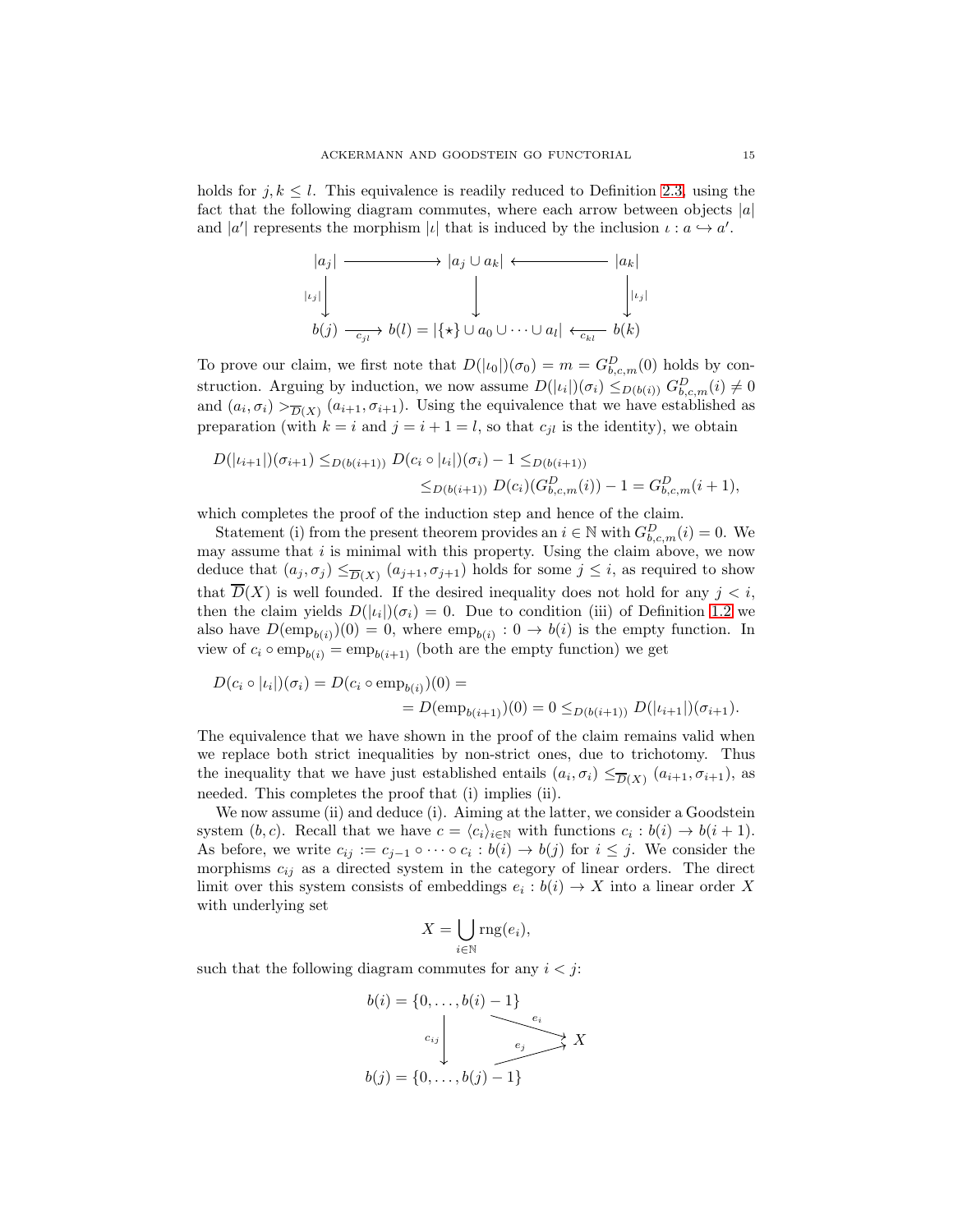holds for $j, k \leq l$. This equivalence is readily reduced to Definition 2.3, using the fact that the following diagram commutes, where each arrow between objects $|a|$ and $|a'|$ represents the morphism $|\iota|$ that is induced by the inclusion $\iota : a \hookrightarrow a'$.

$$\begin{array}{ccccc}
|a_j| & \longrightarrow & |a_j \cup a_k| & \longleftarrow & |a_k| \\
{\scriptstyle |\iota_j|}\downarrow & & \downarrow & & \downarrow{\scriptstyle |\iota_j|} \\
b(j) & \xrightarrow{c_{jl}} & b(l) = |\{\star\} \cup a_0 \cup \cdots \cup a_l| & \xleftarrow{c_{kl}} & b(k)
\end{array}$$

To prove our claim, we first note that $D(|\iota_0|)(\sigma_0) = m = G^D_{b,c,m}(0)$ holds by construction. Arguing by induction, we now assume $D(|\iota_i|)(\sigma_i) \leq_{D(b(i))} G^D_{b,c,m}(i) \neq 0$ and $(a_i, \sigma_i) >_{\overline{D}(X)} (a_{i+1}, \sigma_{i+1})$. Using the equivalence that we have established as preparation (with $k = i$ and $j = i + 1 = l$, so that $c_{jl}$ is the identity), we obtain

$$\begin{aligned}
D(|\iota_{i+1}|)(\sigma_{i+1}) \leq_{D(b(i+1))} D(c_i \circ |\iota_i|)(\sigma_i) - 1 \leq_{D(b(i+1))} \\
\leq_{D(b(i+1))} D(c_i)(G^D_{b,c,m}(i)) - 1 = G^D_{b,c,m}(i+1),
\end{aligned}$$

which completes the proof of the induction step and hence of the claim.

Statement (i) from the present theorem provides an $i \in \mathbb{N}$ with $G^D_{b,c,m}(i) = 0$. We may assume that $i$ is minimal with this property. Using the claim above, we now deduce that $(a_j, \sigma_j) \leq_{\overline{D}(X)} (a_{j+1}, \sigma_{j+1})$ holds for some $j \leq i$, as required to show that $\overline{D}(X)$ is well founded. If the desired inequality does not hold for any $j < i$, then the claim yields $D(|\iota_i|)(\sigma_i) = 0$. Due to condition (iii) of Definition 1.2 we also have $D(\mathrm{emp}_{b(i)})(0) = 0$, where $\mathrm{emp}_{b(i)} : 0 \to b(i)$ is the empty function. In view of $c_i \circ \mathrm{emp}_{b(i)} = \mathrm{emp}_{b(i+1)}$ (both are the empty function) we get

$$\begin{aligned}
D(c_i \circ |\iota_i|)(\sigma_i) = D(c_i \circ \mathrm{emp}_{b(i)})(0) = \\
= D(\mathrm{emp}_{b(i+1)})(0) = 0 \leq_{D(b(i+1))} D(|\iota_{i+1}|)(\sigma_{i+1}).
\end{aligned}$$

The equivalence that we have shown in the proof of the claim remains valid when we replace both strict inequalities by non-strict ones, due to trichotomy. Thus the inequality that we have just established entails $(a_i, \sigma_i) \leq_{\overline{D}(X)} (a_{i+1}, \sigma_{i+1})$, as needed. This completes the proof that (i) implies (ii).

We now assume (ii) and deduce (i). Aiming at the latter, we consider a Goodstein system $(b, c)$. Recall that we have $c = \langle c_i \rangle_{i \in \mathbb{N}}$ with functions $c_i : b(i) \to b(i+1)$. As before, we write $c_{ij} := c_{j-1} \circ \cdots \circ c_i : b(i) \to b(j)$ for $i \leq j$. We consider the morphisms $c_{ij}$ as a directed system in the category of linear orders. The direct limit over this system consists of embeddings $e_i : b(i) \to X$ into a linear order $X$ with underlying set

$$X = \bigcup_{i \in \mathbb{N}} \mathrm{rng}(e_i),$$

such that the following diagram commutes for any $i < j$:

$$\begin{array}{ccc}
b(i) = \{0, \ldots, b(i) - 1\} & \xrightarrow{e_i} & \\
{\scriptstyle c_{ij}}\downarrow & & X \\
b(j) = \{0, \ldots, b(j) - 1\} & \xrightarrow{e_j} &
\end{array}$$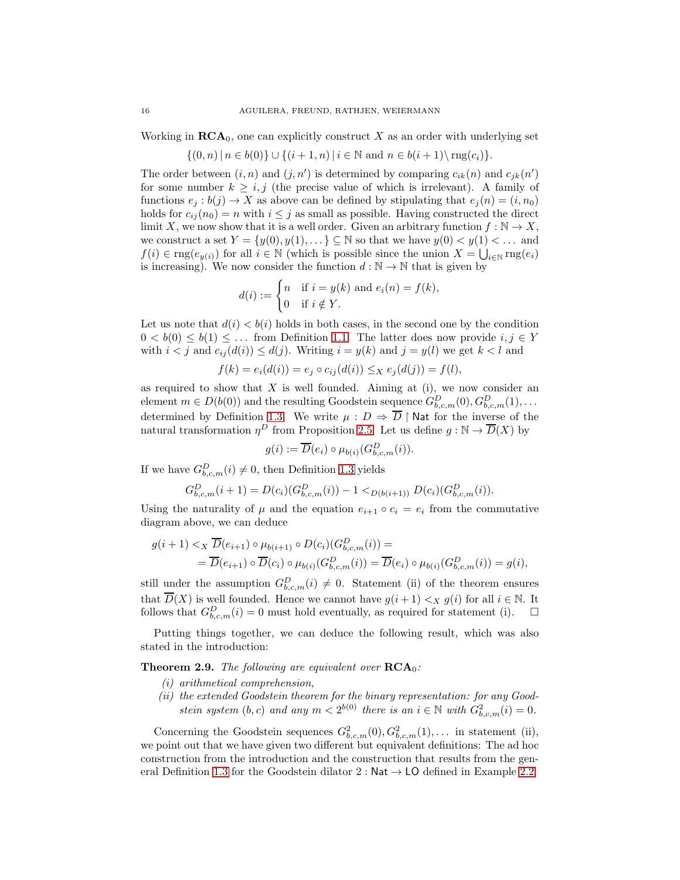Working in $\mathbf{RCA}_0$, one can explicitly construct $X$ as an order with underlying set

$$\{(0,n)\,|\,n \in b(0)\} \cup \{(i+1,n)\,|\,i \in \mathbb{N} \text{ and } n \in b(i+1)\backslash \operatorname{rng}(c_i)\}.$$

The order between $(i,n)$ and $(j,n')$ is determined by comparing $c_{ik}(n)$ and $c_{jk}(n')$ for some number $k \geq i,j$ (the precise value of which is irrelevant). A family of functions $e_j : b(j) \to X$ as above can be defined by stipulating that $e_j(n) = (i,n_0)$ holds for $c_{ij}(n_0) = n$ with $i \leq j$ as small as possible. Having constructed the direct limit $X$, we now show that it is a well order. Given an arbitrary function $f : \mathbb{N} \to X$, we construct a set $Y = \{y(0), y(1), \dots\} \subseteq \mathbb{N}$ so that we have $y(0) < y(1) < \dots$ and $f(i) \in \operatorname{rng}(e_{y(i)})$ for all $i \in \mathbb{N}$ (which is possible since the union $X = \bigcup_{i\in\mathbb{N}} \operatorname{rng}(e_i)$ is increasing). We now consider the function $d : \mathbb{N} \to \mathbb{N}$ that is given by

$$d(i) := \begin{cases} n & \text{if } i = y(k) \text{ and } e_i(n) = f(k), \\ 0 & \text{if } i \notin Y. \end{cases}$$

Let us note that $d(i) < b(i)$ holds in both cases, in the second one by the condition $0 < b(0) \leq b(1) \leq \dots$ from Definition 1.1. The latter does now provide $i, j \in Y$ with $i < j$ and $c_{ij}(d(i)) \leq d(j)$. Writing $i = y(k)$ and $j = y(l)$ we get $k < l$ and

$$f(k) = e_i(d(i)) = e_j \circ c_{ij}(d(i)) \leq_X e_j(d(j)) = f(l),$$

as required to show that $X$ is well founded. Aiming at (i), we now consider an element $m \in D(b(0))$ and the resulting Goodstein sequence $G^D_{b,c,m}(0), G^D_{b,c,m}(1), \dots$ determined by Definition 1.3. We write $\mu : D \Rightarrow \overline{D} \restriction \mathsf{Nat}$ for the inverse of the natural transformation $\eta^D$ from Proposition 2.5. Let us define $g : \mathbb{N} \to \overline{D}(X)$ by

$$g(i) := \overline{D}(e_i) \circ \mu_{b(i)}(G^D_{b,c,m}(i)).$$

If we have $G^D_{b,c,m}(i) \neq 0$, then Definition 1.3 yields

$$G^D_{b,c,m}(i+1) = D(c_i)(G^D_{b,c,m}(i)) - 1 <_{D(b(i+1))} D(c_i)(G^D_{b,c,m}(i)).$$

Using the naturality of $\mu$ and the equation $e_{i+1} \circ c_i = e_i$ from the commutative diagram above, we can deduce

$$\begin{aligned} g(i+1) &<_X \overline{D}(e_{i+1}) \circ \mu_{b(i+1)} \circ D(c_i)(G^D_{b,c,m}(i)) = \\ &= \overline{D}(e_{i+1}) \circ \overline{D}(c_i) \circ \mu_{b(i)}(G^D_{b,c,m}(i)) = \overline{D}(e_i) \circ \mu_{b(i)}(G^D_{b,c,m}(i)) = g(i), \end{aligned}$$

still under the assumption $G^D_{b,c,m}(i) \neq 0$. Statement (ii) of the theorem ensures that $\overline{D}(X)$ is well founded. Hence we cannot have $g(i+1) <_X g(i)$ for all $i \in \mathbb{N}$. It follows that $G^D_{b,c,m}(i) = 0$ must hold eventually, as required for statement (i). $\square$

Putting things together, we can deduce the following result, which was also stated in the introduction:

**Theorem 2.9.** *The following are equivalent over* $\mathbf{RCA}_0$*:*

*(i) arithmetical comprehension,*

*(ii) the extended Goodstein theorem for the binary representation: for any Goodstein system $(b,c)$ and any $m < 2^{b(0)}$ there is an $i \in \mathbb{N}$ with $G^2_{b,c,m}(i) = 0$.*

Concerning the Goodstein sequences $G^2_{b,c,m}(0), G^2_{b,c,m}(1), \dots$ in statement (ii), we point out that we have given two different but equivalent definitions: The ad hoc construction from the introduction and the construction that results from the general Definition 1.3 for the Goodstein dilator $2 : \mathsf{Nat} \to \mathsf{LO}$ defined in Example 2.2.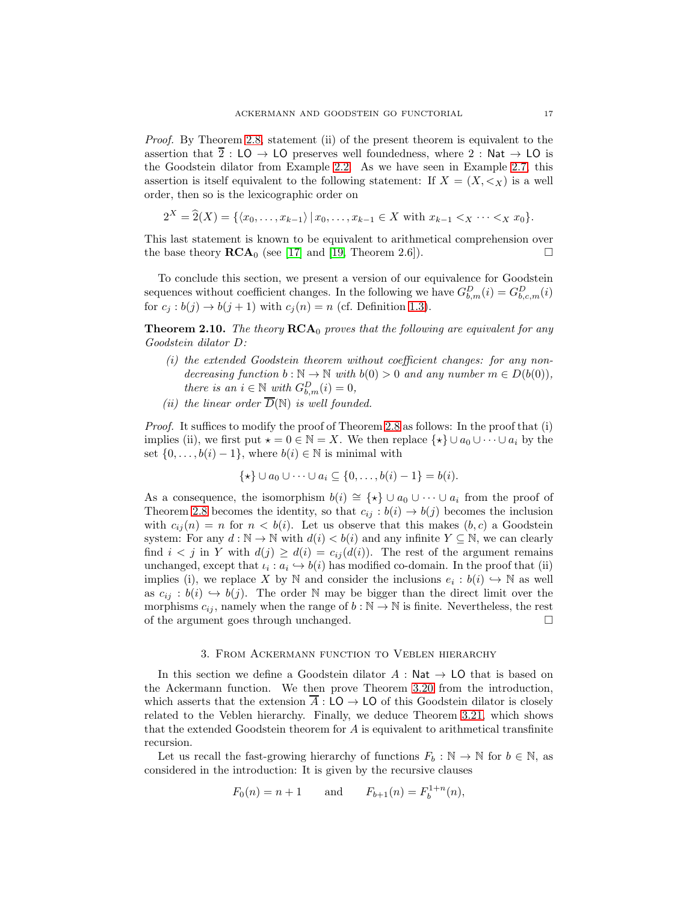*Proof.* By Theorem 2.8, statement (ii) of the present theorem is equivalent to the assertion that $\overline{2} : \mathsf{LO} \to \mathsf{LO}$ preserves well foundedness, where $2 : \mathsf{Nat} \to \mathsf{LO}$ is the Goodstein dilator from Example 2.2. As we have seen in Example 2.7, this assertion is itself equivalent to the following statement: If $X = (X, <_X)$ is a well order, then so is the lexicographic order on

$$2^X = \widehat{2}(X) = \{\langle x_0, \ldots, x_{k-1}\rangle \,|\, x_0, \ldots, x_{k-1} \in X \text{ with } x_{k-1} <_X \cdots <_X x_0\}.$$

This last statement is known to be equivalent to arithmetical comprehension over the base theory $\mathbf{RCA}_0$ (see [17] and [19, Theorem 2.6]). □

To conclude this section, we present a version of our equivalence for Goodstein sequences without coefficient changes. In the following we have $G^D_{b,m}(i) = G^D_{b,c,m}(i)$ for $c_j : b(j) \to b(j+1)$ with $c_j(n) = n$ (cf. Definition 1.3).

**Theorem 2.10.** *The theory* $\mathbf{RCA}_0$ *proves that the following are equivalent for any Goodstein dilator* $D$*:*

*(i) the extended Goodstein theorem without coefficient changes: for any non-decreasing function* $b : \mathbb{N} \to \mathbb{N}$ *with* $b(0) > 0$ *and any number* $m \in D(b(0))$*, there is an* $i \in \mathbb{N}$ *with* $G^D_{b,m}(i) = 0$*,*

*(ii) the linear order* $\overline{D}(\mathbb{N})$ *is well founded.*

*Proof.* It suffices to modify the proof of Theorem 2.8 as follows: In the proof that (i) implies (ii), we first put $\star = 0 \in \mathbb{N} = X$. We then replace $\{\star\} \cup a_0 \cup \cdots \cup a_i$ by the set $\{0, \ldots, b(i) - 1\}$, where $b(i) \in \mathbb{N}$ is minimal with

$$\{\star\} \cup a_0 \cup \cdots \cup a_i \subseteq \{0, \ldots, b(i) - 1\} = b(i).$$

As a consequence, the isomorphism $b(i) \cong \{\star\} \cup a_0 \cup \cdots \cup a_i$ from the proof of Theorem 2.8 becomes the identity, so that $c_{ij} : b(i) \to b(j)$ becomes the inclusion with $c_{ij}(n) = n$ for $n < b(i)$. Let us observe that this makes $(b, c)$ a Goodstein system: For any $d : \mathbb{N} \to \mathbb{N}$ with $d(i) < b(i)$ and any infinite $Y \subseteq \mathbb{N}$, we can clearly find $i < j$ in $Y$ with $d(j) \geq d(i) = c_{ij}(d(i))$. The rest of the argument remains unchanged, except that $\iota_i : a_i \hookrightarrow b(i)$ has modified co-domain. In the proof that (ii) implies (i), we replace $X$ by $\mathbb{N}$ and consider the inclusions $e_i : b(i) \hookrightarrow \mathbb{N}$ as well as $c_{ij} : b(i) \hookrightarrow b(j)$. The order $\mathbb{N}$ may be bigger than the direct limit over the morphisms $c_{ij}$, namely when the range of $b : \mathbb{N} \to \mathbb{N}$ is finite. Nevertheless, the rest of the argument goes through unchanged. □

## 3. From Ackermann function to Veblen hierarchy

In this section we define a Goodstein dilator $A : \mathsf{Nat} \to \mathsf{LO}$ that is based on the Ackermann function. We then prove Theorem 3.20 from the introduction, which asserts that the extension $\overline{A} : \mathsf{LO} \to \mathsf{LO}$ of this Goodstein dilator is closely related to the Veblen hierarchy. Finally, we deduce Theorem 3.21, which shows that the extended Goodstein theorem for $A$ is equivalent to arithmetical transfinite recursion.

Let us recall the fast-growing hierarchy of functions $F_b : \mathbb{N} \to \mathbb{N}$ for $b \in \mathbb{N}$, as considered in the introduction: It is given by the recursive clauses

$$F_0(n) = n + 1 \qquad \text{and} \qquad F_{b+1}(n) = F_b^{1+n}(n),$$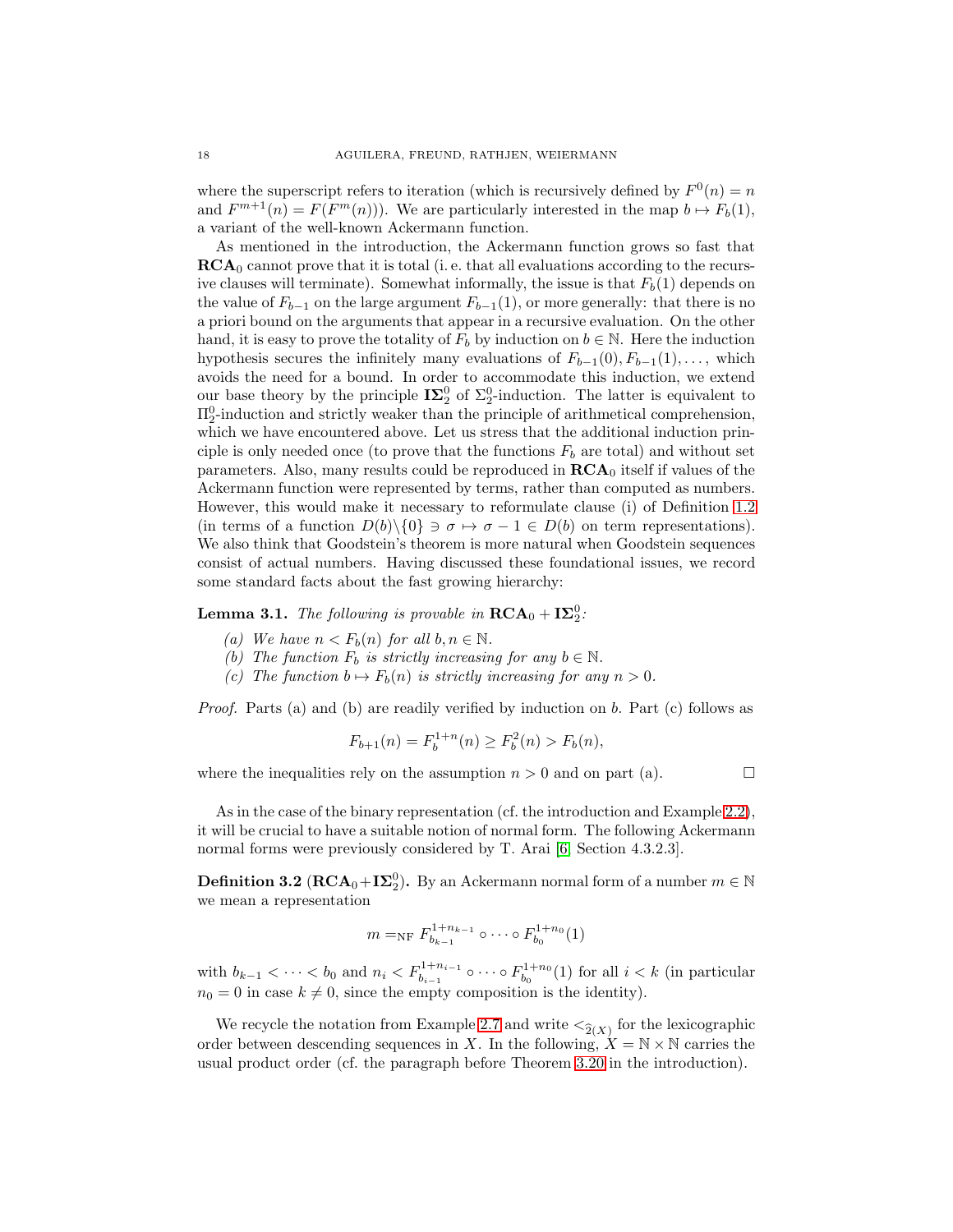where the superscript refers to iteration (which is recursively defined by $F^0(n) = n$ and $F^{m+1}(n) = F(F^m(n))$). We are particularly interested in the map $b \mapsto F_b(1)$, a variant of the well-known Ackermann function.

As mentioned in the introduction, the Ackermann function grows so fast that $\mathbf{RCA}_0$ cannot prove that it is total (i. e. that all evaluations according to the recursive clauses will terminate). Somewhat informally, the issue is that $F_b(1)$ depends on the value of $F_{b-1}$ on the large argument $F_{b-1}(1)$, or more generally: that there is no a priori bound on the arguments that appear in a recursive evaluation. On the other hand, it is easy to prove the totality of $F_b$ by induction on $b \in \mathbb{N}$. Here the induction hypothesis secures the infinitely many evaluations of $F_{b-1}(0), F_{b-1}(1), \ldots,$ which avoids the need for a bound. In order to accommodate this induction, we extend our base theory by the principle $\mathbf{I\Sigma}^0_2$ of $\Sigma^0_2$-induction. The latter is equivalent to $\Pi^0_2$-induction and strictly weaker than the principle of arithmetical comprehension, which we have encountered above. Let us stress that the additional induction principle is only needed once (to prove that the functions $F_b$ are total) and without set parameters. Also, many results could be reproduced in $\mathbf{RCA}_0$ itself if values of the Ackermann function were represented by terms, rather than computed as numbers. However, this would make it necessary to reformulate clause (i) of Definition 1.2 (in terms of a function $D(b)\backslash\{0\} \ni \sigma \mapsto \sigma - 1 \in D(b)$ on term representations). We also think that Goodstein's theorem is more natural when Goodstein sequences consist of actual numbers. Having discussed these foundational issues, we record some standard facts about the fast growing hierarchy:

**Lemma 3.1.** *The following is provable in $\mathbf{RCA}_0 + \mathbf{I\Sigma}^0_2$:*

*(a) We have $n < F_b(n)$ for all $b, n \in \mathbb{N}$.*
*(b) The function $F_b$ is strictly increasing for any $b \in \mathbb{N}$.*
*(c) The function $b \mapsto F_b(n)$ is strictly increasing for any $n > 0$.*

*Proof.* Parts (a) and (b) are readily verified by induction on $b$. Part (c) follows as

$$F_{b+1}(n) = F_b^{1+n}(n) \geq F_b^2(n) > F_b(n),$$

where the inequalities rely on the assumption $n > 0$ and on part (a). □

As in the case of the binary representation (cf. the introduction and Example 2.2), it will be crucial to have a suitable notion of normal form. The following Ackermann normal forms were previously considered by T. Arai [6, Section 4.3.2.3].

**Definition 3.2** ($\mathbf{RCA}_0 + \mathbf{I\Sigma}^0_2$)**.** By an Ackermann normal form of a number $m \in \mathbb{N}$ we mean a representation

$$m =_{\text{NF}} F_{b_{k-1}}^{1+n_{k-1}} \circ \cdots \circ F_{b_0}^{1+n_0}(1)$$

with $b_{k-1} < \cdots < b_0$ and $n_i < F_{b_{i-1}}^{1+n_{i-1}} \circ \cdots \circ F_{b_0}^{1+n_0}(1)$ for all $i < k$ (in particular $n_0 = 0$ in case $k \neq 0$, since the empty composition is the identity).

We recycle the notation from Example 2.7 and write $<_{\widehat{2}(X)}$ for the lexicographic order between descending sequences in $X$. In the following, $X = \mathbb{N} \times \mathbb{N}$ carries the usual product order (cf. the paragraph before Theorem 3.20 in the introduction).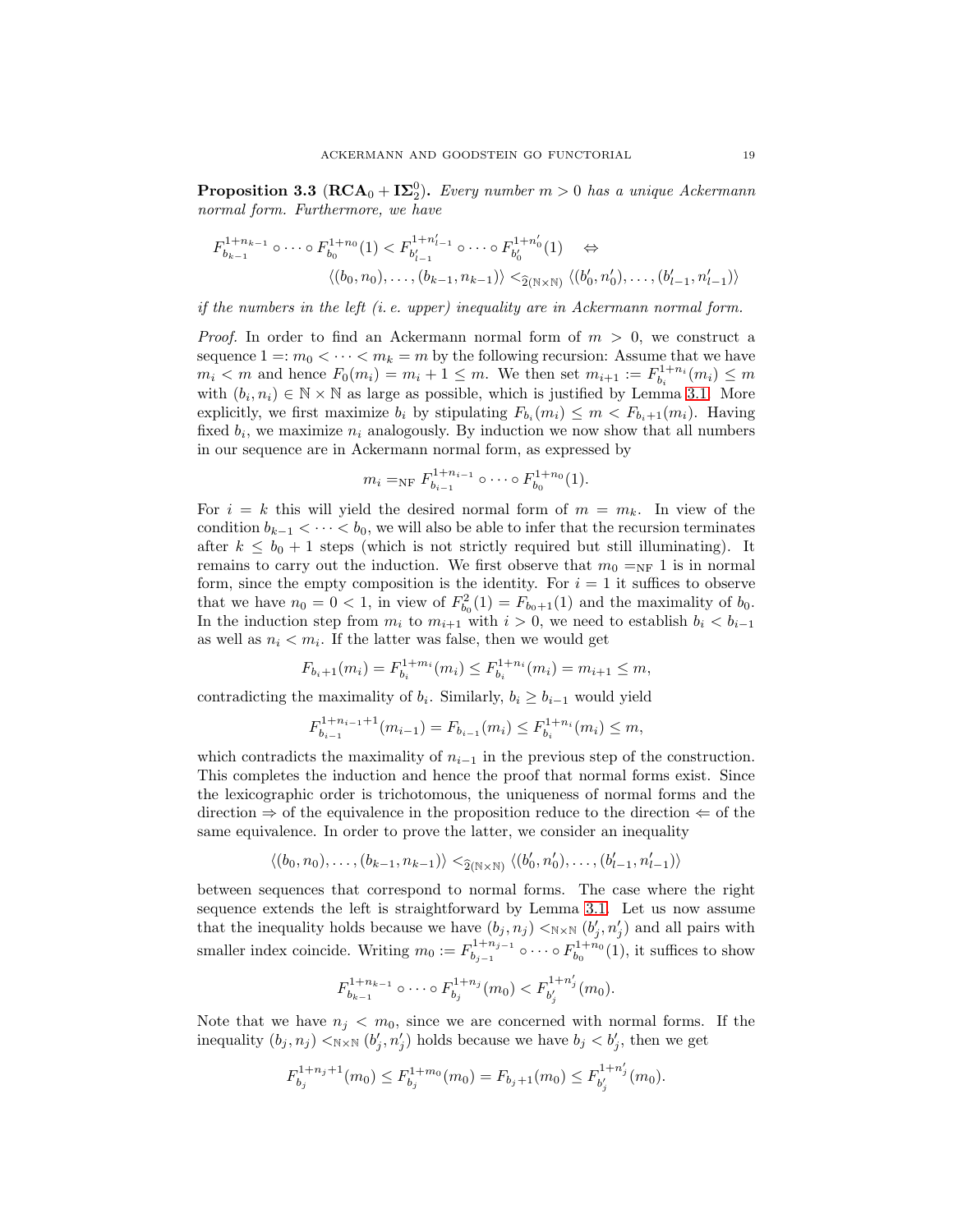**Proposition 3.3** ($\mathbf{RCA}_0 + \mathbf{I\Sigma}^0_2$)**.** *Every number $m > 0$ has a unique Ackermann normal form. Furthermore, we have*

$$F^{1+n_{k-1}}_{b_{k-1}} \circ \cdots \circ F^{1+n_0}_{b_0}(1) < F^{1+n'_{l-1}}_{b'_{l-1}} \circ \cdots \circ F^{1+n'_0}_{b'_0}(1) \quad \Leftrightarrow$$
$$\langle (b_0, n_0), \ldots, (b_{k-1}, n_{k-1})\rangle <_{\widehat{2}(\mathbb{N}\times\mathbb{N})} \langle (b'_0, n'_0), \ldots, (b'_{l-1}, n'_{l-1})\rangle$$

*if the numbers in the left (i. e. upper) inequality are in Ackermann normal form.*

*Proof.* In order to find an Ackermann normal form of $m > 0$, we construct a sequence $1 =: m_0 < \cdots < m_k = m$ by the following recursion: Assume that we have $m_i < m$ and hence $F_0(m_i) = m_i + 1 \leq m$. We then set $m_{i+1} := F^{1+n_i}_{b_i}(m_i) \leq m$ with $(b_i, n_i) \in \mathbb{N} \times \mathbb{N}$ as large as possible, which is justified by Lemma 3.1. More explicitly, we first maximize $b_i$ by stipulating $F_{b_i}(m_i) \leq m < F_{b_i+1}(m_i)$. Having fixed $b_i$, we maximize $n_i$ analogously. By induction we now show that all numbers in our sequence are in Ackermann normal form, as expressed by

$$m_i =_{\mathrm{NF}} F^{1+n_{i-1}}_{b_{i-1}} \circ \cdots \circ F^{1+n_0}_{b_0}(1).$$

For $i = k$ this will yield the desired normal form of $m = m_k$. In view of the condition $b_{k-1} < \cdots < b_0$, we will also be able to infer that the recursion terminates after $k \leq b_0 + 1$ steps (which is not strictly required but still illuminating). It remains to carry out the induction. We first observe that $m_0 =_{\mathrm{NF}} 1$ is in normal form, since the empty composition is the identity. For $i = 1$ it suffices to observe that we have $n_0 = 0 < 1$, in view of $F^2_{b_0}(1) = F_{b_0+1}(1)$ and the maximality of $b_0$. In the induction step from $m_i$ to $m_{i+1}$ with $i > 0$, we need to establish $b_i < b_{i-1}$ as well as $n_i < m_i$. If the latter was false, then we would get

$$F_{b_i+1}(m_i) = F^{1+m_i}_{b_i}(m_i) \leq F^{1+n_i}_{b_i}(m_i) = m_{i+1} \leq m,$$

contradicting the maximality of $b_i$. Similarly, $b_i \geq b_{i-1}$ would yield

$$F^{1+n_{i-1}+1}_{b_{i-1}}(m_{i-1}) = F_{b_{i-1}}(m_i) \leq F^{1+n_i}_{b_i}(m_i) \leq m,$$

which contradicts the maximality of $n_{i-1}$ in the previous step of the construction. This completes the induction and hence the proof that normal forms exist. Since the lexicographic order is trichotomous, the uniqueness of normal forms and the direction $\Rightarrow$ of the equivalence in the proposition reduce to the direction $\Leftarrow$ of the same equivalence. In order to prove the latter, we consider an inequality

$$\langle (b_0, n_0), \ldots, (b_{k-1}, n_{k-1})\rangle <_{\widehat{2}(\mathbb{N}\times\mathbb{N})} \langle (b'_0, n'_0), \ldots, (b'_{l-1}, n'_{l-1})\rangle$$

between sequences that correspond to normal forms. The case where the right sequence extends the left is straightforward by Lemma 3.1. Let us now assume that the inequality holds because we have $(b_j, n_j) <_{\mathbb{N}\times\mathbb{N}} (b'_j, n'_j)$ and all pairs with smaller index coincide. Writing $m_0 := F^{1+n_{j-1}}_{b_{j-1}} \circ \cdots \circ F^{1+n_0}_{b_0}(1)$, it suffices to show

$$F^{1+n_{k-1}}_{b_{k-1}} \circ \cdots \circ F^{1+n_j}_{b_j}(m_0) < F^{1+n'_j}_{b'_j}(m_0).$$

Note that we have $n_j < m_0$, since we are concerned with normal forms. If the inequality $(b_j, n_j) <_{\mathbb{N}\times\mathbb{N}} (b'_j, n'_j)$ holds because we have $b_j < b'_j$, then we get

$$F^{1+n_j+1}_{b_j}(m_0) \leq F^{1+m_0}_{b_j}(m_0) = F_{b_j+1}(m_0) \leq F^{1+n'_j}_{b'_j}(m_0).$$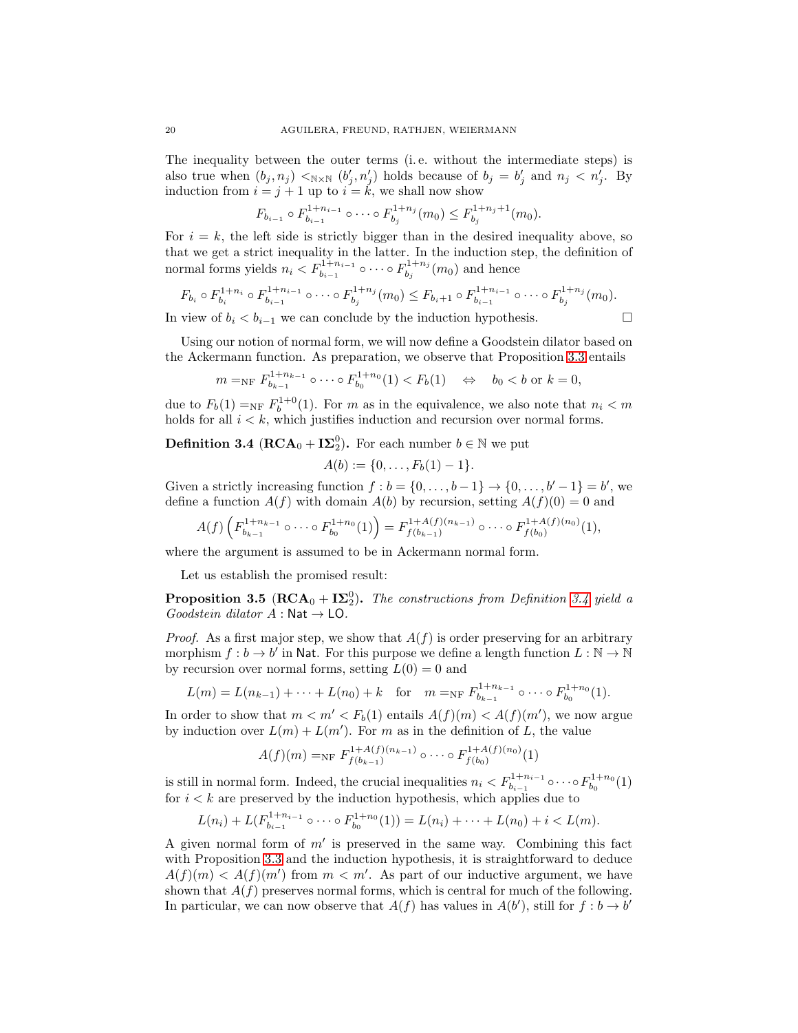The inequality between the outer terms (i. e. without the intermediate steps) is also true when $(b_j, n_j) <_{\mathbb{N}\times\mathbb{N}} (b'_j, n'_j)$ holds because of $b_j = b'_j$ and $n_j < n'_j$. By induction from $i = j+1$ up to $i = k$, we shall now show

$$F_{b_{i-1}} \circ F_{b_{i-1}}^{1+n_{i-1}} \circ \cdots \circ F_{b_j}^{1+n_j}(m_0) \leq F_{b_j}^{1+n_j+1}(m_0).$$

For $i = k$, the left side is strictly bigger than in the desired inequality above, so that we get a strict inequality in the latter. In the induction step, the definition of normal forms yields $n_i < F_{b_{i-1}}^{1+n_{i-1}} \circ \cdots \circ F_{b_j}^{1+n_j}(m_0)$ and hence

$$F_{b_i} \circ F_{b_i}^{1+n_i} \circ F_{b_{i-1}}^{1+n_{i-1}} \circ \cdots \circ F_{b_j}^{1+n_j}(m_0) \leq F_{b_i+1} \circ F_{b_{i-1}}^{1+n_{i-1}} \circ \cdots \circ F_{b_j}^{1+n_j}(m_0).$$

In view of $b_i < b_{i-1}$ we can conclude by the induction hypothesis. $\square$

Using our notion of normal form, we will now define a Goodstein dilator based on the Ackermann function. As preparation, we observe that Proposition 3.3 entails

$$m =_{\mathrm{NF}} F_{b_{k-1}}^{1+n_{k-1}} \circ \cdots \circ F_{b_0}^{1+n_0}(1) < F_b(1) \quad \Leftrightarrow \quad b_0 < b \text{ or } k = 0,$$

due to $F_b(1) =_{\mathrm{NF}} F_b^{1+0}(1)$. For $m$ as in the equivalence, we also note that $n_i < m$ holds for all $i < k$, which justifies induction and recursion over normal forms.

**Definition 3.4 ($\mathbf{RCA}_0 + \mathbf{I\Sigma}^0_2$).** For each number $b \in \mathbb{N}$ we put

$$A(b) := \{0, \ldots, F_b(1) - 1\}.$$

Given a strictly increasing function $f : b = \{0, \ldots, b-1\} \to \{0, \ldots, b'-1\} = b'$, we define a function $A(f)$ with domain $A(b)$ by recursion, setting $A(f)(0) = 0$ and

$$A(f)\left(F_{b_{k-1}}^{1+n_{k-1}} \circ \cdots \circ F_{b_0}^{1+n_0}(1)\right) = F_{f(b_{k-1})}^{1+A(f)(n_{k-1})} \circ \cdots \circ F_{f(b_0)}^{1+A(f)(n_0)}(1),$$

where the argument is assumed to be in Ackermann normal form.

Let us establish the promised result:

**Proposition 3.5 ($\mathbf{RCA}_0 + \mathbf{I\Sigma}^0_2$).** *The constructions from Definition 3.4 yield a Goodstein dilator $A : \mathsf{Nat} \to \mathsf{LO}$.*

*Proof.* As a first major step, we show that $A(f)$ is order preserving for an arbitrary morphism $f : b \to b'$ in $\mathsf{Nat}$. For this purpose we define a length function $L : \mathbb{N} \to \mathbb{N}$ by recursion over normal forms, setting $L(0) = 0$ and

$$L(m) = L(n_{k-1}) + \cdots + L(n_0) + k \quad \text{for} \quad m =_{\mathrm{NF}} F_{b_{k-1}}^{1+n_{k-1}} \circ \cdots \circ F_{b_0}^{1+n_0}(1).$$

In order to show that $m < m' < F_b(1)$ entails $A(f)(m) < A(f)(m')$, we now argue by induction over $L(m) + L(m')$. For $m$ as in the definition of $L$, the value

$$A(f)(m) =_{\mathrm{NF}} F_{f(b_{k-1})}^{1+A(f)(n_{k-1})} \circ \cdots \circ F_{f(b_0)}^{1+A(f)(n_0)}(1)$$

is still in normal form. Indeed, the crucial inequalities $n_i < F_{b_{i-1}}^{1+n_{i-1}} \circ \cdots \circ F_{b_0}^{1+n_0}(1)$ for $i < k$ are preserved by the induction hypothesis, which applies due to

$$L(n_i) + L(F_{b_{i-1}}^{1+n_{i-1}} \circ \cdots \circ F_{b_0}^{1+n_0}(1)) = L(n_i) + \cdots + L(n_0) + i < L(m).$$

A given normal form of $m'$ is preserved in the same way. Combining this fact with Proposition 3.3 and the induction hypothesis, it is straightforward to deduce $A(f)(m) < A(f)(m')$ from $m < m'$. As part of our inductive argument, we have shown that $A(f)$ preserves normal forms, which is central for much of the following. In particular, we can now observe that $A(f)$ has values in $A(b')$, still for $f : b \to b'$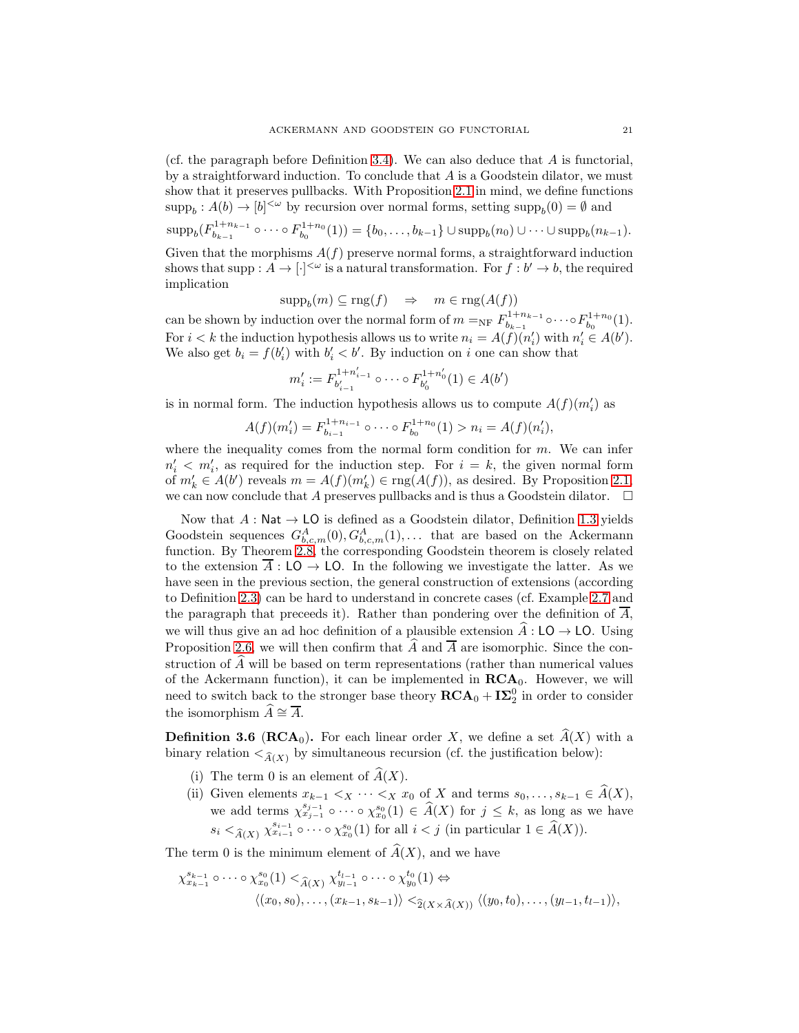(cf. the paragraph before Definition 3.4). We can also deduce that $A$ is functorial, by a straightforward induction. To conclude that $A$ is a Goodstein dilator, we must show that it preserves pullbacks. With Proposition 2.1 in mind, we define functions $\operatorname{supp}_b : A(b) \to [b]^{<\omega}$ by recursion over normal forms, setting $\operatorname{supp}_b(0) = \emptyset$ and

$$\operatorname{supp}_b(F^{1+n_{k-1}}_{b_{k-1}} \circ \cdots \circ F^{1+n_0}_{b_0}(1)) = \{b_0, \ldots, b_{k-1}\} \cup \operatorname{supp}_b(n_0) \cup \cdots \cup \operatorname{supp}_b(n_{k-1}).$$

Given that the morphisms $A(f)$ preserve normal forms, a straightforward induction shows that $\operatorname{supp} : A \to [\cdot]^{<\omega}$ is a natural transformation. For $f : b' \to b$, the required implication

$$\operatorname{supp}_b(m) \subseteq \operatorname{rng}(f) \quad \Rightarrow \quad m \in \operatorname{rng}(A(f))$$

can be shown by induction over the normal form of $m =_{\mathrm{NF}} F^{1+n_{k-1}}_{b_{k-1}} \circ \cdots \circ F^{1+n_0}_{b_0}(1)$. For $i < k$ the induction hypothesis allows us to write $n_i = A(f)(n_i')$ with $n_i' \in A(b')$. We also get $b_i = f(b_i')$ with $b_i' < b'$. By induction on $i$ one can show that

$$m_i' := F^{1+n'_{i-1}}_{b'_{i-1}} \circ \cdots \circ F^{1+n'_0}_{b'_0}(1) \in A(b')$$

is in normal form. The induction hypothesis allows us to compute $A(f)(m_i')$ as

$$A(f)(m_i') = F^{1+n_{i-1}}_{b_{i-1}} \circ \cdots \circ F^{1+n_0}_{b_0}(1) > n_i = A(f)(n_i'),$$

where the inequality comes from the normal form condition for $m$. We can infer $n_i' < m_i'$, as required for the induction step. For $i = k$, the given normal form of $m_k' \in A(b')$ reveals $m = A(f)(m_k') \in \operatorname{rng}(A(f))$, as desired. By Proposition 2.1, we can now conclude that $A$ preserves pullbacks and is thus a Goodstein dilator. $\square$

Now that $A : \mathsf{Nat} \to \mathsf{LO}$ is defined as a Goodstein dilator, Definition 1.3 yields Goodstein sequences $G^A_{b,c,m}(0), G^A_{b,c,m}(1), \ldots$ that are based on the Ackermann function. By Theorem 2.8, the corresponding Goodstein theorem is closely related to the extension $\overline{A} : \mathsf{LO} \to \mathsf{LO}$. In the following we investigate the latter. As we have seen in the previous section, the general construction of extensions (according to Definition 2.3) can be hard to understand in concrete cases (cf. Example 2.7 and the paragraph that preceeds it). Rather than pondering over the definition of $\overline{A}$, we will thus give an ad hoc definition of a plausible extension $\widehat{A} : \mathsf{LO} \to \mathsf{LO}$. Using Proposition 2.6, we will then confirm that $\widehat{A}$ and $\overline{A}$ are isomorphic. Since the construction of $\widehat{A}$ will be based on term representations (rather than numerical values of the Ackermann function), it can be implemented in $\mathbf{RCA}_0$. However, we will need to switch back to the stronger base theory $\mathbf{RCA}_0 + \mathbf{I\Sigma}^0_2$ in order to consider the isomorphism $\widehat{A} \cong \overline{A}$.

**Definition 3.6** ($\mathbf{RCA}_0$)**.** For each linear order $X$, we define a set $\widehat{A}(X)$ with a binary relation $<_{\widehat{A}(X)}$ by simultaneous recursion (cf. the justification below):

(i) The term $0$ is an element of $\widehat{A}(X)$.

(ii) Given elements $x_{k-1} <_X \cdots <_X x_0$ of $X$ and terms $s_0, \ldots, s_{k-1} \in \widehat{A}(X)$, we add terms $\chi^{s_{j-1}}_{x_{j-1}} \circ \cdots \circ \chi^{s_0}_{x_0}(1) \in \widehat{A}(X)$ for $j \leq k$, as long as we have $s_i <_{\widehat{A}(X)} \chi^{s_{i-1}}_{x_{i-1}} \circ \cdots \circ \chi^{s_0}_{x_0}(1)$ for all $i < j$ (in particular $1 \in \widehat{A}(X)$).

The term $0$ is the minimum element of $\widehat{A}(X)$, and we have

$$\begin{aligned}\chi^{s_{k-1}}_{x_{k-1}} \circ \cdots \circ \chi^{s_0}_{x_0}(1) <_{\widehat{A}(X)} \chi^{t_{l-1}}_{y_{l-1}} \circ \cdots \circ \chi^{t_0}_{y_0}(1) \Leftrightarrow \\ \langle (x_0, s_0), \ldots, (x_{k-1}, s_{k-1}) \rangle <_{\widehat{2}(X \times \widehat{A}(X))} \langle (y_0, t_0), \ldots, (y_{l-1}, t_{l-1}) \rangle,\end{aligned}$$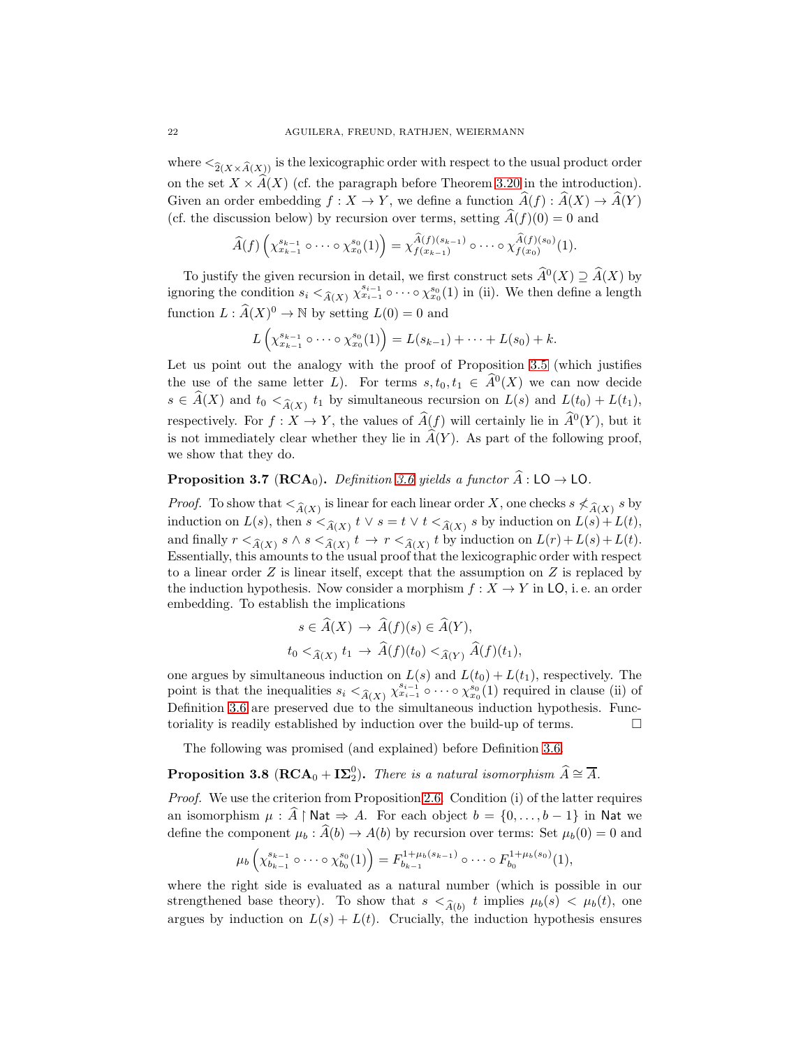where $<_{\widehat{2}(X\times\widehat{A}(X))}$ is the lexicographic order with respect to the usual product order on the set $X \times \widehat{A}(X)$ (cf. the paragraph before Theorem 3.20 in the introduction). Given an order embedding $f : X \to Y$, we define a function $\widehat{A}(f) : \widehat{A}(X) \to \widehat{A}(Y)$ (cf. the discussion below) by recursion over terms, setting $\widehat{A}(f)(0) = 0$ and

$$\widehat{A}(f)\left(\chi_{x_{k-1}}^{s_{k-1}} \circ \cdots \circ \chi_{x_0}^{s_0}(1)\right) = \chi_{f(x_{k-1})}^{\widehat{A}(f)(s_{k-1})} \circ \cdots \circ \chi_{f(x_0)}^{\widehat{A}(f)(s_0)}(1).$$

To justify the given recursion in detail, we first construct sets $\widehat{A}^0(X) \supseteq \widehat{A}(X)$ by ignoring the condition $s_i <_{\widehat{A}(X)} \chi_{x_{i-1}}^{s_{i-1}} \circ \cdots \circ \chi_{x_0}^{s_0}(1)$ in (ii). We then define a length function $L : \widehat{A}(X)^0 \to \mathbb{N}$ by setting $L(0) = 0$ and

$$L\left(\chi_{x_{k-1}}^{s_{k-1}} \circ \cdots \circ \chi_{x_0}^{s_0}(1)\right) = L(s_{k-1}) + \cdots + L(s_0) + k.$$

Let us point out the analogy with the proof of Proposition 3.5 (which justifies the use of the same letter $L$). For terms $s, t_0, t_1 \in \widehat{A}^0(X)$ we can now decide $s \in \widehat{A}(X)$ and $t_0 <_{\widehat{A}(X)} t_1$ by simultaneous recursion on $L(s)$ and $L(t_0) + L(t_1)$, respectively. For $f : X \to Y$, the values of $\widehat{A}(f)$ will certainly lie in $\widehat{A}^0(Y)$, but it is not immediately clear whether they lie in $\widehat{A}(Y)$. As part of the following proof, we show that they do.

**Proposition 3.7** ($\mathbf{RCA}_0$). *Definition 3.6 yields a functor* $\widehat{A} : \mathsf{LO} \to \mathsf{LO}$.

*Proof.* To show that $<_{\widehat{A}(X)}$ is linear for each linear order $X$, one checks $s \not<_{\widehat{A}(X)} s$ by induction on $L(s)$, then $s <_{\widehat{A}(X)} t \lor s = t \lor t <_{\widehat{A}(X)} s$ by induction on $L(s)+L(t)$, and finally $r <_{\widehat{A}(X)} s \land s <_{\widehat{A}(X)} t \to r <_{\widehat{A}(X)} t$ by induction on $L(r)+L(s)+L(t)$. Essentially, this amounts to the usual proof that the lexicographic order with respect to a linear order $Z$ is linear itself, except that the assumption on $Z$ is replaced by the induction hypothesis. Now consider a morphism $f : X \to Y$ in $\mathsf{LO}$, i. e. an order embedding. To establish the implications

$$s \in \widehat{A}(X) \to \widehat{A}(f)(s) \in \widehat{A}(Y),$$
$$t_0 <_{\widehat{A}(X)} t_1 \to \widehat{A}(f)(t_0) <_{\widehat{A}(Y)} \widehat{A}(f)(t_1),$$

one argues by simultaneous induction on $L(s)$ and $L(t_0) + L(t_1)$, respectively. The point is that the inequalities $s_i <_{\widehat{A}(X)} \chi_{x_{i-1}}^{s_{i-1}} \circ \cdots \circ \chi_{x_0}^{s_0}(1)$ required in clause (ii) of Definition 3.6 are preserved due to the simultaneous induction hypothesis. Functoriality is readily established by induction over the build-up of terms. $\square$

The following was promised (and explained) before Definition 3.6.

**Proposition 3.8** ($\mathbf{RCA}_0 + \mathbf{I\Sigma}_2^0$). *There is a natural isomorphism* $\widehat{A} \cong \overline{A}$.

*Proof.* We use the criterion from Proposition 2.6. Condition (i) of the latter requires an isomorphism $\mu : \widehat{A} \restriction \mathsf{Nat} \Rightarrow A$. For each object $b = \{0, \ldots, b-1\}$ in $\mathsf{Nat}$ we define the component $\mu_b : \widehat{A}(b) \to A(b)$ by recursion over terms: Set $\mu_b(0) = 0$ and

$$\mu_b\left(\chi_{b_{k-1}}^{s_{k-1}} \circ \cdots \circ \chi_{b_0}^{s_0}(1)\right) = F_{b_{k-1}}^{1+\mu_b(s_{k-1})} \circ \cdots \circ F_{b_0}^{1+\mu_b(s_0)}(1),$$

where the right side is evaluated as a natural number (which is possible in our strengthened base theory). To show that $s <_{\widehat{A}(b)} t$ implies $\mu_b(s) < \mu_b(t)$, one argues by induction on $L(s) + L(t)$. Crucially, the induction hypothesis ensures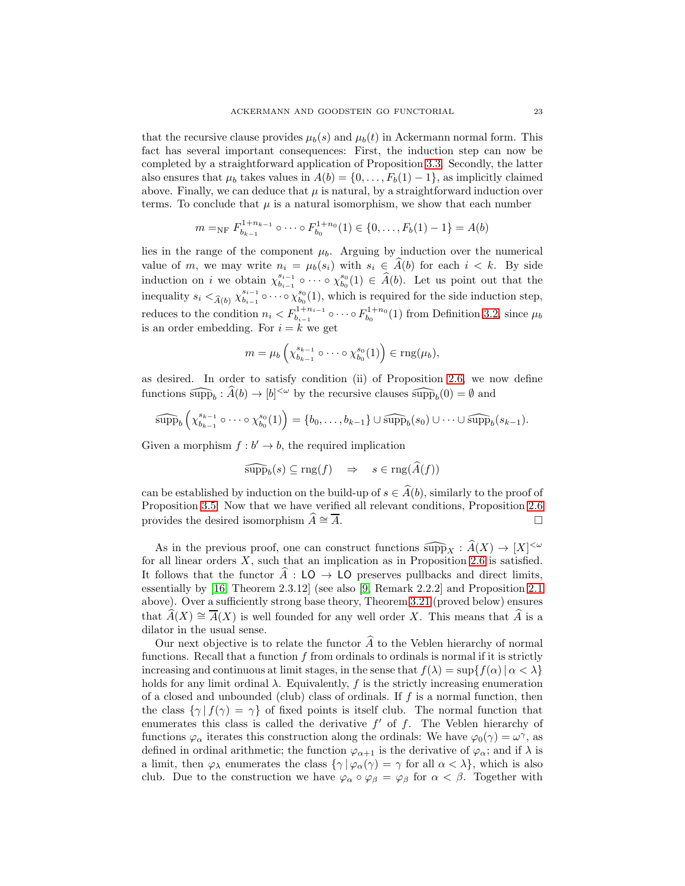that the recursive clause provides $\mu_b(s)$ and $\mu_b(t)$ in Ackermann normal form. This fact has several important consequences: First, the induction step can now be completed by a straightforward application of Proposition 3.3. Secondly, the latter also ensures that $\mu_b$ takes values in $A(b) = \{0, \ldots, F_b(1) - 1\}$, as implicitly claimed above. Finally, we can deduce that $\mu$ is natural, by a straightforward induction over terms. To conclude that $\mu$ is a natural isomorphism, we show that each number

$$m =_{\mathrm{NF}} F_{b_{k-1}}^{1+n_{k-1}} \circ \cdots \circ F_{b_0}^{1+n_0}(1) \in \{0, \ldots, F_b(1) - 1\} = A(b)$$

lies in the range of the component $\mu_b$. Arguing by induction over the numerical value of $m$, we may write $n_i = \mu_b(s_i)$ with $s_i \in \widehat{A}(b)$ for each $i < k$. By side induction on $i$ we obtain $\chi_{b_{i-1}}^{s_{i-1}} \circ \cdots \circ \chi_{b_0}^{s_0}(1) \in \widehat{A}(b)$. Let us point out that the inequality $s_i <_{\widehat{A}(b)} \chi_{b_{i-1}}^{s_{i-1}} \circ \cdots \circ \chi_{b_0}^{s_0}(1)$, which is required for the side induction step, reduces to the condition $n_i < F_{b_{i-1}}^{1+n_{i-1}} \circ \cdots \circ F_{b_0}^{1+n_0}(1)$ from Definition 3.2, since $\mu_b$ is an order embedding. For $i = k$ we get

$$m = \mu_b\left(\chi_{b_{k-1}}^{s_{k-1}} \circ \cdots \circ \chi_{b_0}^{s_0}(1)\right) \in \operatorname{rng}(\mu_b),$$

as desired. In order to satisfy condition (ii) of Proposition 2.6, we now define functions $\widehat{\operatorname{supp}}_b : \widehat{A}(b) \to [b]^{<\omega}$ by the recursive clauses $\widehat{\operatorname{supp}}_b(0) = \emptyset$ and

$$\widehat{\operatorname{supp}}_b\left(\chi_{b_{k-1}}^{s_{k-1}} \circ \cdots \circ \chi_{b_0}^{s_0}(1)\right) = \{b_0, \ldots, b_{k-1}\} \cup \widehat{\operatorname{supp}}_b(s_0) \cup \cdots \cup \widehat{\operatorname{supp}}_b(s_{k-1}).$$

Given a morphism $f : b' \to b$, the required implication

$$\widehat{\operatorname{supp}}_b(s) \subseteq \operatorname{rng}(f) \quad \Rightarrow \quad s \in \operatorname{rng}(\widehat{A}(f))$$

can be established by induction on the build-up of $s \in \widehat{A}(b)$, similarly to the proof of Proposition 3.5. Now that we have verified all relevant conditions, Proposition 2.6 provides the desired isomorphism $\widehat{A} \cong \overline{A}$. $\square$

As in the previous proof, one can construct functions $\widehat{\operatorname{supp}}_X : \widehat{A}(X) \to [X]^{<\omega}$ for all linear orders $X$, such that an implication as in Proposition 2.6 is satisfied. It follows that the functor $\widehat{A} : \mathsf{LO} \to \mathsf{LO}$ preserves pullbacks and direct limits, essentially by [16, Theorem 2.3.12] (see also [9, Remark 2.2.2] and Proposition 2.1 above). Over a sufficiently strong base theory, Theorem 3.21 (proved below) ensures that $\widehat{A}(X) \cong \overline{A}(X)$ is well founded for any well order $X$. This means that $\widehat{A}$ is a dilator in the usual sense.

Our next objective is to relate the functor $\widehat{A}$ to the Veblen hierarchy of normal functions. Recall that a function $f$ from ordinals to ordinals is normal if it is strictly increasing and continuous at limit stages, in the sense that $f(\lambda) = \sup\{f(\alpha) \mid \alpha < \lambda\}$ holds for any limit ordinal $\lambda$. Equivalently, $f$ is the strictly increasing enumeration of a closed and unbounded (club) class of ordinals. If $f$ is a normal function, then the class $\{\gamma \mid f(\gamma) = \gamma\}$ of fixed points is itself club. The normal function that enumerates this class is called the derivative $f'$ of $f$. The Veblen hierarchy of functions $\varphi_\alpha$ iterates this construction along the ordinals: We have $\varphi_0(\gamma) = \omega^\gamma$, as defined in ordinal arithmetic; the function $\varphi_{\alpha+1}$ is the derivative of $\varphi_\alpha$; and if $\lambda$ is a limit, then $\varphi_\lambda$ enumerates the class $\{\gamma \mid \varphi_\alpha(\gamma) = \gamma \text{ for all } \alpha < \lambda\}$, which is also club. Due to the construction we have $\varphi_\alpha \circ \varphi_\beta = \varphi_\beta$ for $\alpha < \beta$. Together with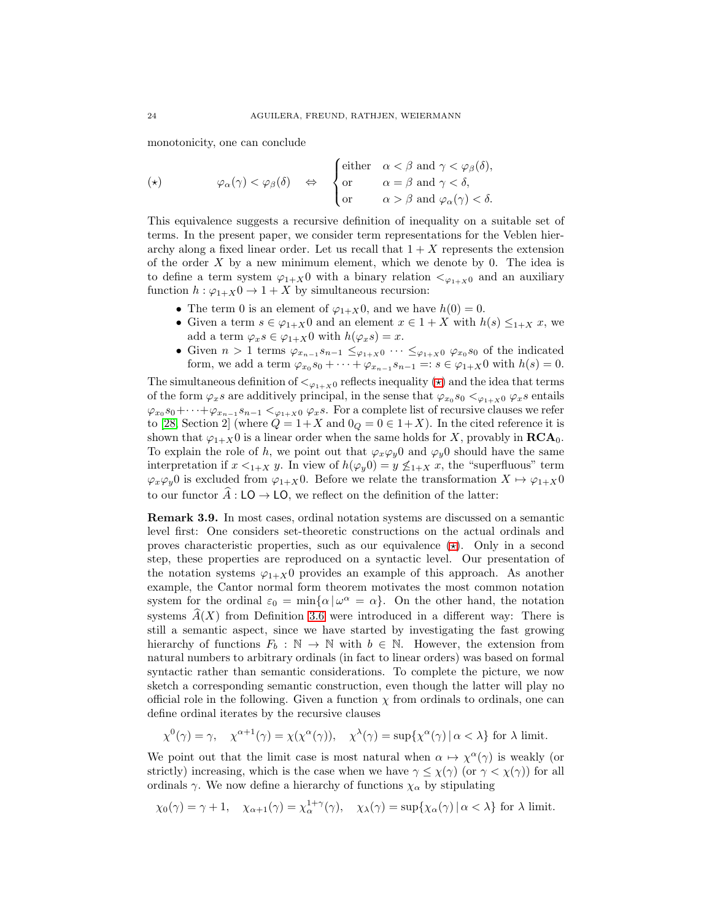monotonicity, one can conclude

$$(\star) \qquad \varphi_\alpha(\gamma) < \varphi_\beta(\delta) \quad \Leftrightarrow \quad \begin{cases} \text{either} & \alpha < \beta \text{ and } \gamma < \varphi_\beta(\delta), \\ \text{or} & \alpha = \beta \text{ and } \gamma < \delta, \\ \text{or} & \alpha > \beta \text{ and } \varphi_\alpha(\gamma) < \delta. \end{cases}$$

This equivalence suggests a recursive definition of inequality on a suitable set of terms. In the present paper, we consider term representations for the Veblen hierarchy along a fixed linear order. Let us recall that $1 + X$ represents the extension of the order $X$ by a new minimum element, which we denote by 0. The idea is to define a term system $\varphi_{1+X}0$ with a binary relation $<_{\varphi_{1+X}0}$ and an auxiliary function $h : \varphi_{1+X}0 \to 1 + X$ by simultaneous recursion:

- The term 0 is an element of $\varphi_{1+X}0$, and we have $h(0) = 0$.
- Given a term $s \in \varphi_{1+X}0$ and an element $x \in 1 + X$ with $h(s) \leq_{1+X} x$, we add a term $\varphi_x s \in \varphi_{1+X}0$ with $h(\varphi_x s) = x$.
- Given $n > 1$ terms $\varphi_{x_{n-1}}s_{n-1} \leq_{\varphi_{1+X}0} \cdots \leq_{\varphi_{1+X}0} \varphi_{x_0}s_0$ of the indicated form, we add a term $\varphi_{x_0}s_0 + \cdots + \varphi_{x_{n-1}}s_{n-1} =: s \in \varphi_{1+X}0$ with $h(s) = 0$.

The simultaneous definition of $<_{\varphi_{1+X}0}$ reflects inequality ($\star$) and the idea that terms of the form $\varphi_x s$ are additively principal, in the sense that $\varphi_{x_0}s_0 <_{\varphi_{1+X}0} \varphi_x s$ entails $\varphi_{x_0}s_0 + \cdots + \varphi_{x_{n-1}}s_{n-1} <_{\varphi_{1+X}0} \varphi_x s$. For a complete list of recursive clauses we refer to [28, Section 2] (where $Q = 1 + X$ and $0_Q = 0 \in 1 + X$). In the cited reference it is shown that $\varphi_{1+X}0$ is a linear order when the same holds for $X$, provably in $\mathbf{RCA_0}$. To explain the role of $h$, we point out that $\varphi_x\varphi_y0$ and $\varphi_y0$ should have the same interpretation if $x <_{1+X} y$. In view of $h(\varphi_y0) = y \not\leq_{1+X} x$, the "superfluous" term $\varphi_x\varphi_y0$ is excluded from $\varphi_{1+X}0$. Before we relate the transformation $X \mapsto \varphi_{1+X}0$ to our functor $\widehat{A} : \mathsf{LO} \to \mathsf{LO}$, we reflect on the definition of the latter:

**Remark 3.9.** In most cases, ordinal notation systems are discussed on a semantic level first: One considers set-theoretic constructions on the actual ordinals and proves characteristic properties, such as our equivalence ($\star$). Only in a second step, these properties are reproduced on a syntactic level. Our presentation of the notation systems $\varphi_{1+X}0$ provides an example of this approach. As another example, the Cantor normal form theorem motivates the most common notation system for the ordinal $\varepsilon_0 = \min\{\alpha \mid \omega^\alpha = \alpha\}$. On the other hand, the notation systems $\widehat{A}(X)$ from Definition 3.6 were introduced in a different way: There is still a semantic aspect, since we have started by investigating the fast growing hierarchy of functions $F_b : \mathbb{N} \to \mathbb{N}$ with $b \in \mathbb{N}$. However, the extension from natural numbers to arbitrary ordinals (in fact to linear orders) was based on formal syntactic rather than semantic considerations. To complete the picture, we now sketch a corresponding semantic construction, even though the latter will play no official role in the following. Given a function $\chi$ from ordinals to ordinals, one can define ordinal iterates by the recursive clauses

$$\chi^0(\gamma) = \gamma, \quad \chi^{\alpha+1}(\gamma) = \chi(\chi^\alpha(\gamma)), \quad \chi^\lambda(\gamma) = \sup\{\chi^\alpha(\gamma) \mid \alpha < \lambda\} \text{ for } \lambda \text{ limit.}$$

We point out that the limit case is most natural when $\alpha \mapsto \chi^\alpha(\gamma)$ is weakly (or strictly) increasing, which is the case when we have $\gamma \leq \chi(\gamma)$ (or $\gamma < \chi(\gamma)$) for all ordinals $\gamma$. We now define a hierarchy of functions $\chi_\alpha$ by stipulating

$$\chi_0(\gamma) = \gamma + 1, \quad \chi_{\alpha+1}(\gamma) = \chi_\alpha^{1+\gamma}(\gamma), \quad \chi_\lambda(\gamma) = \sup\{\chi_\alpha(\gamma) \mid \alpha < \lambda\} \text{ for } \lambda \text{ limit.}$$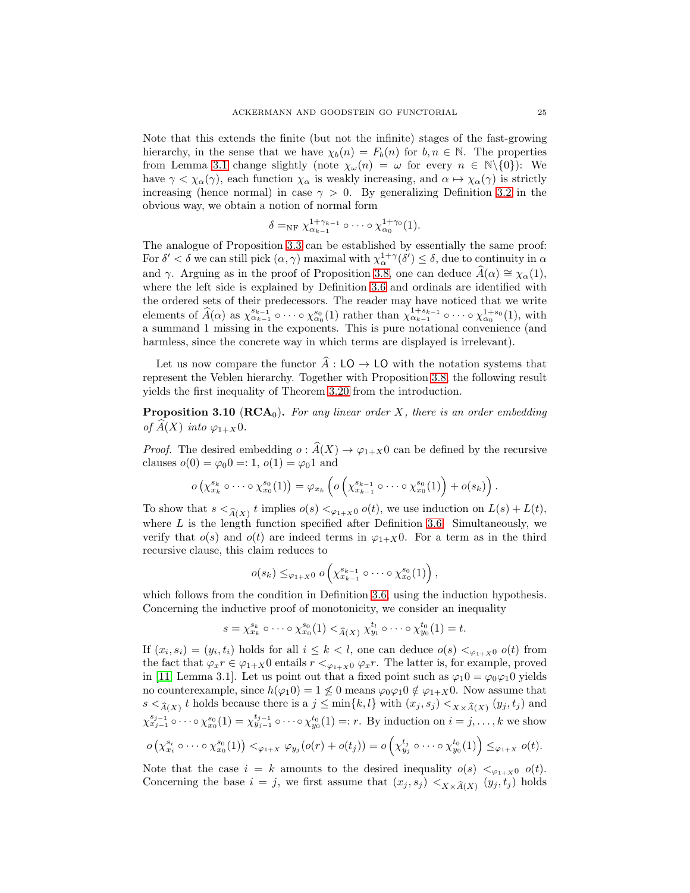Note that this extends the finite (but not the infinite) stages of the fast-growing hierarchy, in the sense that we have $\chi_b(n) = F_b(n)$ for $b, n \in \mathbb{N}$. The properties from Lemma 3.1 change slightly (note $\chi_\omega(n) = \omega$ for every $n \in \mathbb{N}\backslash\{0\}$): We have $\gamma < \chi_\alpha(\gamma)$, each function $\chi_\alpha$ is weakly increasing, and $\alpha \mapsto \chi_\alpha(\gamma)$ is strictly increasing (hence normal) in case $\gamma > 0$. By generalizing Definition 3.2 in the obvious way, we obtain a notion of normal form

$$\delta =_{\mathrm{NF}} \chi_{\alpha_{k-1}}^{1+\gamma_{k-1}} \circ \cdots \circ \chi_{\alpha_0}^{1+\gamma_0}(1).$$

The analogue of Proposition 3.3 can be established by essentially the same proof: For $\delta' < \delta$ we can still pick $(\alpha, \gamma)$ maximal with $\chi_\alpha^{1+\gamma}(\delta') \leq \delta$, due to continuity in $\alpha$ and $\gamma$. Arguing as in the proof of Proposition 3.8, one can deduce $\widehat{A}(\alpha) \cong \chi_\alpha(1)$, where the left side is explained by Definition 3.6 and ordinals are identified with the ordered sets of their predecessors. The reader may have noticed that we write elements of $\widehat{A}(\alpha)$ as $\chi_{\alpha_{k-1}}^{s_{k-1}} \circ \cdots \circ \chi_{\alpha_0}^{s_0}(1)$ rather than $\chi_{\alpha_{k-1}}^{1+s_{k-1}} \circ \cdots \circ \chi_{\alpha_0}^{1+s_0}(1)$, with a summand 1 missing in the exponents. This is pure notational convenience (and harmless, since the concrete way in which terms are displayed is irrelevant).

Let us now compare the functor $\widehat{A} : \mathsf{LO} \to \mathsf{LO}$ with the notation systems that represent the Veblen hierarchy. Together with Proposition 3.8, the following result yields the first inequality of Theorem 3.20 from the introduction.

**Proposition 3.10 (RCA$_0$).** *For any linear order $X$, there is an order embedding of $\widehat{A}(X)$ into $\varphi_{1+X}0$.*

*Proof.* The desired embedding $o : \widehat{A}(X) \to \varphi_{1+X}0$ can be defined by the recursive clauses $o(0) = \varphi_0 0 =: 1$, $o(1) = \varphi_0 1$ and

$$o\left(\chi_{x_k}^{s_k} \circ \cdots \circ \chi_{x_0}^{s_0}(1)\right) = \varphi_{x_k}\left(o\left(\chi_{x_{k-1}}^{s_{k-1}} \circ \cdots \circ \chi_{x_0}^{s_0}(1)\right) + o(s_k)\right).$$

To show that $s <_{\widehat{A}(X)} t$ implies $o(s) <_{\varphi_{1+X}0} o(t)$, we use induction on $L(s) + L(t)$, where $L$ is the length function specified after Definition 3.6. Simultaneously, we verify that $o(s)$ and $o(t)$ are indeed terms in $\varphi_{1+X}0$. For a term as in the third recursive clause, this claim reduces to

$$o(s_k) \leq_{\varphi_{1+X}0} o\left(\chi_{x_{k-1}}^{s_{k-1}} \circ \cdots \circ \chi_{x_0}^{s_0}(1)\right),$$

which follows from the condition in Definition 3.6, using the induction hypothesis. Concerning the inductive proof of monotonicity, we consider an inequality

$$s = \chi_{x_k}^{s_k} \circ \cdots \circ \chi_{x_0}^{s_0}(1) <_{\widehat{A}(X)} \chi_{y_l}^{t_l} \circ \cdots \circ \chi_{y_0}^{t_0}(1) = t.$$

If $(x_i, s_i) = (y_i, t_i)$ holds for all $i \leq k < l$, one can deduce $o(s) <_{\varphi_{1+X}0} o(t)$ from the fact that $\varphi_x r \in \varphi_{1+X}0$ entails $r <_{\varphi_{1+X}0} \varphi_x r$. The latter is, for example, proved in [11, Lemma 3.1]. Let us point out that a fixed point such as $\varphi_1 0 = \varphi_0 \varphi_1 0$ yields no counterexample, since $h(\varphi_1 0) = 1 \not\leq 0$ means $\varphi_0 \varphi_1 0 \notin \varphi_{1+X}0$. Now assume that $s <_{\widehat{A}(X)} t$ holds because there is a $j \leq \min\{k, l\}$ with $(x_j, s_j) <_{X \times \widehat{A}(X)} (y_j, t_j)$ and $\chi_{x_{j-1}}^{s_{j-1}} \circ \cdots \circ \chi_{x_0}^{s_0}(1) = \chi_{y_{j-1}}^{t_{j-1}} \circ \cdots \circ \chi_{y_0}^{t_0}(1) =: r$. By induction on $i = j, \ldots, k$ we show

$$o\left(\chi_{x_i}^{s_i} \circ \cdots \circ \chi_{x_0}^{s_0}(1)\right) <_{\varphi_{1+X}} \varphi_{y_j}(o(r) + o(t_j)) = o\left(\chi_{y_j}^{t_j} \circ \cdots \circ \chi_{y_0}^{t_0}(1)\right) \leq_{\varphi_{1+X}} o(t).$$

Note that the case $i = k$ amounts to the desired inequality $o(s) <_{\varphi_{1+X}0} o(t)$. Concerning the base $i = j$, we first assume that $(x_j, s_j) <_{X \times \widehat{A}(X)} (y_j, t_j)$ holds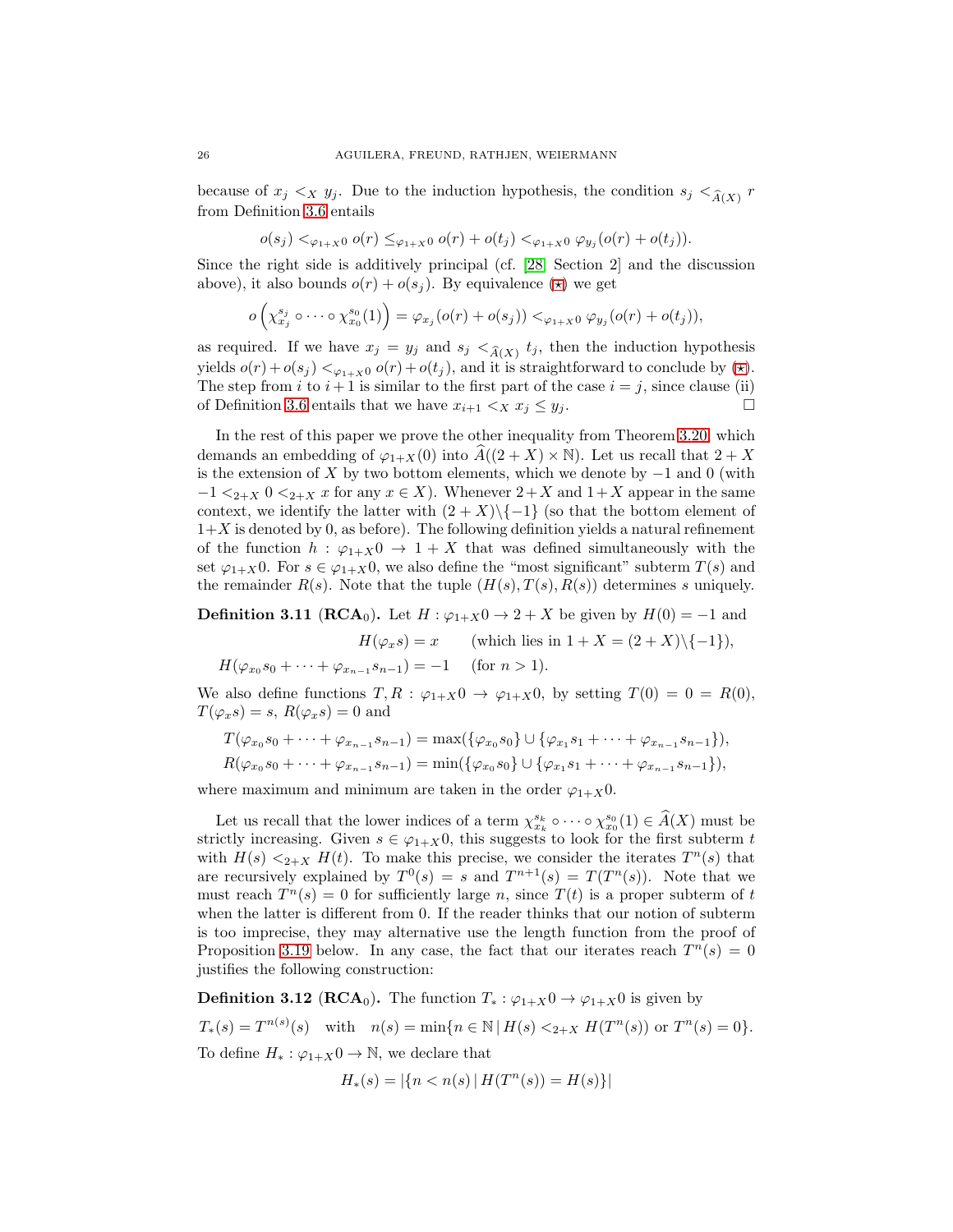because of $x_j <_X y_j$. Due to the induction hypothesis, the condition $s_j <_{\widehat{A}(X)} r$ from Definition 3.6 entails

$$o(s_j) <_{\varphi_{1+X}0} o(r) \leq_{\varphi_{1+X}0} o(r) + o(t_j) <_{\varphi_{1+X}0} \varphi_{y_j}(o(r) + o(t_j)).$$

Since the right side is additively principal (cf. [28, Section 2] and the discussion above), it also bounds $o(r) + o(s_j)$. By equivalence ($\star$) we get

$$o\left(\chi^{s_j}_{x_j} \circ \cdots \circ \chi^{s_0}_{x_0}(1)\right) = \varphi_{x_j}(o(r) + o(s_j)) <_{\varphi_{1+X}0} \varphi_{y_j}(o(r) + o(t_j)),$$

as required. If we have $x_j = y_j$ and $s_j <_{\widehat{A}(X)} t_j$, then the induction hypothesis yields $o(r) + o(s_j) <_{\varphi_{1+X}0} o(r) + o(t_j)$, and it is straightforward to conclude by ($\star$). The step from $i$ to $i+1$ is similar to the first part of the case $i = j$, since clause (ii) of Definition 3.6 entails that we have $x_{i+1} <_X x_j \leq y_j$. $\square$

In the rest of this paper we prove the other inequality from Theorem 3.20, which demands an embedding of $\varphi_{1+X}(0)$ into $\widehat{A}((2+X) \times \mathbb{N})$. Let us recall that $2+X$ is the extension of $X$ by two bottom elements, which we denote by $-1$ and $0$ (with $-1 <_{2+X} 0 <_{2+X} x$ for any $x \in X$). Whenever $2+X$ and $1+X$ appear in the same context, we identify the latter with $(2+X)\backslash\{-1\}$ (so that the bottom element of $1+X$ is denoted by 0, as before). The following definition yields a natural refinement of the function $h : \varphi_{1+X}0 \to 1+X$ that was defined simultaneously with the set $\varphi_{1+X}0$. For $s \in \varphi_{1+X}0$, we also define the "most significant" subterm $T(s)$ and the remainder $R(s)$. Note that the tuple $(H(s), T(s), R(s))$ determines $s$ uniquely.

**Definition 3.11** ($\mathbf{RCA}_0$)**.** Let $H : \varphi_{1+X}0 \to 2+X$ be given by $H(0) = -1$ and

$$H(\varphi_x s) = x \qquad \text{(which lies in } 1+X = (2+X)\backslash\{-1\}\text{)},$$

$$H(\varphi_{x_0}s_0 + \cdots + \varphi_{x_{n-1}}s_{n-1}) = -1 \quad \text{(for } n > 1\text{)}.$$

We also define functions $T, R : \varphi_{1+X}0 \to \varphi_{1+X}0$, by setting $T(0) = 0 = R(0)$, $T(\varphi_x s) = s$, $R(\varphi_x s) = 0$ and

$$T(\varphi_{x_0}s_0 + \cdots + \varphi_{x_{n-1}}s_{n-1}) = \max(\{\varphi_{x_0}s_0\} \cup \{\varphi_{x_1}s_1 + \cdots + \varphi_{x_{n-1}}s_{n-1}\}),$$
$$R(\varphi_{x_0}s_0 + \cdots + \varphi_{x_{n-1}}s_{n-1}) = \min(\{\varphi_{x_0}s_0\} \cup \{\varphi_{x_1}s_1 + \cdots + \varphi_{x_{n-1}}s_{n-1}\}),$$

where maximum and minimum are taken in the order $\varphi_{1+X}0$.

Let us recall that the lower indices of a term $\chi^{s_k}_{x_k} \circ \cdots \circ \chi^{s_0}_{x_0}(1) \in \widehat{A}(X)$ must be strictly increasing. Given $s \in \varphi_{1+X}0$, this suggests to look for the first subterm $t$ with $H(s) <_{2+X} H(t)$. To make this precise, we consider the iterates $T^n(s)$ that are recursively explained by $T^0(s) = s$ and $T^{n+1}(s) = T(T^n(s))$. Note that we must reach $T^n(s) = 0$ for sufficiently large $n$, since $T(t)$ is a proper subterm of $t$ when the latter is different from 0. If the reader thinks that our notion of subterm is too imprecise, they may alternative use the length function from the proof of Proposition 3.19 below. In any case, the fact that our iterates reach $T^n(s) = 0$ justifies the following construction:

**Definition 3.12** ($\mathbf{RCA}_0$)**.** The function $T_* : \varphi_{1+X}0 \to \varphi_{1+X}0$ is given by

$$T_*(s) = T^{n(s)}(s) \quad \text{with} \quad n(s) = \min\{n \in \mathbb{N} \,|\, H(s) <_{2+X} H(T^n(s)) \text{ or } T^n(s) = 0\}.$$

To define $H_* : \varphi_{1+X}0 \to \mathbb{N}$, we declare that

$$H_*(s) = |\{n < n(s) \,|\, H(T^n(s)) = H(s)\}|$$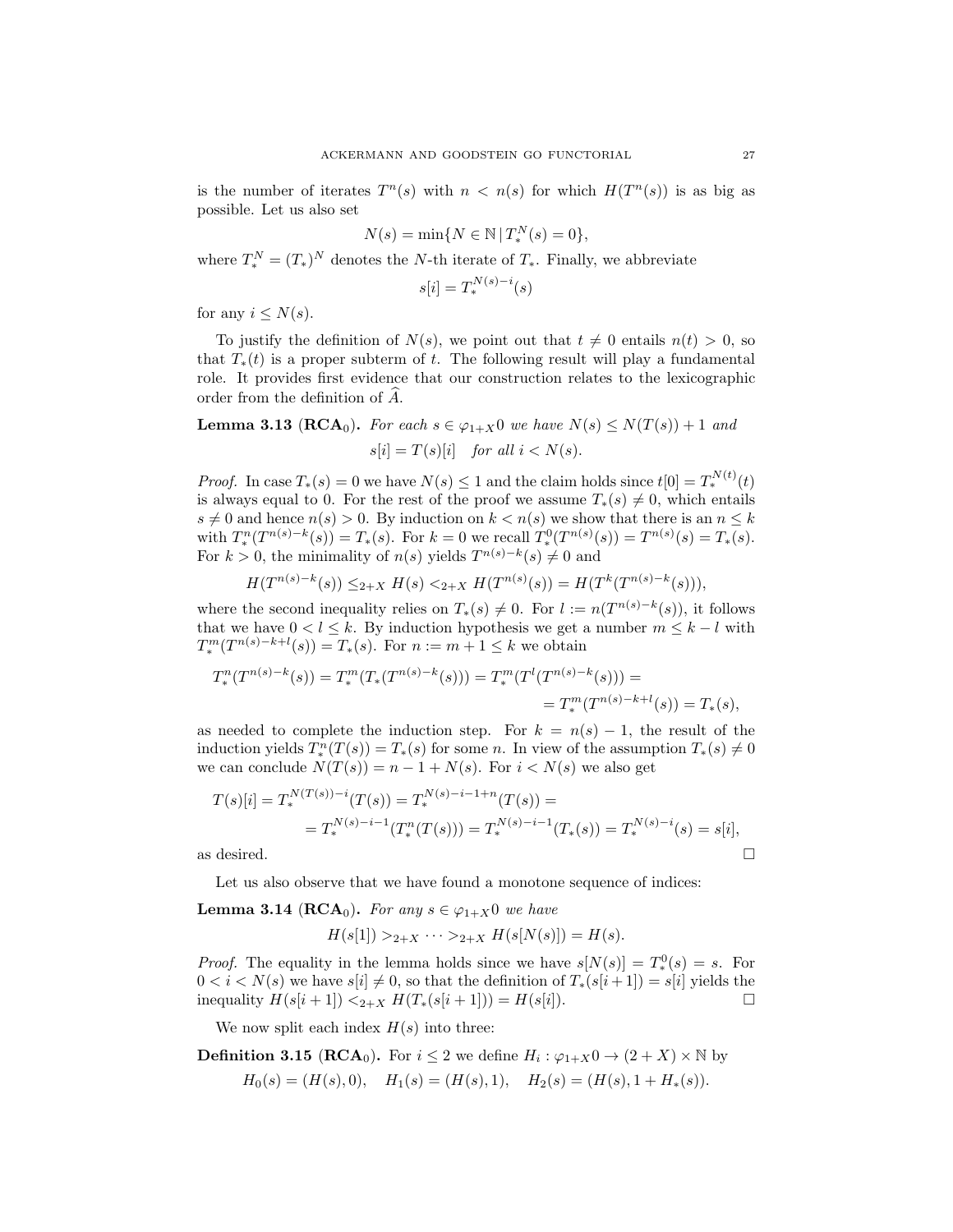is the number of iterates $T^n(s)$ with $n < n(s)$ for which $H(T^n(s))$ is as big as possible. Let us also set

$$N(s) = \min\{N \in \mathbb{N} \,|\, T_*^N(s) = 0\},$$

where $T_*^N = (T_*)^N$ denotes the $N$-th iterate of $T_*$. Finally, we abbreviate

$$s[i] = T_*^{N(s)-i}(s)$$

for any $i \leq N(s)$.

To justify the definition of $N(s)$, we point out that $t \neq 0$ entails $n(t) > 0$, so that $T_*(t)$ is a proper subterm of $t$. The following result will play a fundamental role. It provides first evidence that our construction relates to the lexicographic order from the definition of $\widehat{A}$.

**Lemma 3.13** ($\mathbf{RCA}_0$)**.** *For each $s \in \varphi_{1+X}0$ we have $N(s) \leq N(T(s)) + 1$ and*

$$s[i] = T(s)[i] \quad \textit{for all } i < N(s).$$

*Proof.* In case $T_*(s) = 0$ we have $N(s) \leq 1$ and the claim holds since $t[0] = T_*^{N(t)}(t)$ is always equal to 0. For the rest of the proof we assume $T_*(s) \neq 0$, which entails $s \neq 0$ and hence $n(s) > 0$. By induction on $k < n(s)$ we show that there is an $n \leq k$ with $T_*^n(T^{n(s)-k}(s)) = T_*(s)$. For $k = 0$ we recall $T_*^0(T^{n(s)}(s)) = T^{n(s)}(s) = T_*(s)$. For $k > 0$, the minimality of $n(s)$ yields $T^{n(s)-k}(s) \neq 0$ and

$$H(T^{n(s)-k}(s)) \leq_{2+X} H(s) <_{2+X} H(T^{n(s)}(s)) = H(T^k(T^{n(s)-k}(s))),$$

where the second inequality relies on $T_*(s) \neq 0$. For $l := n(T^{n(s)-k}(s))$, it follows that we have $0 < l \leq k$. By induction hypothesis we get a number $m \leq k - l$ with $T_*^m(T^{n(s)-k+l}(s)) = T_*(s)$. For $n := m + 1 \leq k$ we obtain

$$\begin{aligned}
T_*^n(T^{n(s)-k}(s)) = T_*^m(T_*(T^{n(s)-k}(s))) = T_*^m(T^l(T^{n(s)-k}(s))) = \\
= T_*^m(T^{n(s)-k+l}(s)) = T_*(s),
\end{aligned}$$

as needed to complete the induction step. For $k = n(s) - 1$, the result of the induction yields $T_*^n(T(s)) = T_*(s)$ for some $n$. In view of the assumption $T_*(s) \neq 0$ we can conclude $N(T(s)) = n - 1 + N(s)$. For $i < N(s)$ we also get

$$\begin{aligned}
T(s)[i] = T_*^{N(T(s))-i}(T(s)) = T_*^{N(s)-i-1+n}(T(s)) = \\
= T_*^{N(s)-i-1}(T_*^n(T(s))) = T_*^{N(s)-i-1}(T_*(s)) = T_*^{N(s)-i}(s) = s[i],
\end{aligned}$$

as desired. $\square$

Let us also observe that we have found a monotone sequence of indices:

**Lemma 3.14** ($\mathbf{RCA}_0$)**.** *For any $s \in \varphi_{1+X}0$ we have*

$$H(s[1]) >_{2+X} \cdots >_{2+X} H(s[N(s)]) = H(s).$$

*Proof.* The equality in the lemma holds since we have $s[N(s)] = T_*^0(s) = s$. For $0 < i < N(s)$ we have $s[i] \neq 0$, so that the definition of $T_*(s[i+1]) = s[i]$ yields the inequality $H(s[i+1]) <_{2+X} H(T_*(s[i+1])) = H(s[i])$. $\square$

We now split each index $H(s)$ into three:

**Definition 3.15** ($\mathbf{RCA}_0$)**.** For $i \leq 2$ we define $H_i : \varphi_{1+X}0 \to (2 + X) \times \mathbb{N}$ by

$$H_0(s) = (H(s), 0), \quad H_1(s) = (H(s), 1), \quad H_2(s) = (H(s), 1 + H_*(s)).$$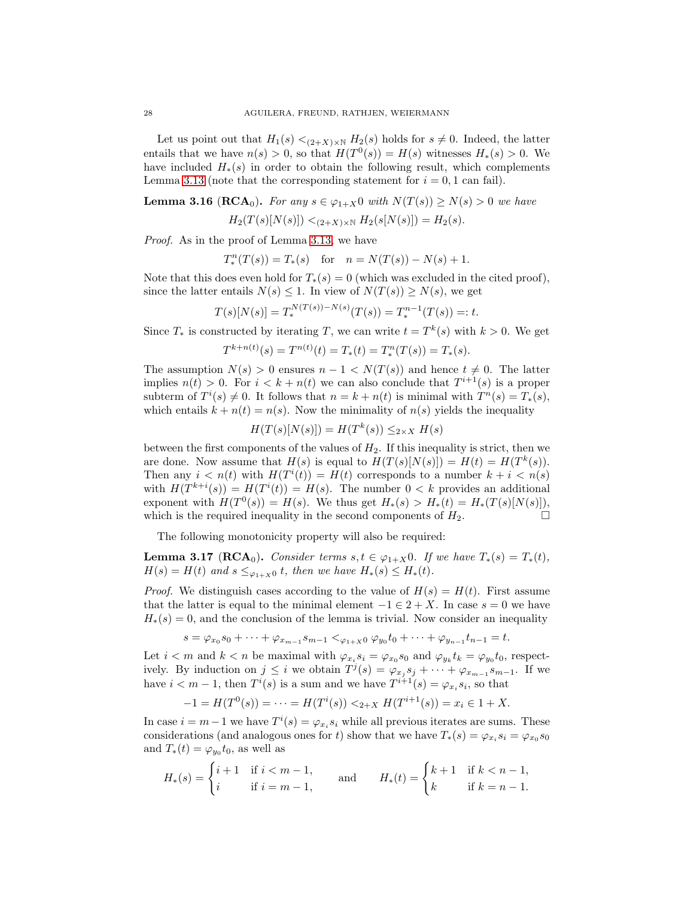Let us point out that $H_1(s) <_{(2+X)\times\mathbb{N}} H_2(s)$ holds for $s \neq 0$. Indeed, the latter entails that we have $n(s) > 0$, so that $H(T^0(s)) = H(s)$ witnesses $H_*(s) > 0$. We have included $H_*(s)$ in order to obtain the following result, which complements Lemma 3.13 (note that the corresponding statement for $i = 0, 1$ can fail).

**Lemma 3.16** ($\mathbf{RCA}_0$). *For any $s \in \varphi_{1+X}0$ with $N(T(s)) \geq N(s) > 0$ we have*

$$H_2(T(s)[N(s)]) <_{(2+X)\times\mathbb{N}} H_2(s[N(s)]) = H_2(s).$$

*Proof.* As in the proof of Lemma 3.13, we have

$$T_*^n(T(s)) = T_*(s) \quad \text{for} \quad n = N(T(s)) - N(s) + 1.$$

Note that this does even hold for $T_*(s) = 0$ (which was excluded in the cited proof), since the latter entails $N(s) \leq 1$. In view of $N(T(s)) \geq N(s)$, we get

$$T(s)[N(s)] = T_*^{N(T(s))-N(s)}(T(s)) = T_*^{n-1}(T(s)) =: t.$$

Since $T_*$ is constructed by iterating $T$, we can write $t = T^k(s)$ with $k > 0$. We get

$$T^{k+n(t)}(s) = T^{n(t)}(t) = T_*(t) = T_*^n(T(s)) = T_*(s).$$

The assumption $N(s) > 0$ ensures $n - 1 < N(T(s))$ and hence $t \neq 0$. The latter implies $n(t) > 0$. For $i < k + n(t)$ we can also conclude that $T^{i+1}(s)$ is a proper subterm of $T^i(s) \neq 0$. It follows that $n = k + n(t)$ is minimal with $T^n(s) = T_*(s)$, which entails $k + n(t) = n(s)$. Now the minimality of $n(s)$ yields the inequality

$$H(T(s)[N(s)]) = H(T^k(s)) \leq_{2\times X} H(s)$$

between the first components of the values of $H_2$. If this inequality is strict, then we are done. Now assume that $H(s)$ is equal to $H(T(s)[N(s)]) = H(t) = H(T^k(s))$. Then any $i < n(t)$ with $H(T^i(t)) = H(t)$ corresponds to a number $k + i < n(s)$ with $H(T^{k+i}(s)) = H(T^i(t)) = H(s)$. The number $0 < k$ provides an additional exponent with $H(T^0(s)) = H(s)$. We thus get $H_*(s) > H_*(t) = H_*(T(s)[N(s)])$, which is the required inequality in the second components of $H_2$. $\square$

The following monotonicity property will also be required:

**Lemma 3.17** ($\mathbf{RCA}_0$). *Consider terms $s, t \in \varphi_{1+X}0$. If we have $T_*(s) = T_*(t)$, $H(s) = H(t)$ and $s \leq_{\varphi_{1+X}0} t$, then we have $H_*(s) \leq H_*(t)$.*

*Proof.* We distinguish cases according to the value of $H(s) = H(t)$. First assume that the latter is equal to the minimal element $-1 \in 2 + X$. In case $s = 0$ we have $H_*(s) = 0$, and the conclusion of the lemma is trivial. Now consider an inequality

$$s = \varphi_{x_0}s_0 + \cdots + \varphi_{x_{m-1}}s_{m-1} <_{\varphi_{1+X}0} \varphi_{y_0}t_0 + \cdots + \varphi_{y_{n-1}}t_{n-1} = t.$$

Let $i < m$ and $k < n$ be maximal with $\varphi_{x_i}s_i = \varphi_{x_0}s_0$ and $\varphi_{y_k}t_k = \varphi_{y_0}t_0$, respectively. By induction on $j \leq i$ we obtain $T^j(s) = \varphi_{x_j}s_j + \cdots + \varphi_{x_{m-1}}s_{m-1}$. If we have $i < m - 1$, then $T^i(s)$ is a sum and we have $T^{i+1}(s) = \varphi_{x_i}s_i$, so that

$$-1 = H(T^0(s)) = \cdots = H(T^i(s)) <_{2+X} H(T^{i+1}(s)) = x_i \in 1 + X.$$

In case $i = m-1$ we have $T^i(s) = \varphi_{x_i}s_i$ while all previous iterates are sums. These considerations (and analogous ones for $t$) show that we have $T_*(s) = \varphi_{x_i}s_i = \varphi_{x_0}s_0$ and $T_*(t) = \varphi_{y_0}t_0$, as well as

$$H_*(s) = \begin{cases} i+1 & \text{if } i < m-1, \\ i & \text{if } i = m-1, \end{cases} \qquad \text{and} \qquad H_*(t) = \begin{cases} k+1 & \text{if } k < n-1, \\ k & \text{if } k = n-1. \end{cases}$$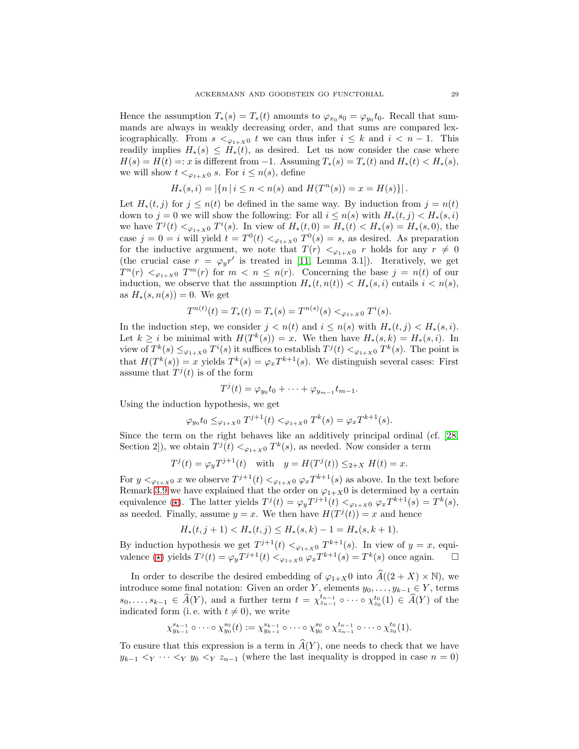Hence the assumption $T_*(s) = T_*(t)$ amounts to $\varphi_{x_0}s_0 = \varphi_{y_0}t_0$. Recall that summands are always in weakly decreasing order, and that sums are compared lexicographically. From $s <_{\varphi_{1+X}0} t$ we can thus infer $i \leq k$ and $i < n-1$. This readily implies $H_*(s) \leq H_*(t)$, as desired. Let us now consider the case where $H(s) = H(t) =: x$ is different from $-1$. Assuming $T_*(s) = T_*(t)$ and $H_*(t) < H_*(s)$, we will show $t <_{\varphi_{1+X}0} s$. For $i \leq n(s)$, define

$$H_*(s,i) = |\{n \mid i \leq n < n(s) \text{ and } H(T^n(s)) = x = H(s)\}|.$$

Let $H_*(t,j)$ for $j \leq n(t)$ be defined in the same way. By induction from $j = n(t)$ down to $j = 0$ we will show the following: For all $i \leq n(s)$ with $H_*(t,j) < H_*(s,i)$ we have $T^j(t) <_{\varphi_{1+X}0} T^i(s)$. In view of $H_*(t,0) = H_*(t) < H_*(s) = H_*(s,0)$, the case $j = 0 = i$ will yield $t = T^0(t) <_{\varphi_{1+X}0} T^0(s) = s$, as desired. As preparation for the inductive argument, we note that $T(r) <_{\varphi_{1+X}0} r$ holds for any $r \neq 0$ (the crucial case $r = \varphi_y r'$ is treated in [11, Lemma 3.1]). Iteratively, we get $T^n(r) <_{\varphi_{1+X}0} T^m(r)$ for $m < n \leq n(r)$. Concerning the base $j = n(t)$ of our induction, we observe that the assumption $H_*(t,n(t)) < H_*(s,i)$ entails $i < n(s)$, as $H_*(s,n(s)) = 0$. We get

$$T^{n(t)}(t) = T_*(t) = T_*(s) = T^{n(s)}(s) <_{\varphi_{1+X}0} T^i(s).$$

In the induction step, we consider $j < n(t)$ and $i \leq n(s)$ with $H_*(t,j) < H_*(s,i)$. Let $k \geq i$ be minimal with $H(T^k(s)) = x$. We then have $H_*(s,k) = H_*(s,i)$. In view of $T^k(s) \leq_{\varphi_{1+X}0} T^i(s)$ it suffices to establish $T^j(t) <_{\varphi_{1+X}0} T^k(s)$. The point is that $H(T^k(s)) = x$ yields $T^k(s) = \varphi_x T^{k+1}(s)$. We distinguish several cases: First assume that $T^j(t)$ is of the form

$$T^j(t) = \varphi_{y_0}t_0 + \cdots + \varphi_{y_{m-1}}t_{m-1}.$$

Using the induction hypothesis, we get

$$\varphi_{y_0}t_0 \leq_{\varphi_{1+X}0} T^{j+1}(t) <_{\varphi_{1+X}0} T^k(s) = \varphi_x T^{k+1}(s).$$

Since the term on the right behaves like an additively principal ordinal (cf. [28, Section 2]), we obtain $T^j(t) <_{\varphi_{1+X}0} T^k(s)$, as needed. Now consider a term

$$T^j(t) = \varphi_y T^{j+1}(t) \quad \text{with} \quad y = H(T^j(t)) \leq_{2+X} H(t) = x.$$

For $y <_{\varphi_{1+X}0} x$ we observe $T^{j+1}(t) <_{\varphi_{1+X}0} \varphi_x T^{k+1}(s)$ as above. In the text before Remark 3.9 we have explained that the order on $\varphi_{1+X}0$ is determined by a certain equivalence ($\star$). The latter yields $T^j(t) = \varphi_y T^{j+1}(t) <_{\varphi_{1+X}0} \varphi_x T^{k+1}(s) = T^k(s)$, as needed. Finally, assume $y = x$. We then have $H(T^j(t)) = x$ and hence

$$H_*(t,j+1) < H_*(t,j) \leq H_*(s,k) - 1 = H_*(s,k+1).$$

By induction hypothesis we get $T^{j+1}(t) <_{\varphi_{1+X}0} T^{k+1}(s)$. In view of $y = x$, equivalence ($\star$) yields $T^j(t) = \varphi_y T^{j+1}(t) <_{\varphi_{1+X}0} \varphi_x T^{k+1}(s) = T^k(s)$ once again. $\square$

In order to describe the desired embedding of $\varphi_{1+X}0$ into $\widehat{A}((2+X)\times\mathbb{N})$, we introduce some final notation: Given an order $Y$, elements $y_0,\ldots,y_{k-1} \in Y$, terms $s_0,\ldots,s_{k-1} \in \widehat{A}(Y)$, and a further term $t = \chi^{t_{n-1}}_{z_{n-1}} \circ \cdots \circ \chi^{t_0}_{z_0}(1) \in \widehat{A}(Y)$ of the indicated form (i. e. with $t \neq 0$), we write

$$\chi^{s_{k-1}}_{y_{k-1}} \circ \cdots \circ \chi^{s_0}_{y_0}(t) := \chi^{s_{k-1}}_{y_{k-1}} \circ \cdots \circ \chi^{s_0}_{y_0} \circ \chi^{t_{n-1}}_{z_{n-1}} \circ \cdots \circ \chi^{t_0}_{z_0}(1).$$

To ensure that this expression is a term in $\widehat{A}(Y)$, one needs to check that we have $y_{k-1} <_Y \cdots <_Y y_0 <_Y z_{n-1}$ (where the last inequality is dropped in case $n = 0$)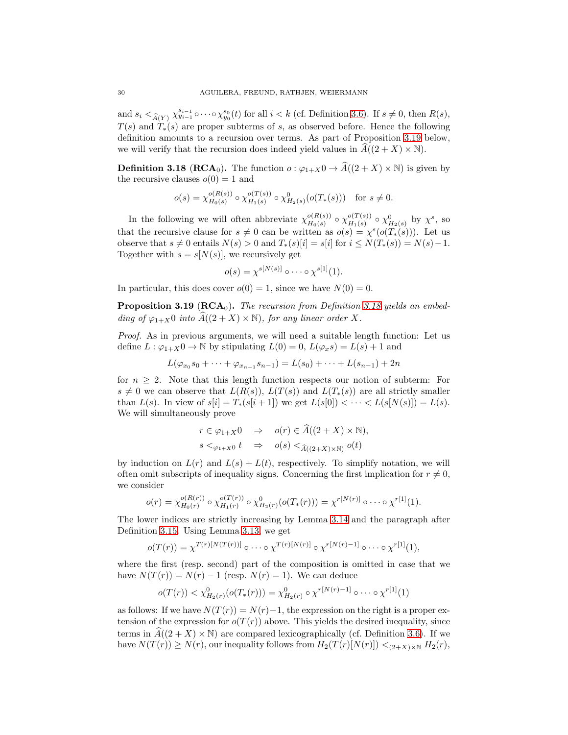and $s_i <_{\widehat{A}(Y)} \chi^{s_{i-1}}_{y_{i-1}} \circ \cdots \circ \chi^{s_0}_{y_0}(t)$ for all $i < k$ (cf. Definition 3.6). If $s \neq 0$, then $R(s)$, $T(s)$ and $T_*(s)$ are proper subterms of $s$, as observed before. Hence the following definition amounts to a recursion over terms. As part of Proposition 3.19 below, we will verify that the recursion does indeed yield values in $\widehat{A}((2+X)\times\mathbb{N})$.

**Definition 3.18** ($\mathbf{RCA}_0$)**.** The function $o : \varphi_{1+X}0 \to \widehat{A}((2+X)\times\mathbb{N})$ is given by the recursive clauses $o(0) = 1$ and

$$o(s) = \chi^{o(R(s))}_{H_0(s)} \circ \chi^{o(T(s))}_{H_1(s)} \circ \chi^{0}_{H_2(s)}(o(T_*(s))) \quad \text{for } s \neq 0.$$

In the following we will often abbreviate $\chi^{o(R(s))}_{H_0(s)} \circ \chi^{o(T(s))}_{H_1(s)} \circ \chi^{0}_{H_2(s)}$ by $\chi^s$, so that the recursive clause for $s \neq 0$ can be written as $o(s) = \chi^s(o(T_*(s)))$. Let us observe that $s \neq 0$ entails $N(s) > 0$ and $T_*(s)[i] = s[i]$ for $i \leq N(T_*(s)) = N(s)-1$. Together with $s = s[N(s)]$, we recursively get

$$o(s) = \chi^{s[N(s)]} \circ \cdots \circ \chi^{s[1]}(1).$$

In particular, this does cover $o(0) = 1$, since we have $N(0) = 0$.

**Proposition 3.19** ($\mathbf{RCA}_0$)**.** *The recursion from Definition 3.18 yields an embedding of $\varphi_{1+X}0$ into $\widehat{A}((2+X)\times\mathbb{N})$, for any linear order $X$.*

*Proof.* As in previous arguments, we will need a suitable length function: Let us define $L : \varphi_{1+X}0 \to \mathbb{N}$ by stipulating $L(0) = 0$, $L(\varphi_x s) = L(s) + 1$ and

$$L(\varphi_{x_0}s_0 + \cdots + \varphi_{x_{n-1}}s_{n-1}) = L(s_0) + \cdots + L(s_{n-1}) + 2n$$

for $n \geq 2$. Note that this length function respects our notion of subterm: For $s \neq 0$ we can observe that $L(R(s))$, $L(T(s))$ and $L(T_*(s))$ are all strictly smaller than $L(s)$. In view of $s[i] = T_*(s[i+1])$ we get $L(s[0]) < \cdots < L(s[N(s)]) = L(s)$. We will simultaneously prove

$$\begin{aligned} r \in \varphi_{1+X}0 \quad &\Rightarrow \quad o(r) \in \widehat{A}((2+X)\times\mathbb{N}), \\ s <_{\varphi_{1+X}0} t \quad &\Rightarrow \quad o(s) <_{\widehat{A}((2+X)\times\mathbb{N})} o(t) \end{aligned}$$

by induction on $L(r)$ and $L(s)+L(t)$, respectively. To simplify notation, we will often omit subscripts of inequality signs. Concerning the first implication for $r \neq 0$, we consider

$$o(r) = \chi^{o(R(r))}_{H_0(r)} \circ \chi^{o(T(r))}_{H_1(r)} \circ \chi^{0}_{H_2(r)}(o(T_*(r))) = \chi^{r[N(r)]} \circ \cdots \circ \chi^{r[1]}(1).$$

The lower indices are strictly increasing by Lemma 3.14 and the paragraph after Definition 3.15. Using Lemma 3.13, we get

$$o(T(r)) = \chi^{T(r)[N(T(r))]} \circ \cdots \circ \chi^{T(r)[N(r)]} \circ \chi^{r[N(r)-1]} \circ \cdots \circ \chi^{r[1]}(1),$$

where the first (resp. second) part of the composition is omitted in case that we have $N(T(r)) = N(r)-1$ (resp. $N(r) = 1$). We can deduce

$$o(T(r)) < \chi^{0}_{H_2(r)}(o(T_*(r))) = \chi^{0}_{H_2(r)} \circ \chi^{r[N(r)-1]} \circ \cdots \circ \chi^{r[1]}(1)$$

as follows: If we have $N(T(r)) = N(r)-1$, the expression on the right is a proper extension of the expression for $o(T(r))$ above. This yields the desired inequality, since terms in $\widehat{A}((2+X)\times\mathbb{N})$ are compared lexicographically (cf. Definition 3.6). If we have $N(T(r)) \geq N(r)$, our inequality follows from $H_2(T(r)[N(r)]) <_{(2+X)\times\mathbb{N}} H_2(r)$,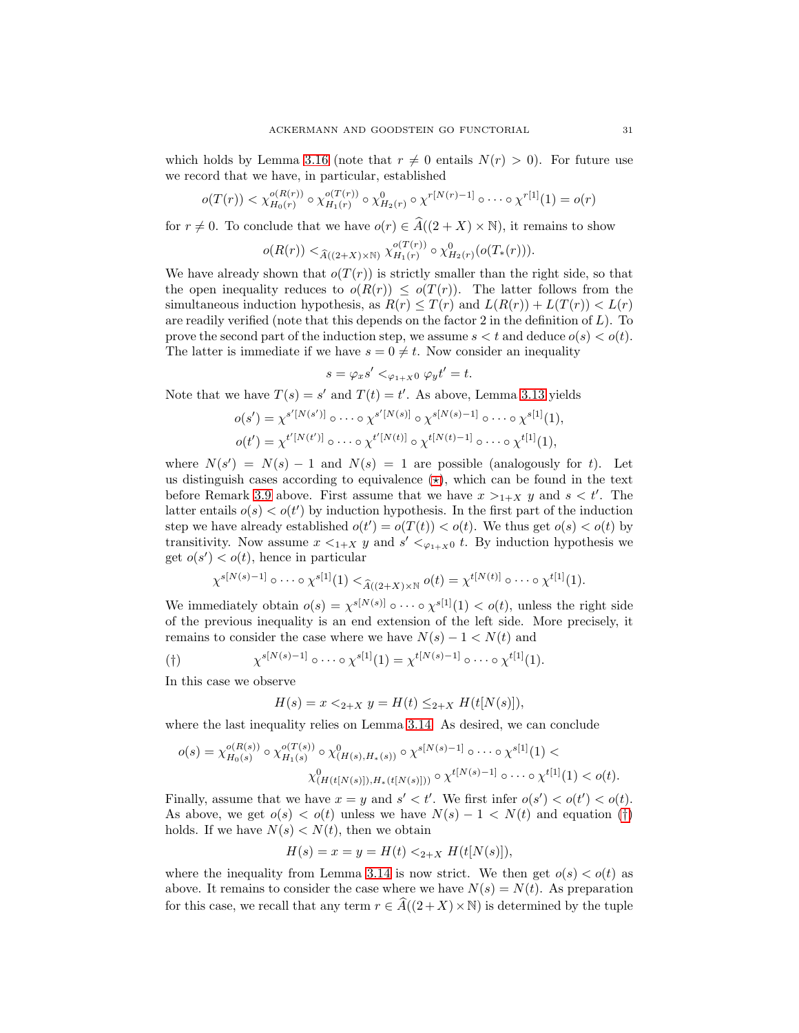which holds by Lemma 3.16 (note that $r \neq 0$ entails $N(r) > 0$). For future use we record that we have, in particular, established

$$o(T(r)) < \chi^{o(R(r))}_{H_0(r)} \circ \chi^{o(T(r))}_{H_1(r)} \circ \chi^0_{H_2(r)} \circ \chi^{r[N(r)-1]} \circ \cdots \circ \chi^{r[1]}(1) = o(r)$$

for $r \neq 0$. To conclude that we have $o(r) \in \widehat{A}((2+X) \times \mathbb{N})$, it remains to show

$$o(R(r)) <_{\widehat{A}((2+X)\times\mathbb{N})} \chi^{o(T(r))}_{H_1(r)} \circ \chi^0_{H_2(r)}(o(T_*(r))).$$

We have already shown that $o(T(r))$ is strictly smaller than the right side, so that the open inequality reduces to $o(R(r)) \leq o(T(r))$. The latter follows from the simultaneous induction hypothesis, as $R(r) \leq T(r)$ and $L(R(r)) + L(T(r)) < L(r)$ are readily verified (note that this depends on the factor 2 in the definition of $L$). To prove the second part of the induction step, we assume $s < t$ and deduce $o(s) < o(t)$. The latter is immediate if we have $s = 0 \neq t$. Now consider an inequality

$$s = \varphi_x s' <_{\varphi_{1+X}0} \varphi_y t' = t.$$

Note that we have $T(s) = s'$ and $T(t) = t'$. As above, Lemma 3.13 yields

$$o(s') = \chi^{s'[N(s')]} \circ \cdots \circ \chi^{s'[N(s)]} \circ \chi^{s[N(s)-1]} \circ \cdots \circ \chi^{s[1]}(1),$$
$$o(t') = \chi^{t'[N(t')]} \circ \cdots \circ \chi^{t'[N(t)]} \circ \chi^{t[N(t)-1]} \circ \cdots \circ \chi^{t[1]}(1),$$

where $N(s') = N(s) - 1$ and $N(s) = 1$ are possible (analogously for $t$). Let us distinguish cases according to equivalence ($\star$), which can be found in the text before Remark 3.9 above. First assume that we have $x >_{1+X} y$ and $s < t'$. The latter entails $o(s) < o(t')$ by induction hypothesis. In the first part of the induction step we have already established $o(t') = o(T(t)) < o(t)$. We thus get $o(s) < o(t)$ by transitivity. Now assume $x <_{1+X} y$ and $s' <_{\varphi_{1+X}0} t$. By induction hypothesis we get $o(s') < o(t)$, hence in particular

$$\chi^{s[N(s)-1]} \circ \cdots \circ \chi^{s[1]}(1) <_{\widehat{A}((2+X)\times\mathbb{N})} o(t) = \chi^{t[N(t)]} \circ \cdots \circ \chi^{t[1]}(1).$$

We immediately obtain $o(s) = \chi^{s[N(s)]} \circ \cdots \circ \chi^{s[1]}(1) < o(t)$, unless the right side of the previous inequality is an end extension of the left side. More precisely, it remains to consider the case where we have $N(s) - 1 < N(t)$ and

$$(\dagger) \qquad \chi^{s[N(s)-1]} \circ \cdots \circ \chi^{s[1]}(1) = \chi^{t[N(s)-1]} \circ \cdots \circ \chi^{t[1]}(1).$$

In this case we observe

$$H(s) = x <_{2+X} y = H(t) \leq_{2+X} H(t[N(s)]),$$

where the last inequality relies on Lemma 3.14. As desired, we can conclude

$$o(s) = \chi^{o(R(s))}_{H_0(s)} \circ \chi^{o(T(s))}_{H_1(s)} \circ \chi^0_{(H(s),H_*(s))} \circ \chi^{s[N(s)-1]} \circ \cdots \chi^{s[1]}(1) <$$
$$\chi^0_{(H(t[N(s)]),H_*(t[N(s)]))} \circ \chi^{t[N(s)-1]} \circ \cdots \circ \chi^{t[1]}(1) < o(t).$$

Finally, assume that we have $x = y$ and $s' < t'$. We first infer $o(s') < o(t') < o(t)$. As above, we get $o(s) < o(t)$ unless we have $N(s) - 1 < N(t)$ and equation ($\dagger$) holds. If we have $N(s) < N(t)$, then we obtain

$$H(s) = x = y = H(t) <_{2+X} H(t[N(s)]),$$

where the inequality from Lemma 3.14 is now strict. We then get $o(s) < o(t)$ as above. It remains to consider the case where we have $N(s) = N(t)$. As preparation for this case, we recall that any term $r \in \widehat{A}((2+X) \times \mathbb{N})$ is determined by the tuple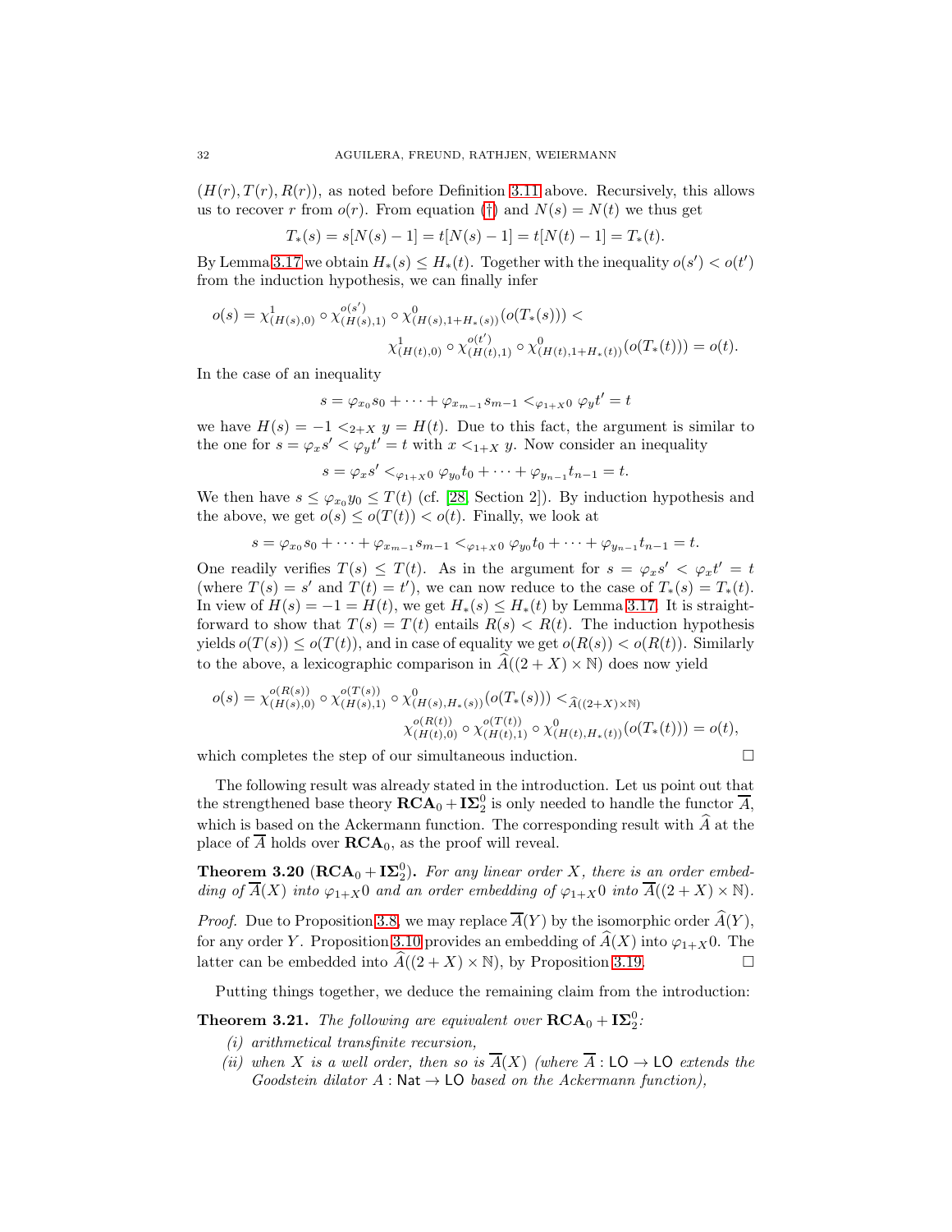$(H(r), T(r), R(r))$, as noted before Definition 3.11 above. Recursively, this allows us to recover $r$ from $o(r)$. From equation (†) and $N(s) = N(t)$ we thus get

$$T_*(s) = s[N(s)-1] = t[N(s)-1] = t[N(t)-1] = T_*(t).$$

By Lemma 3.17 we obtain $H_*(s) \leq H_*(t)$. Together with the inequality $o(s') < o(t')$ from the induction hypothesis, we can finally infer

$$o(s) = \chi^1_{(H(s),0)} \circ \chi^{o(s')}_{(H(s),1)} \circ \chi^0_{(H(s),1+H_*(s))}(o(T_*(s))) <$$
$$\chi^1_{(H(t),0)} \circ \chi^{o(t')}_{(H(t),1)} \circ \chi^0_{(H(t),1+H_*(t))}(o(T_*(t))) = o(t).$$

In the case of an inequality

$$s = \varphi_{x_0} s_0 + \cdots + \varphi_{x_{m-1}} s_{m-1} <_{\varphi_{1+X}0} \varphi_y t' = t$$

we have $H(s) = -1 <_{2+X} y = H(t)$. Due to this fact, the argument is similar to the one for $s = \varphi_x s' < \varphi_y t' = t$ with $x <_{1+X} y$. Now consider an inequality

$$s = \varphi_x s' <_{\varphi_{1+X}0} \varphi_{y_0} t_0 + \cdots + \varphi_{y_{n-1}} t_{n-1} = t.$$

We then have $s \leq \varphi_{x_0} y_0 \leq T(t)$ (cf. [28, Section 2]). By induction hypothesis and the above, we get $o(s) \leq o(T(t)) < o(t)$. Finally, we look at

$$s = \varphi_{x_0} s_0 + \cdots + \varphi_{x_{m-1}} s_{m-1} <_{\varphi_{1+X}0} \varphi_{y_0} t_0 + \cdots + \varphi_{y_{n-1}} t_{n-1} = t.$$

One readily verifies $T(s) \leq T(t)$. As in the argument for $s = \varphi_x s' < \varphi_x t' = t$ (where $T(s) = s'$ and $T(t) = t'$), we can now reduce to the case of $T_*(s) = T_*(t)$. In view of $H(s) = -1 = H(t)$, we get $H_*(s) \leq H_*(t)$ by Lemma 3.17. It is straightforward to show that $T(s) = T(t)$ entails $R(s) < R(t)$. The induction hypothesis yields $o(T(s)) \leq o(T(t))$, and in case of equality we get $o(R(s)) < o(R(t))$. Similarly to the above, a lexicographic comparison in $\widehat{A}((2+X) \times \mathbb{N})$ does now yield

$$o(s) = \chi^{o(R(s))}_{(H(s),0)} \circ \chi^{o(T(s))}_{(H(s),1)} \circ \chi^0_{(H(s),H_*(s))}(o(T_*(s))) <_{\widehat{A}((2+X)\times\mathbb{N})}$$
$$\chi^{o(R(t))}_{(H(t),0)} \circ \chi^{o(T(t))}_{(H(t),1)} \circ \chi^0_{(H(t),H_*(t))}(o(T_*(t))) = o(t),$$

which completes the step of our simultaneous induction. □

The following result was already stated in the introduction. Let us point out that the strengthened base theory $\mathbf{RCA}_0 + \mathbf{I\Sigma}^0_2$ is only needed to handle the functor $\overline{A}$, which is based on the Ackermann function. The corresponding result with $\widehat{A}$ at the place of $\overline{A}$ holds over $\mathbf{RCA}_0$, as the proof will reveal.

**Theorem 3.20** ($\mathbf{RCA}_0 + \mathbf{I\Sigma}^0_2$). *For any linear order $X$, there is an order embedding of $\overline{A}(X)$ into $\varphi_{1+X}0$ and an order embedding of $\varphi_{1+X}0$ into $\overline{A}((2+X) \times \mathbb{N})$.*

*Proof.* Due to Proposition 3.8, we may replace $\overline{A}(Y)$ by the isomorphic order $\widehat{A}(Y)$, for any order $Y$. Proposition 3.10 provides an embedding of $\widehat{A}(X)$ into $\varphi_{1+X}0$. The latter can be embedded into $\widehat{A}((2+X) \times \mathbb{N})$, by Proposition 3.19. □

Putting things together, we deduce the remaining claim from the introduction:

**Theorem 3.21.** *The following are equivalent over $\mathbf{RCA}_0 + \mathbf{I\Sigma}^0_2$:*

*(i) arithmetical transfinite recursion,*

*(ii) when $X$ is a well order, then so is $\overline{A}(X)$ (where $\overline{A} : \mathsf{LO} \to \mathsf{LO}$ extends the Goodstein dilator $A : \mathsf{Nat} \to \mathsf{LO}$ based on the Ackermann function),*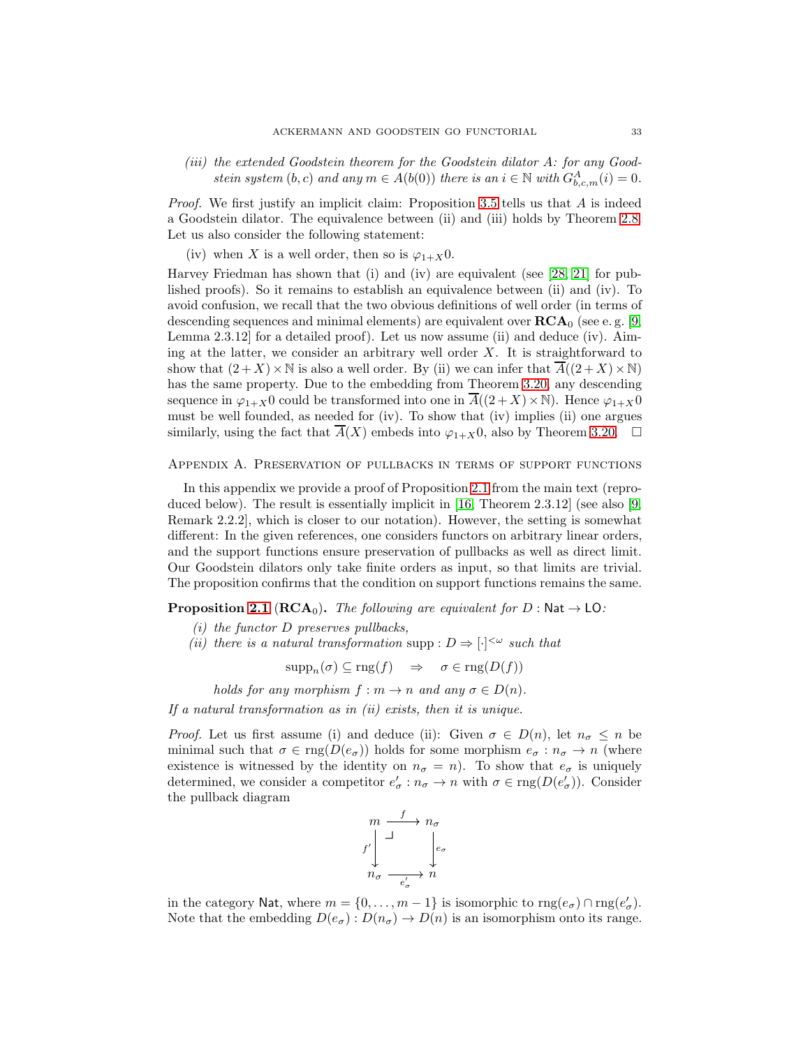*(iii) the extended Goodstein theorem for the Goodstein dilator $A$: for any Goodstein system $(b, c)$ and any $m \in A(b(0))$ there is an $i \in \mathbb{N}$ with $G^A_{b,c,m}(i) = 0$.*

*Proof.* We first justify an implicit claim: Proposition 3.5 tells us that $A$ is indeed a Goodstein dilator. The equivalence between (ii) and (iii) holds by Theorem 2.8. Let us also consider the following statement:

(iv) when $X$ is a well order, then so is $\varphi_{1+X}0$.

Harvey Friedman has shown that (i) and (iv) are equivalent (see [28, 21] for published proofs). So it remains to establish an equivalence between (ii) and (iv). To avoid confusion, we recall that the two obvious definitions of well order (in terms of descending sequences and minimal elements) are equivalent over $\mathbf{RCA}_0$ (see e. g. [9, Lemma 2.3.12] for a detailed proof). Let us now assume (ii) and deduce (iv). Aiming at the latter, we consider an arbitrary well order $X$. It is straightforward to show that $(2 + X) \times \mathbb{N}$ is also a well order. By (ii) we can infer that $\overline{A}((2 + X) \times \mathbb{N})$ has the same property. Due to the embedding from Theorem 3.20, any descending sequence in $\varphi_{1+X}0$ could be transformed into one in $\overline{A}((2 + X) \times \mathbb{N})$. Hence $\varphi_{1+X}0$ must be well founded, as needed for (iv). To show that (iv) implies (ii) one argues similarly, using the fact that $\overline{A}(X)$ embeds into $\varphi_{1+X}0$, also by Theorem 3.20. $\square$

## Appendix A. Preservation of pullbacks in terms of support functions

In this appendix we provide a proof of Proposition 2.1 from the main text (reproduced below). The result is essentially implicit in [16, Theorem 2.3.12] (see also [9, Remark 2.2.2], which is closer to our notation). However, the setting is somewhat different: In the given references, one considers functors on arbitrary linear orders, and the support functions ensure preservation of pullbacks as well as direct limit. Our Goodstein dilators only take finite orders as input, so that limits are trivial. The proposition confirms that the condition on support functions remains the same.

**Proposition 2.1** ($\mathbf{RCA}_0$)**.** *The following are equivalent for $D : \mathsf{Nat} \to \mathsf{LO}$:*

*(i) the functor $D$ preserves pullbacks,*

*(ii) there is a natural transformation $\operatorname{supp} : D \Rightarrow [\cdot]^{<\omega}$ such that*

$$\operatorname{supp}_n(\sigma) \subseteq \operatorname{rng}(f) \quad \Rightarrow \quad \sigma \in \operatorname{rng}(D(f))$$

*holds for any morphism $f : m \to n$ and any $\sigma \in D(n)$.*

*If a natural transformation as in (ii) exists, then it is unique.*

*Proof.* Let us first assume (i) and deduce (ii): Given $\sigma \in D(n)$, let $n_\sigma \leq n$ be minimal such that $\sigma \in \operatorname{rng}(D(e_\sigma))$ holds for some morphism $e_\sigma : n_\sigma \to n$ (where existence is witnessed by the identity on $n_\sigma = n$). To show that $e_\sigma$ is uniquely determined, we consider a competitor $e'_\sigma : n_\sigma \to n$ with $\sigma \in \operatorname{rng}(D(e'_\sigma))$. Consider the pullback diagram

$$\begin{array}{ccc} m & \xrightarrow{\;f\;} & n_\sigma \\ {\scriptstyle f'}\downarrow & \lrcorner & \downarrow{\scriptstyle e_\sigma} \\ n_\sigma & \xrightarrow[e'_\sigma]{} & n \end{array}$$

in the category $\mathsf{Nat}$, where $m = \{0, \ldots, m-1\}$ is isomorphic to $\operatorname{rng}(e_\sigma) \cap \operatorname{rng}(e'_\sigma)$. Note that the embedding $D(e_\sigma) : D(n_\sigma) \to D(n)$ is an isomorphism onto its range.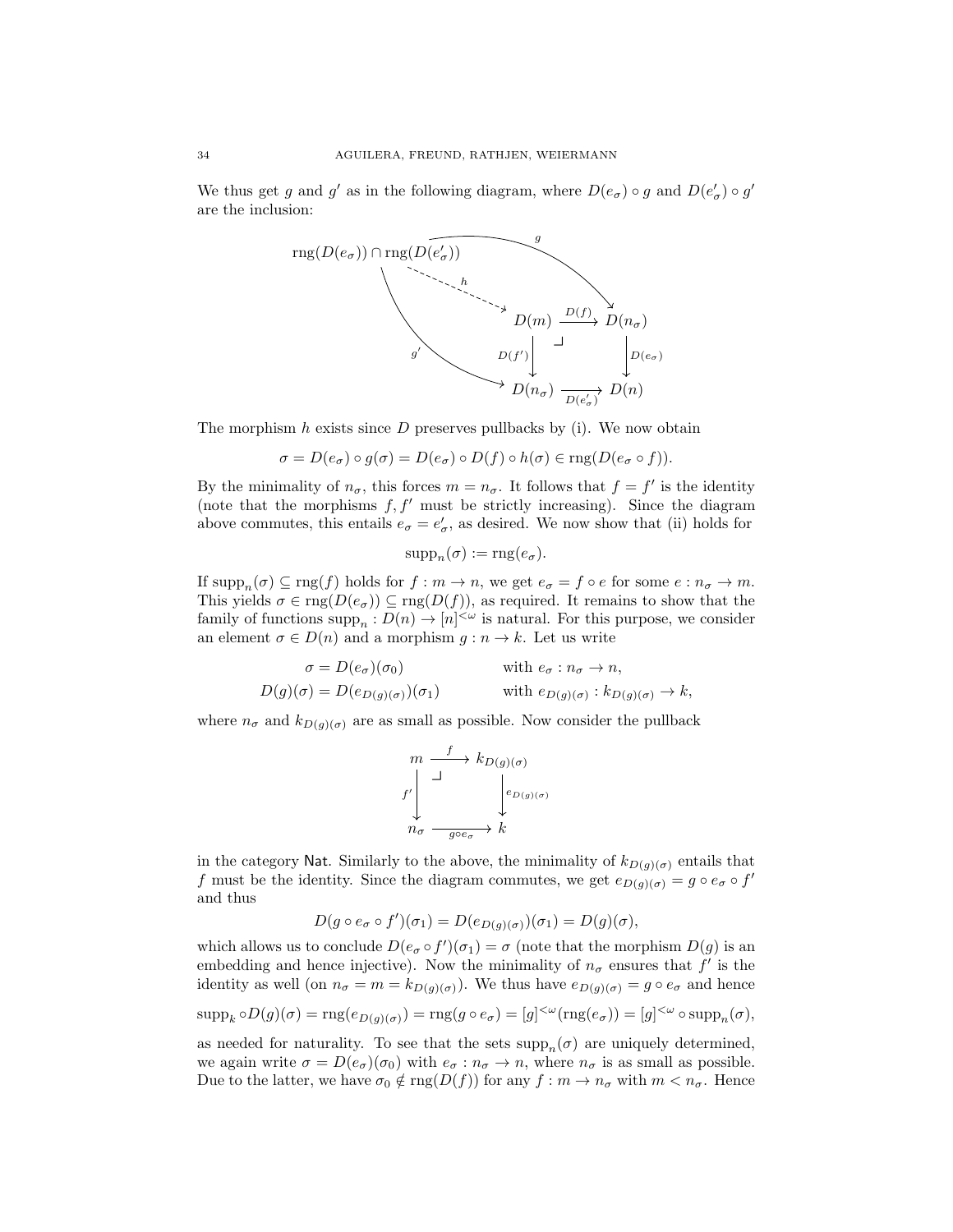We thus get $g$ and $g'$ as in the following diagram, where $D(e_\sigma) \circ g$ and $D(e'_\sigma) \circ g'$ are the inclusion:

$$
\begin{array}{ccccc}
\operatorname{rng}(D(e_\sigma)) \cap \operatorname{rng}(D(e'_\sigma)) & & & \xrightarrow{g} & \\
& \overset{h}{\dashrightarrow} & D(m) & \xrightarrow{D(f)} & D(n_\sigma) \\
& \searrow^{g'} & \downarrow{\scriptstyle D(f')} & \lrcorner & \downarrow{\scriptstyle D(e_\sigma)} \\
& & D(n_\sigma) & \xrightarrow[D(e'_\sigma)]{} & D(n)
\end{array}
$$

The morphism $h$ exists since $D$ preserves pullbacks by (i). We now obtain

$$\sigma = D(e_\sigma) \circ g(\sigma) = D(e_\sigma) \circ D(f) \circ h(\sigma) \in \operatorname{rng}(D(e_\sigma \circ f)).$$

By the minimality of $n_\sigma$, this forces $m = n_\sigma$. It follows that $f = f'$ is the identity (note that the morphisms $f, f'$ must be strictly increasing). Since the diagram above commutes, this entails $e_\sigma = e'_\sigma$, as desired. We now show that (ii) holds for

$$\operatorname{supp}_n(\sigma) := \operatorname{rng}(e_\sigma).$$

If $\operatorname{supp}_n(\sigma) \subseteq \operatorname{rng}(f)$ holds for $f : m \to n$, we get $e_\sigma = f \circ e$ for some $e : n_\sigma \to m$. This yields $\sigma \in \operatorname{rng}(D(e_\sigma)) \subseteq \operatorname{rng}(D(f))$, as required. It remains to show that the family of functions $\operatorname{supp}_n : D(n) \to [n]^{<\omega}$ is natural. For this purpose, we consider an element $\sigma \in D(n)$ and a morphism $g : n \to k$. Let us write

$$
\begin{aligned}
\sigma &= D(e_\sigma)(\sigma_0) && \text{with } e_\sigma : n_\sigma \to n, \\
D(g)(\sigma) &= D(e_{D(g)(\sigma)})(\sigma_1) && \text{with } e_{D(g)(\sigma)} : k_{D(g)(\sigma)} \to k,
\end{aligned}
$$

where $n_\sigma$ and $k_{D(g)(\sigma)}$ are as small as possible. Now consider the pullback

$$
\begin{array}{ccc}
m & \xrightarrow{f} & k_{D(g)(\sigma)} \\
{\scriptstyle f'}\downarrow & \lrcorner & \downarrow{\scriptstyle e_{D(g)(\sigma)}} \\
n_\sigma & \xrightarrow[g \circ e_\sigma]{} & k
\end{array}
$$

in the category $\mathsf{Nat}$. Similarly to the above, the minimality of $k_{D(g)(\sigma)}$ entails that $f$ must be the identity. Since the diagram commutes, we get $e_{D(g)(\sigma)} = g \circ e_\sigma \circ f'$ and thus

$$D(g \circ e_\sigma \circ f')(\sigma_1) = D(e_{D(g)(\sigma)})(\sigma_1) = D(g)(\sigma),$$

which allows us to conclude $D(e_\sigma \circ f')(\sigma_1) = \sigma$ (note that the morphism $D(g)$ is an embedding and hence injective). Now the minimality of $n_\sigma$ ensures that $f'$ is the identity as well (on $n_\sigma = m = k_{D(g)(\sigma)}$). We thus have $e_{D(g)(\sigma)} = g \circ e_\sigma$ and hence

$$\operatorname{supp}_k \circ D(g)(\sigma) = \operatorname{rng}(e_{D(g)(\sigma)}) = \operatorname{rng}(g \circ e_\sigma) = [g]^{<\omega}(\operatorname{rng}(e_\sigma)) = [g]^{<\omega} \circ \operatorname{supp}_n(\sigma),$$

as needed for naturality. To see that the sets $\operatorname{supp}_n(\sigma)$ are uniquely determined, we again write $\sigma = D(e_\sigma)(\sigma_0)$ with $e_\sigma : n_\sigma \to n$, where $n_\sigma$ is as small as possible. Due to the latter, we have $\sigma_0 \notin \operatorname{rng}(D(f))$ for any $f : m \to n_\sigma$ with $m < n_\sigma$. Hence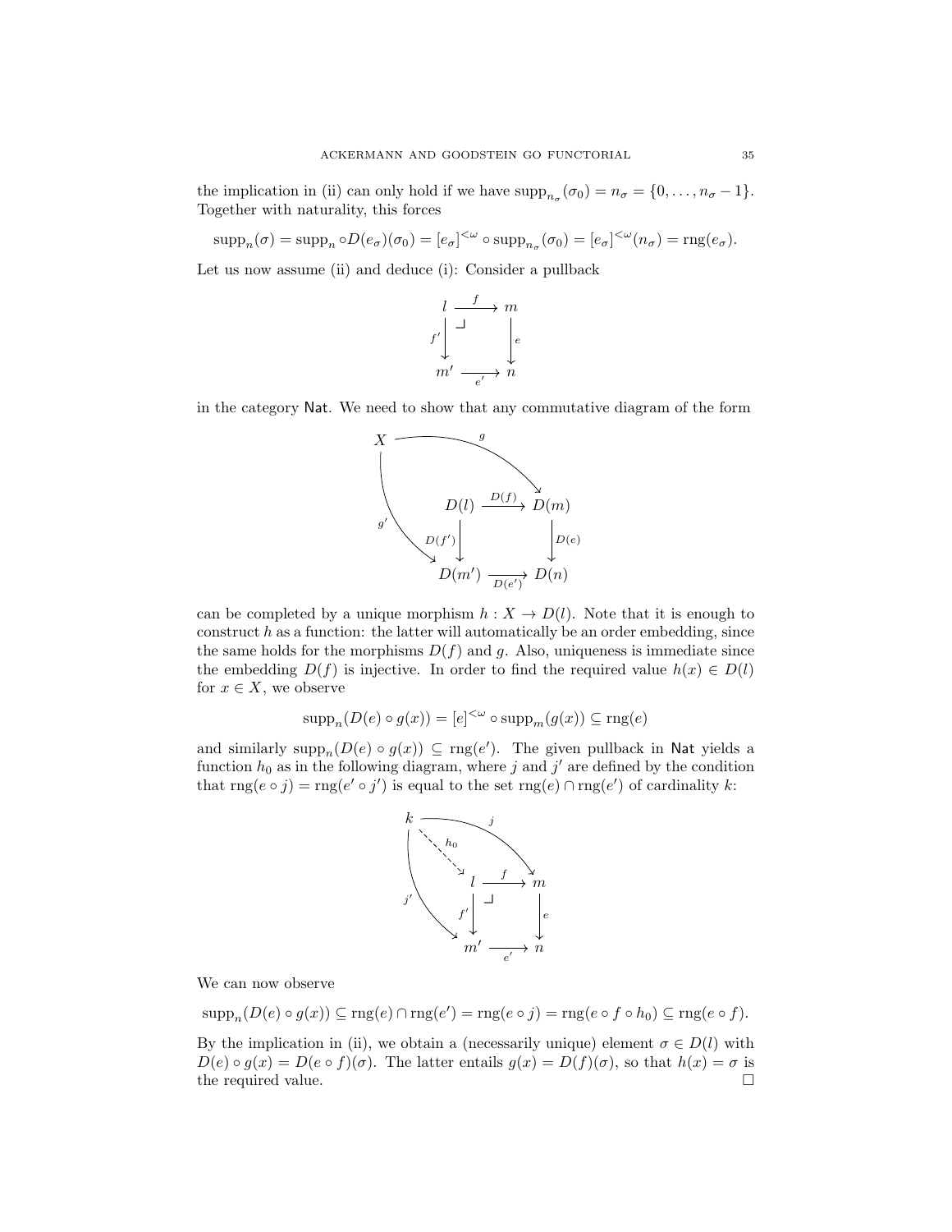the implication in (ii) can only hold if we have $\operatorname{supp}_{n_\sigma}(\sigma_0) = n_\sigma = \{0, \ldots, n_\sigma - 1\}$. Together with naturality, this forces

$$\operatorname{supp}_n(\sigma) = \operatorname{supp}_n \circ D(e_\sigma)(\sigma_0) = [e_\sigma]^{<\omega} \circ \operatorname{supp}_{n_\sigma}(\sigma_0) = [e_\sigma]^{<\omega}(n_\sigma) = \operatorname{rng}(e_\sigma).$$

Let us now assume (ii) and deduce (i): Consider a pullback

$$\begin{array}{ccc} l & \xrightarrow{f} & m \\ {\scriptstyle f'}\downarrow & \lrcorner & \downarrow{\scriptstyle e} \\ m' & \xrightarrow[e']{} & n \end{array}$$

in the category $\mathsf{Nat}$. We need to show that any commutative diagram of the form

$$\begin{array}{ccc} D(l) & \xrightarrow{D(f)} & D(m) \\ {\scriptstyle D(f')}\downarrow & & \downarrow{\scriptstyle D(e)} \\ D(m') & \xrightarrow[D(e')]{} & D(n) \end{array}$$

with $g : X \to D(m)$ and $g' : X \to D(m')$

can be completed by a unique morphism $h : X \to D(l)$. Note that it is enough to construct $h$ as a function: the latter will automatically be an order embedding, since the same holds for the morphisms $D(f)$ and $g$. Also, uniqueness is immediate since the embedding $D(f)$ is injective. In order to find the required value $h(x) \in D(l)$ for $x \in X$, we observe

$$\operatorname{supp}_n(D(e) \circ g(x)) = [e]^{<\omega} \circ \operatorname{supp}_m(g(x)) \subseteq \operatorname{rng}(e)$$

and similarly $\operatorname{supp}_n(D(e) \circ g(x)) \subseteq \operatorname{rng}(e')$. The given pullback in $\mathsf{Nat}$ yields a function $h_0$ as in the following diagram, where $j$ and $j'$ are defined by the condition that $\operatorname{rng}(e \circ j) = \operatorname{rng}(e' \circ j')$ is equal to the set $\operatorname{rng}(e) \cap \operatorname{rng}(e')$ of cardinality $k$:

$$\begin{array}{ccc} l & \xrightarrow{f} & m \\ {\scriptstyle f'}\downarrow & \lrcorner & \downarrow{\scriptstyle e} \\ m' & \xrightarrow[e']{} & n \end{array}$$

with $j : k \to m$, $j' : k \to m'$ and $h_0 : k \to l$ (dashed).

We can now observe

$$\operatorname{supp}_n(D(e) \circ g(x)) \subseteq \operatorname{rng}(e) \cap \operatorname{rng}(e') = \operatorname{rng}(e \circ j) = \operatorname{rng}(e \circ f \circ h_0) \subseteq \operatorname{rng}(e \circ f).$$

By the implication in (ii), we obtain a (necessarily unique) element $\sigma \in D(l)$ with $D(e) \circ g(x) = D(e \circ f)(\sigma)$. The latter entails $g(x) = D(f)(\sigma)$, so that $h(x) = \sigma$ is the required value. $\square$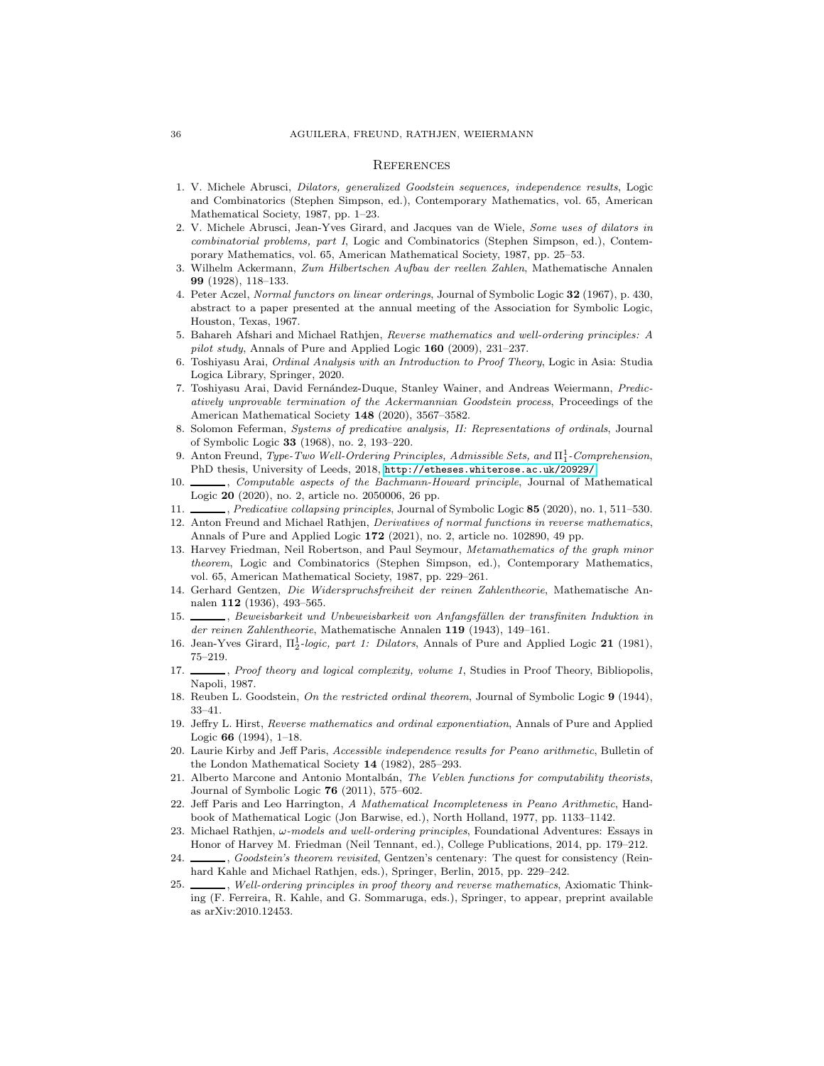## References

1. V. Michele Abrusci, *Dilators, generalized Goodstein sequences, independence results*, Logic and Combinatorics (Stephen Simpson, ed.), Contemporary Mathematics, vol. 65, American Mathematical Society, 1987, pp. 1–23.
2. V. Michele Abrusci, Jean-Yves Girard, and Jacques van de Wiele, *Some uses of dilators in combinatorial problems, part I*, Logic and Combinatorics (Stephen Simpson, ed.), Contemporary Mathematics, vol. 65, American Mathematical Society, 1987, pp. 25–53.
3. Wilhelm Ackermann, *Zum Hilbertschen Aufbau der reellen Zahlen*, Mathematische Annalen **99** (1928), 118–133.
4. Peter Aczel, *Normal functors on linear orderings*, Journal of Symbolic Logic **32** (1967), p. 430, abstract to a paper presented at the annual meeting of the Association for Symbolic Logic, Houston, Texas, 1967.
5. Bahareh Afshari and Michael Rathjen, *Reverse mathematics and well-ordering principles: A pilot study*, Annals of Pure and Applied Logic **160** (2009), 231–237.
6. Toshiyasu Arai, *Ordinal Analysis with an Introduction to Proof Theory*, Logic in Asia: Studia Logica Library, Springer, 2020.
7. Toshiyasu Arai, David Fernández-Duque, Stanley Wainer, and Andreas Weiermann, *Predicatively unprovable termination of the Ackermannian Goodstein process*, Proceedings of the American Mathematical Society **148** (2020), 3567–3582.
8. Solomon Feferman, *Systems of predicative analysis, II: Representations of ordinals*, Journal of Symbolic Logic **33** (1968), no. 2, 193–220.
9. Anton Freund, *Type-Two Well-Ordering Principles, Admissible Sets, and $\Pi^1_1$-Comprehension*, PhD thesis, University of Leeds, 2018, http://etheses.whiterose.ac.uk/20929/.
10. ______, *Computable aspects of the Bachmann-Howard principle*, Journal of Mathematical Logic **20** (2020), no. 2, article no. 2050006, 26 pp.
11. ______, *Predicative collapsing principles*, Journal of Symbolic Logic **85** (2020), no. 1, 511–530.
12. Anton Freund and Michael Rathjen, *Derivatives of normal functions in reverse mathematics*, Annals of Pure and Applied Logic **172** (2021), no. 2, article no. 102890, 49 pp.
13. Harvey Friedman, Neil Robertson, and Paul Seymour, *Metamathematics of the graph minor theorem*, Logic and Combinatorics (Stephen Simpson, ed.), Contemporary Mathematics, vol. 65, American Mathematical Society, 1987, pp. 229–261.
14. Gerhard Gentzen, *Die Widerspruchsfreiheit der reinen Zahlentheorie*, Mathematische Annalen **112** (1936), 493–565.
15. ______, *Beweisbarkeit und Unbeweisbarkeit von Anfangsfällen der transfiniten Induktion in der reinen Zahlentheorie*, Mathematische Annalen **119** (1943), 149–161.
16. Jean-Yves Girard, *$\Pi^1_2$-logic, part 1: Dilators*, Annals of Pure and Applied Logic **21** (1981), 75–219.
17. ______, *Proof theory and logical complexity, volume 1*, Studies in Proof Theory, Bibliopolis, Napoli, 1987.
18. Reuben L. Goodstein, *On the restricted ordinal theorem*, Journal of Symbolic Logic **9** (1944), 33–41.
19. Jeffry L. Hirst, *Reverse mathematics and ordinal exponentiation*, Annals of Pure and Applied Logic **66** (1994), 1–18.
20. Laurie Kirby and Jeff Paris, *Accessible independence results for Peano arithmetic*, Bulletin of the London Mathematical Society **14** (1982), 285–293.
21. Alberto Marcone and Antonio Montalbán, *The Veblen functions for computability theorists*, Journal of Symbolic Logic **76** (2011), 575–602.
22. Jeff Paris and Leo Harrington, *A Mathematical Incompleteness in Peano Arithmetic*, Handbook of Mathematical Logic (Jon Barwise, ed.), North Holland, 1977, pp. 1133–1142.
23. Michael Rathjen, *ω-models and well-ordering principles*, Foundational Adventures: Essays in Honor of Harvey M. Friedman (Neil Tennant, ed.), College Publications, 2014, pp. 179–212.
24. ______, *Goodstein's theorem revisited*, Gentzen's centenary: The quest for consistency (Reinhard Kahle and Michael Rathjen, eds.), Springer, Berlin, 2015, pp. 229–242.
25. ______, *Well-ordering principles in proof theory and reverse mathematics*, Axiomatic Thinking (F. Ferreira, R. Kahle, and G. Sommaruga, eds.), Springer, to appear, preprint available as arXiv:2010.12453.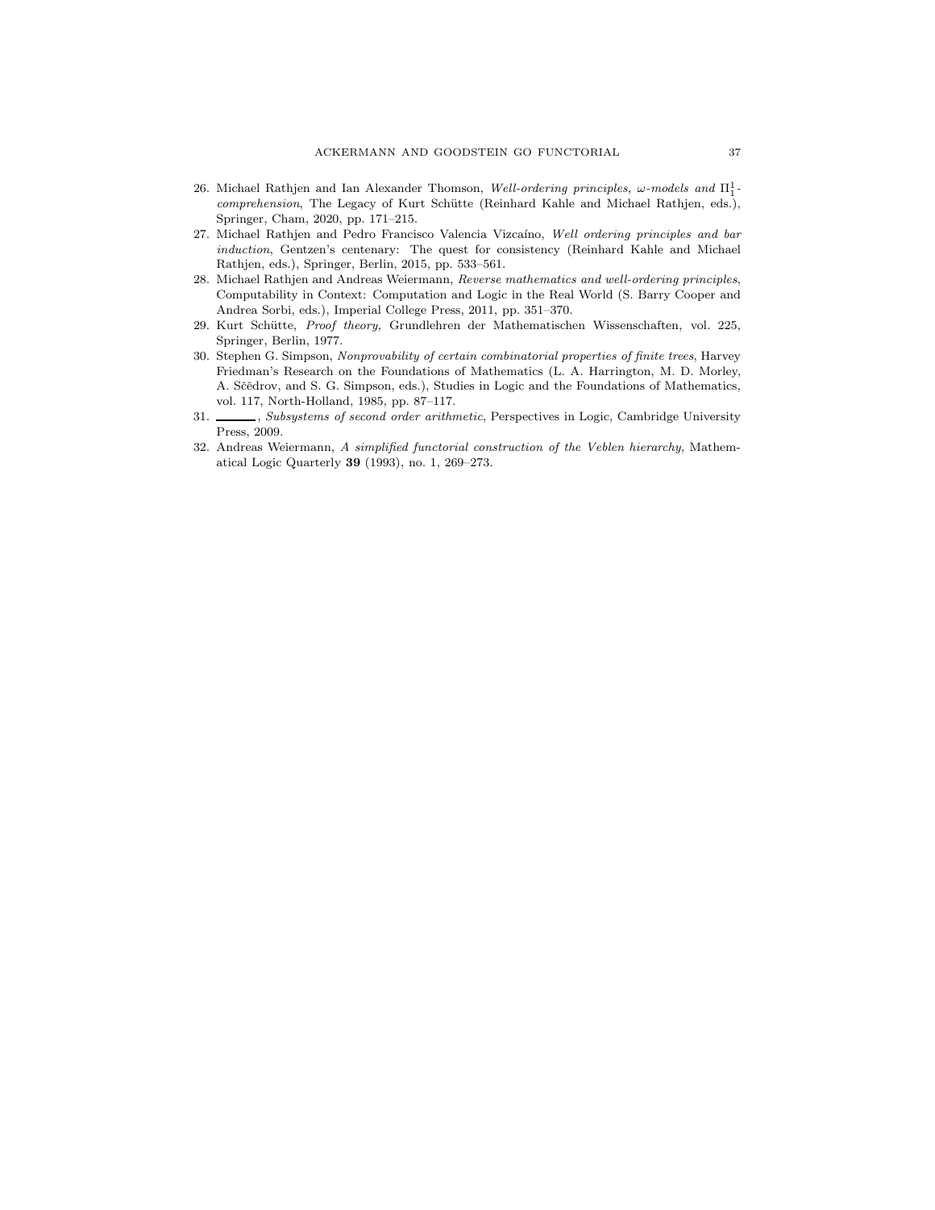26. Michael Rathjen and Ian Alexander Thomson, *Well-ordering principles, ω-models and $\Pi^1_1$-comprehension*, The Legacy of Kurt Schütte (Reinhard Kahle and Michael Rathjen, eds.), Springer, Cham, 2020, pp. 171–215.
27. Michael Rathjen and Pedro Francisco Valencia Vizcaíno, *Well ordering principles and bar induction*, Gentzen's centenary: The quest for consistency (Reinhard Kahle and Michael Rathjen, eds.), Springer, Berlin, 2015, pp. 533–561.
28. Michael Rathjen and Andreas Weiermann, *Reverse mathematics and well-ordering principles*, Computability in Context: Computation and Logic in the Real World (S. Barry Cooper and Andrea Sorbi, eds.), Imperial College Press, 2011, pp. 351–370.
29. Kurt Schütte, *Proof theory*, Grundlehren der Mathematischen Wissenschaften, vol. 225, Springer, Berlin, 1977.
30. Stephen G. Simpson, *Nonprovability of certain combinatorial properties of finite trees*, Harvey Friedman's Research on the Foundations of Mathematics (L. A. Harrington, M. D. Morley, A. Sčědrov, and S. G. Simpson, eds.), Studies in Logic and the Foundations of Mathematics, vol. 117, North-Holland, 1985, pp. 87–117.
31. ______, *Subsystems of second order arithmetic*, Perspectives in Logic, Cambridge University Press, 2009.
32. Andreas Weiermann, *A simplified functorial construction of the Veblen hierarchy*, Mathematical Logic Quarterly **39** (1993), no. 1, 269–273.